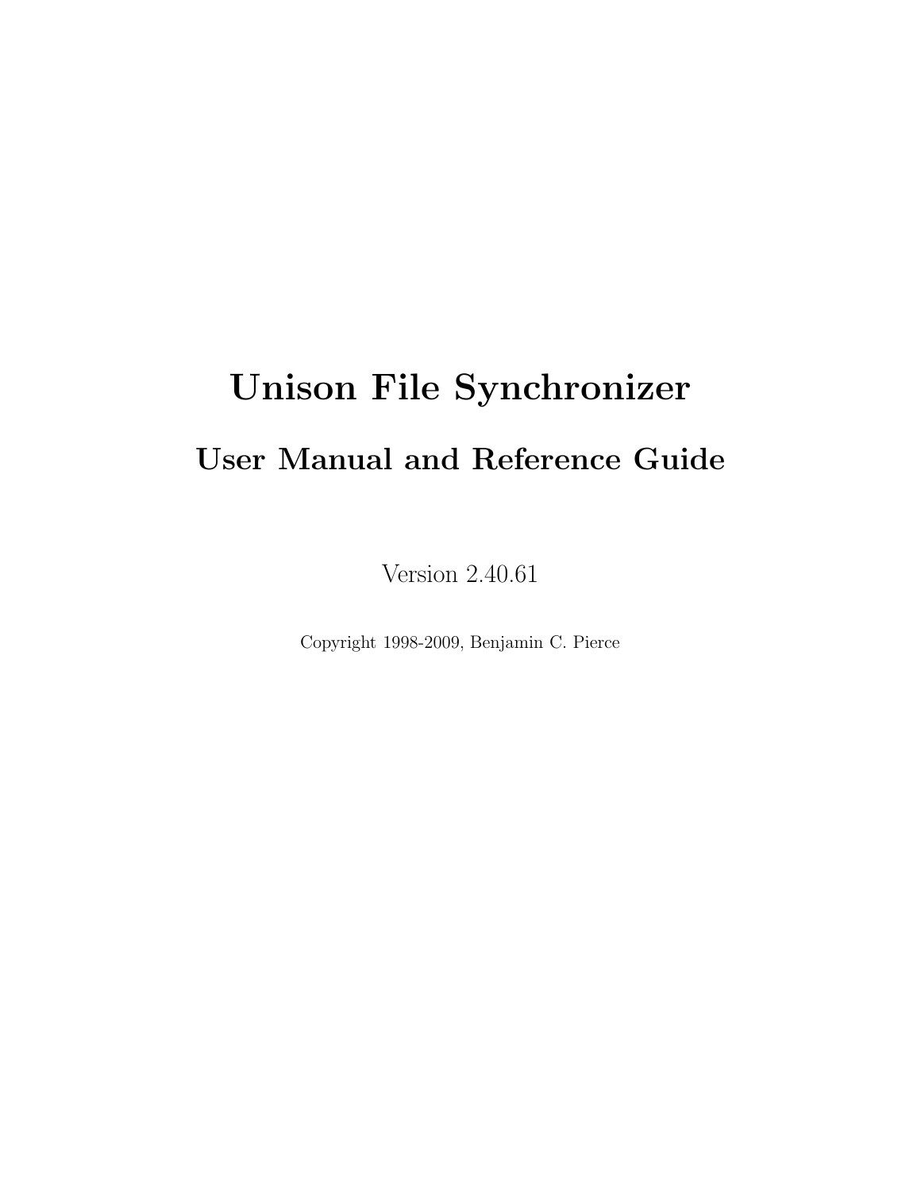# Unison File Synchronizer

## User Manual and Reference Guide

Version 2.40.61

Copyright 1998-2009, Benjamin C. Pierce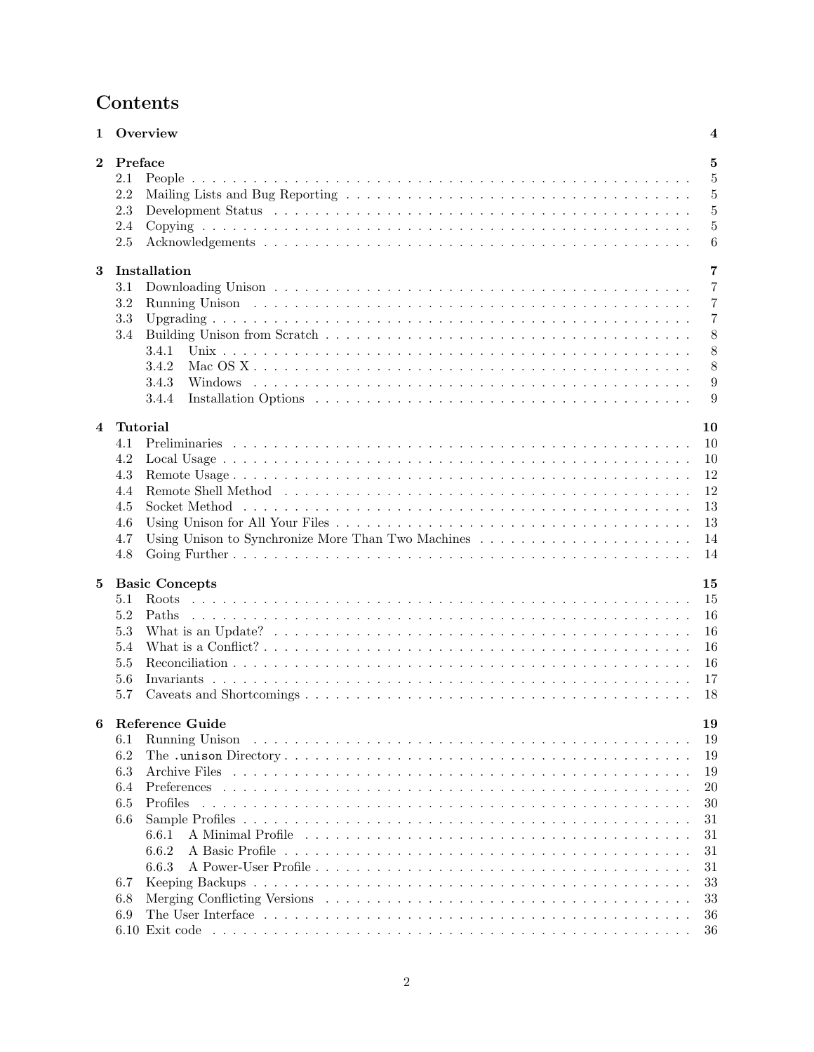# Contents

**1 Overview** — **4**

**2 Preface** — **5**
- 2.1 People — 5
- 2.2 Mailing Lists and Bug Reporting — 5
- 2.3 Development Status — 5
- 2.4 Copying — 5
- 2.5 Acknowledgements — 6

**3 Installation** — **7**
- 3.1 Downloading Unison — 7
- 3.2 Running Unison — 7
- 3.3 Upgrading — 7
- 3.4 Building Unison from Scratch — 8
  - 3.4.1 Unix — 8
  - 3.4.2 Mac OS X — 8
  - 3.4.3 Windows — 9
  - 3.4.4 Installation Options — 9

**4 Tutorial** — **10**
- 4.1 Preliminaries — 10
- 4.2 Local Usage — 10
- 4.3 Remote Usage — 12
- 4.4 Remote Shell Method — 12
- 4.5 Socket Method — 13
- 4.6 Using Unison for All Your Files — 13
- 4.7 Using Unison to Synchronize More Than Two Machines — 14
- 4.8 Going Further — 14

**5 Basic Concepts** — **15**
- 5.1 Roots — 15
- 5.2 Paths — 16
- 5.3 What is an Update? — 16
- 5.4 What is a Conflict? — 16
- 5.5 Reconciliation — 16
- 5.6 Invariants — 17
- 5.7 Caveats and Shortcomings — 18

**6 Reference Guide** — **19**
- 6.1 Running Unison — 19
- 6.2 The `.unison` Directory — 19
- 6.3 Archive Files — 19
- 6.4 Preferences — 20
- 6.5 Profiles — 30
- 6.6 Sample Profiles — 31
  - 6.6.1 A Minimal Profile — 31
  - 6.6.2 A Basic Profile — 31
  - 6.6.3 A Power-User Profile — 31
- 6.7 Keeping Backups — 33
- 6.8 Merging Conflicting Versions — 33
- 6.9 The User Interface — 36
- 6.10 Exit code — 36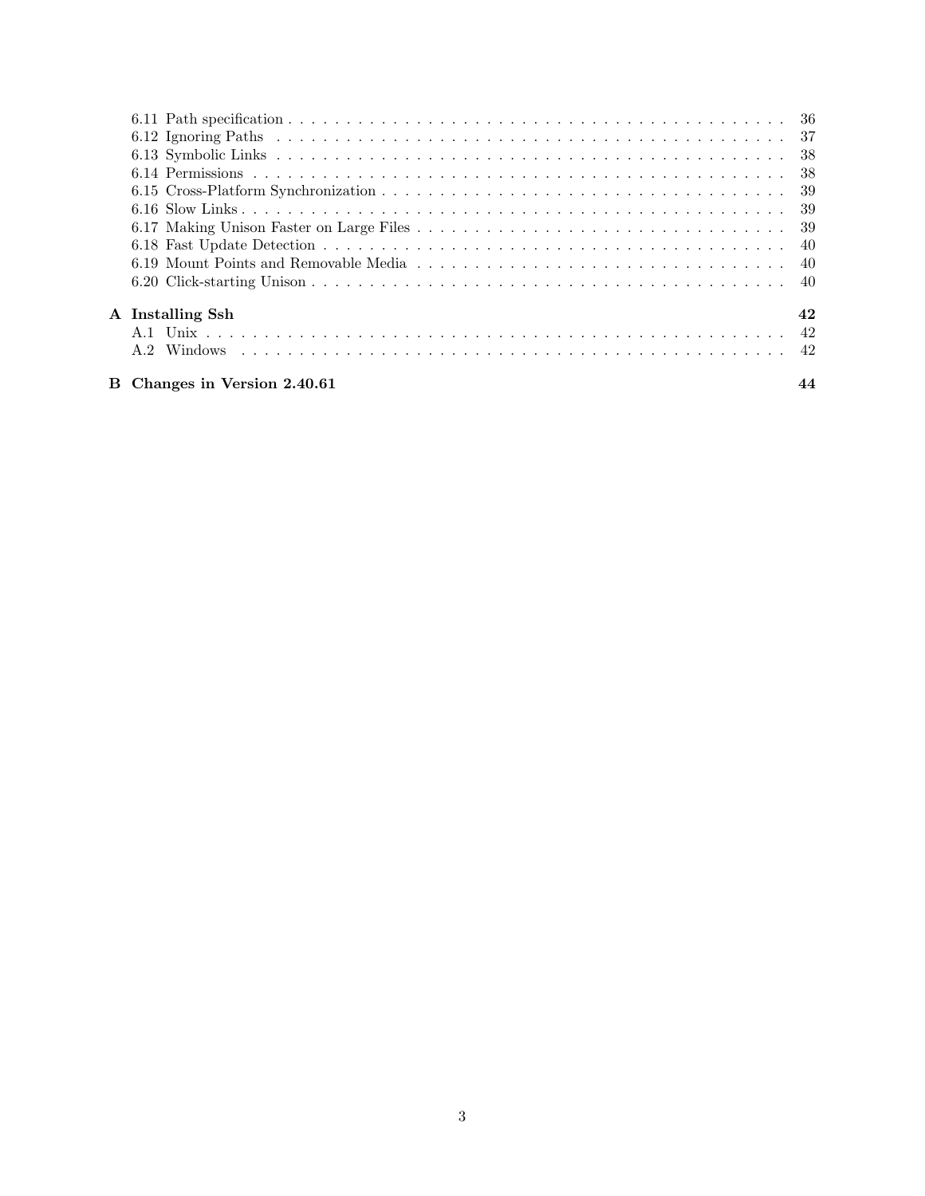6.11 Path specification . . . . . . . . . . . . . . . . . . . . . . . . . . . . . . . . . . . . . . . . . . . . . . . . 36
6.12 Ignoring Paths . . . . . . . . . . . . . . . . . . . . . . . . . . . . . . . . . . . . . . . . . . . . . . . . 37
6.13 Symbolic Links . . . . . . . . . . . . . . . . . . . . . . . . . . . . . . . . . . . . . . . . . . . . . . . . 38
6.14 Permissions . . . . . . . . . . . . . . . . . . . . . . . . . . . . . . . . . . . . . . . . . . . . . . . . 38
6.15 Cross-Platform Synchronization . . . . . . . . . . . . . . . . . . . . . . . . . . . . . . . . . . . . . 39
6.16 Slow Links . . . . . . . . . . . . . . . . . . . . . . . . . . . . . . . . . . . . . . . . . . . . . . . . 39
6.17 Making Unison Faster on Large Files . . . . . . . . . . . . . . . . . . . . . . . . . . . . . . . . . 39
6.18 Fast Update Detection . . . . . . . . . . . . . . . . . . . . . . . . . . . . . . . . . . . . . . . . . . 40
6.19 Mount Points and Removable Media . . . . . . . . . . . . . . . . . . . . . . . . . . . . . . . . . . 40
6.20 Click-starting Unison . . . . . . . . . . . . . . . . . . . . . . . . . . . . . . . . . . . . . . . . . . 40

**A Installing Ssh** **42**
A.1 Unix . . . . . . . . . . . . . . . . . . . . . . . . . . . . . . . . . . . . . . . . . . . . . . . . . . . 42
A.2 Windows . . . . . . . . . . . . . . . . . . . . . . . . . . . . . . . . . . . . . . . . . . . . . . . . . 42

**B Changes in Version 2.40.61** **44**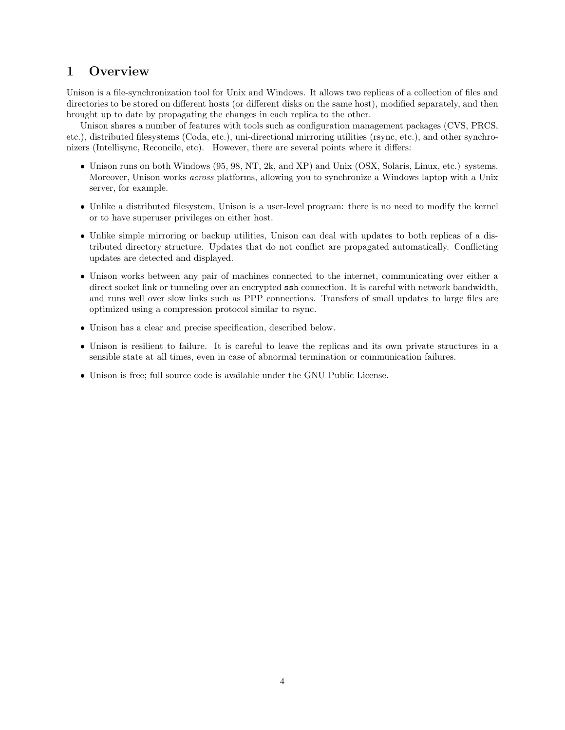# 1 Overview

Unison is a file-synchronization tool for Unix and Windows. It allows two replicas of a collection of files and directories to be stored on different hosts (or different disks on the same host), modified separately, and then brought up to date by propagating the changes in each replica to the other.

Unison shares a number of features with tools such as configuration management packages (CVS, PRCS, etc.), distributed filesystems (Coda, etc.), uni-directional mirroring utilities (rsync, etc.), and other synchronizers (Intellisync, Reconcile, etc). However, there are several points where it differs:

- Unison runs on both Windows (95, 98, NT, 2k, and XP) and Unix (OSX, Solaris, Linux, etc.) systems. Moreover, Unison works *across* platforms, allowing you to synchronize a Windows laptop with a Unix server, for example.
- Unlike a distributed filesystem, Unison is a user-level program: there is no need to modify the kernel or to have superuser privileges on either host.
- Unlike simple mirroring or backup utilities, Unison can deal with updates to both replicas of a distributed directory structure. Updates that do not conflict are propagated automatically. Conflicting updates are detected and displayed.
- Unison works between any pair of machines connected to the internet, communicating over either a direct socket link or tunneling over an encrypted `ssh` connection. It is careful with network bandwidth, and runs well over slow links such as PPP connections. Transfers of small updates to large files are optimized using a compression protocol similar to rsync.
- Unison has a clear and precise specification, described below.
- Unison is resilient to failure. It is careful to leave the replicas and its own private structures in a sensible state at all times, even in case of abnormal termination or communication failures.
- Unison is free; full source code is available under the GNU Public License.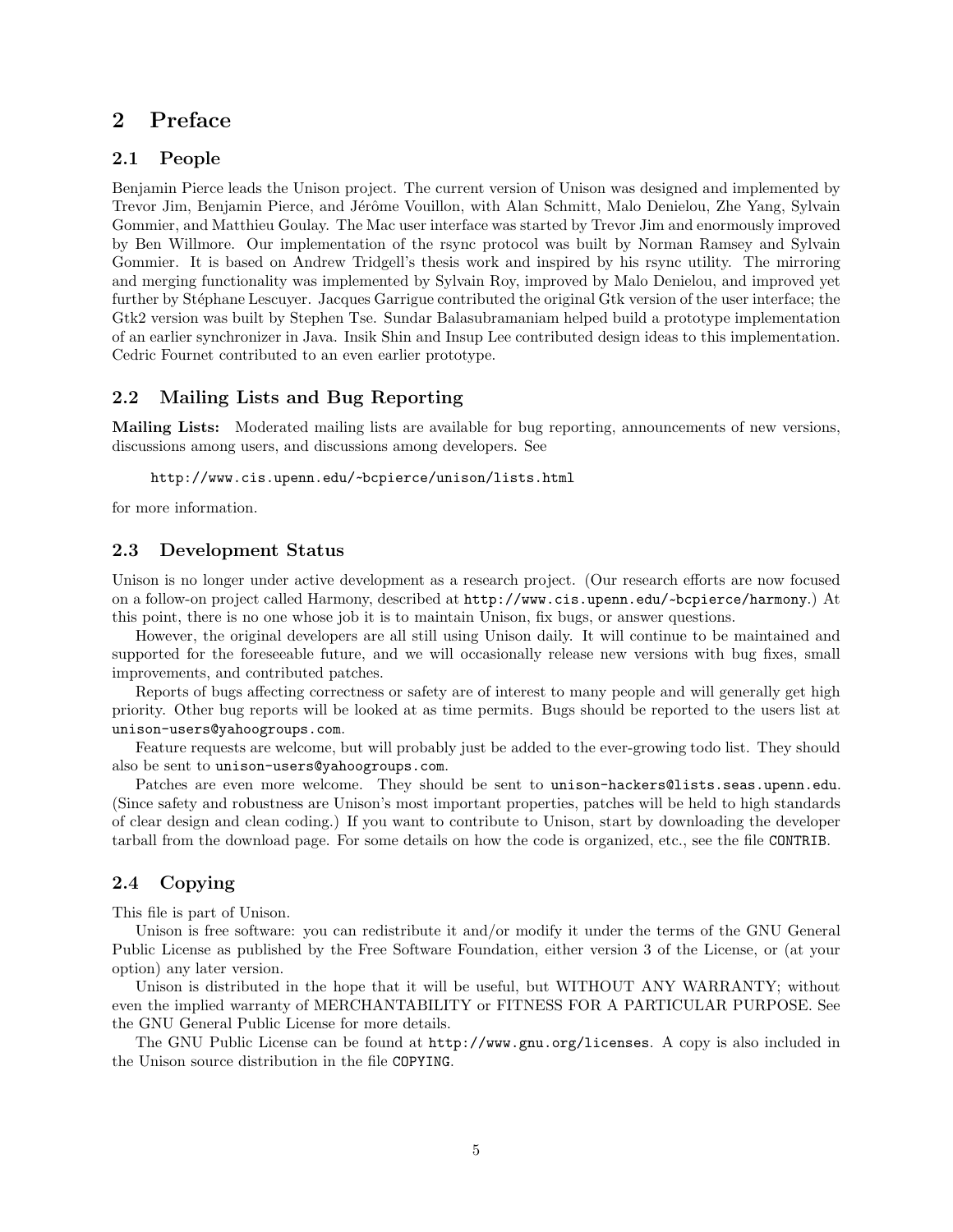# 2 Preface

## 2.1 People

Benjamin Pierce leads the Unison project. The current version of Unison was designed and implemented by Trevor Jim, Benjamin Pierce, and Jérôme Vouillon, with Alan Schmitt, Malo Denielou, Zhe Yang, Sylvain Gommier, and Matthieu Goulay. The Mac user interface was started by Trevor Jim and enormously improved by Ben Willmore. Our implementation of the rsync protocol was built by Norman Ramsey and Sylvain Gommier. It is based on Andrew Tridgell's thesis work and inspired by his rsync utility. The mirroring and merging functionality was implemented by Sylvain Roy, improved by Malo Denielou, and improved yet further by Stéphane Lescuyer. Jacques Garrigue contributed the original Gtk version of the user interface; the Gtk2 version was built by Stephen Tse. Sundar Balasubramaniam helped build a prototype implementation of an earlier synchronizer in Java. Insik Shin and Insup Lee contributed design ideas to this implementation. Cedric Fournet contributed to an even earlier prototype.

## 2.2 Mailing Lists and Bug Reporting

**Mailing Lists:** Moderated mailing lists are available for bug reporting, announcements of new versions, discussions among users, and discussions among developers. See

```
http://www.cis.upenn.edu/~bcpierce/unison/lists.html
```

for more information.

## 2.3 Development Status

Unison is no longer under active development as a research project. (Our research efforts are now focused on a follow-on project called Harmony, described at `http://www.cis.upenn.edu/~bcpierce/harmony`.) At this point, there is no one whose job it is to maintain Unison, fix bugs, or answer questions.

However, the original developers are all still using Unison daily. It will continue to be maintained and supported for the foreseeable future, and we will occasionally release new versions with bug fixes, small improvements, and contributed patches.

Reports of bugs affecting correctness or safety are of interest to many people and will generally get high priority. Other bug reports will be looked at as time permits. Bugs should be reported to the users list at `unison-users@yahoogroups.com`.

Feature requests are welcome, but will probably just be added to the ever-growing todo list. They should also be sent to `unison-users@yahoogroups.com`.

Patches are even more welcome. They should be sent to `unison-hackers@lists.seas.upenn.edu`. (Since safety and robustness are Unison's most important properties, patches will be held to high standards of clear design and clean coding.) If you want to contribute to Unison, start by downloading the developer tarball from the download page. For some details on how the code is organized, etc., see the file `CONTRIB`.

## 2.4 Copying

This file is part of Unison.

Unison is free software: you can redistribute it and/or modify it under the terms of the GNU General Public License as published by the Free Software Foundation, either version 3 of the License, or (at your option) any later version.

Unison is distributed in the hope that it will be useful, but WITHOUT ANY WARRANTY; without even the implied warranty of MERCHANTABILITY or FITNESS FOR A PARTICULAR PURPOSE. See the GNU General Public License for more details.

The GNU Public License can be found at `http://www.gnu.org/licenses`. A copy is also included in the Unison source distribution in the file `COPYING`.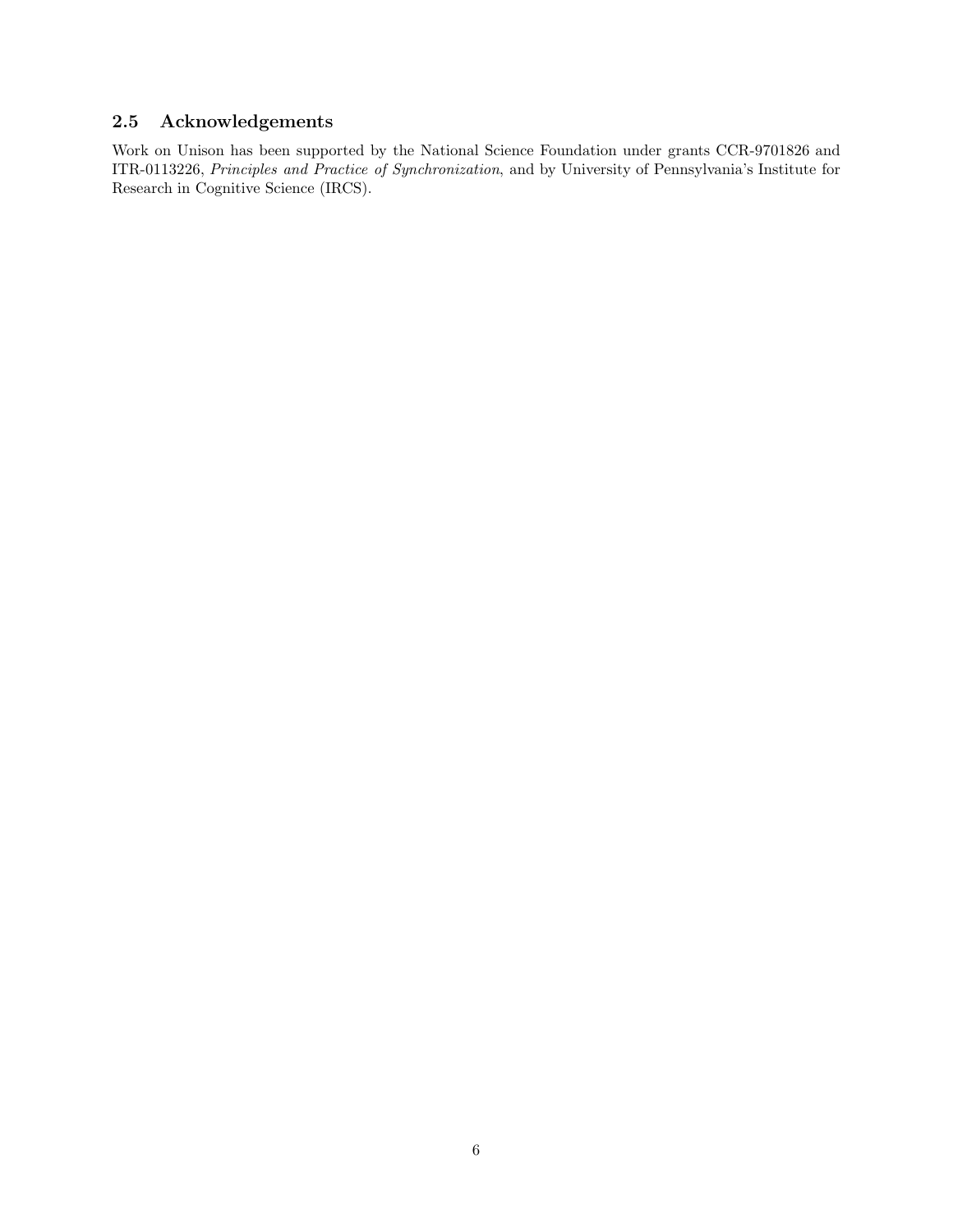### 2.5 Acknowledgements

Work on Unison has been supported by the National Science Foundation under grants CCR-9701826 and ITR-0113226, *Principles and Practice of Synchronization*, and by University of Pennsylvania's Institute for Research in Cognitive Science (IRCS).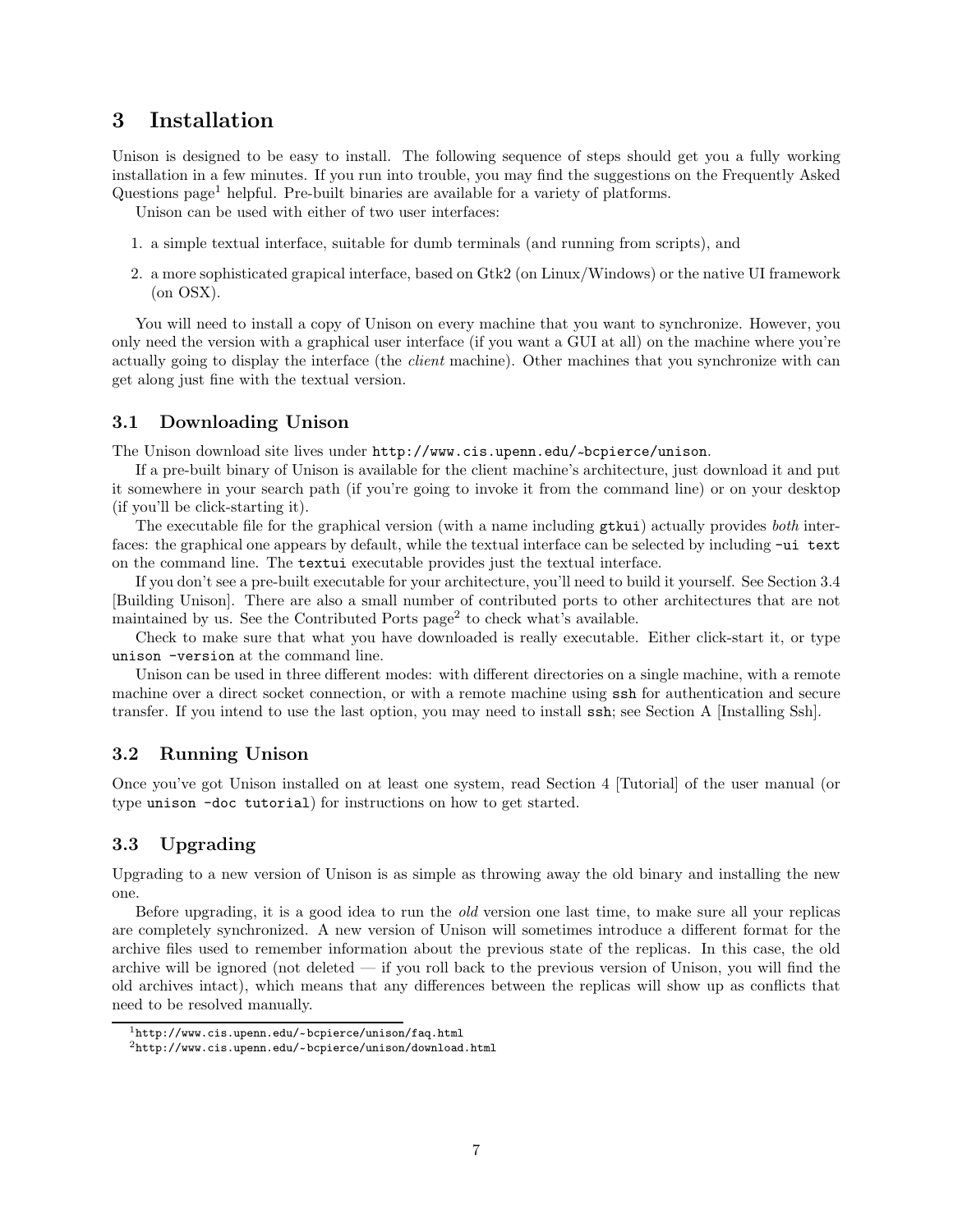# 3 Installation

Unison is designed to be easy to install. The following sequence of steps should get you a fully working installation in a few minutes. If you run into trouble, you may find the suggestions on the Frequently Asked Questions page[1] helpful. Pre-built binaries are available for a variety of platforms.

Unison can be used with either of two user interfaces:

1. a simple textual interface, suitable for dumb terminals (and running from scripts), and
2. a more sophisticated grapical interface, based on Gtk2 (on Linux/Windows) or the native UI framework (on OSX).

You will need to install a copy of Unison on every machine that you want to synchronize. However, you only need the version with a graphical user interface (if you want a GUI at all) on the machine where you're actually going to display the interface (the *client* machine). Other machines that you synchronize with can get along just fine with the textual version.

## 3.1 Downloading Unison

The Unison download site lives under `http://www.cis.upenn.edu/~bcpierce/unison`.

If a pre-built binary of Unison is available for the client machine's architecture, just download it and put it somewhere in your search path (if you're going to invoke it from the command line) or on your desktop (if you'll be click-starting it).

The executable file for the graphical version (with a name including `gtkui`) actually provides *both* interfaces: the graphical one appears by default, while the textual interface can be selected by including `-ui text` on the command line. The `textui` executable provides just the textual interface.

If you don't see a pre-built executable for your architecture, you'll need to build it yourself. See Section 3.4 [Building Unison]. There are also a small number of contributed ports to other architectures that are not maintained by us. See the Contributed Ports page[2] to check what's available.

Check to make sure that what you have downloaded is really executable. Either click-start it, or type `unison -version` at the command line.

Unison can be used in three different modes: with different directories on a single machine, with a remote machine over a direct socket connection, or with a remote machine using `ssh` for authentication and secure transfer. If you intend to use the last option, you may need to install `ssh`; see Section A [Installing Ssh].

## 3.2 Running Unison

Once you've got Unison installed on at least one system, read Section 4 [Tutorial] of the user manual (or type `unison -doc tutorial`) for instructions on how to get started.

## 3.3 Upgrading

Upgrading to a new version of Unison is as simple as throwing away the old binary and installing the new one.

Before upgrading, it is a good idea to run the *old* version one last time, to make sure all your replicas are completely synchronized. A new version of Unison will sometimes introduce a different format for the archive files used to remember information about the previous state of the replicas. In this case, the old archive will be ignored (not deleted — if you roll back to the previous version of Unison, you will find the old archives intact), which means that any differences between the replicas will show up as conflicts that need to be resolved manually.

---

[1] `http://www.cis.upenn.edu/~bcpierce/unison/faq.html`

[2] `http://www.cis.upenn.edu/~bcpierce/unison/download.html`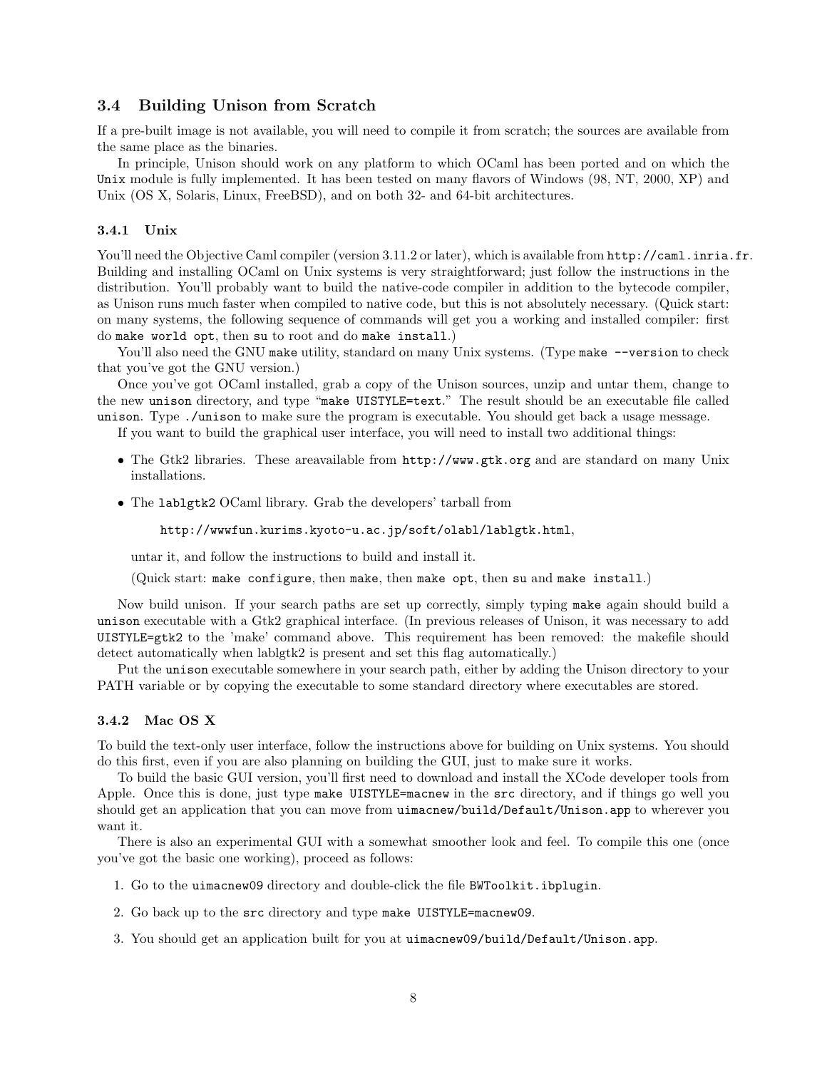### 3.4 Building Unison from Scratch

If a pre-built image is not available, you will need to compile it from scratch; the sources are available from the same place as the binaries.

In principle, Unison should work on any platform to which OCaml has been ported and on which the `Unix` module is fully implemented. It has been tested on many flavors of Windows (98, NT, 2000, XP) and Unix (OS X, Solaris, Linux, FreeBSD), and on both 32- and 64-bit architectures.

#### 3.4.1 Unix

You'll need the Objective Caml compiler (version 3.11.2 or later), which is available from `http://caml.inria.fr`. Building and installing OCaml on Unix systems is very straightforward; just follow the instructions in the distribution. You'll probably want to build the native-code compiler in addition to the bytecode compiler, as Unison runs much faster when compiled to native code, but this is not absolutely necessary. (Quick start: on many systems, the following sequence of commands will get you a working and installed compiler: first do `make world opt`, then `su` to root and do `make install`.)

You'll also need the GNU `make` utility, standard on many Unix systems. (Type `make --version` to check that you've got the GNU version.)

Once you've got OCaml installed, grab a copy of the Unison sources, unzip and untar them, change to the new `unison` directory, and type "`make UISTYLE=text`." The result should be an executable file called `unison`. Type `./unison` to make sure the program is executable. You should get back a usage message.

If you want to build the graphical user interface, you will need to install two additional things:

- The Gtk2 libraries. These areavailable from `http://www.gtk.org` and are standard on many Unix installations.
- The `lablgtk2` OCaml library. Grab the developers' tarball from

  `http://wwwfun.kurims.kyoto-u.ac.jp/soft/olabl/lablgtk.html`,

  untar it, and follow the instructions to build and install it.

  (Quick start: `make configure`, then `make`, then `make opt`, then `su` and `make install`.)

Now build unison. If your search paths are set up correctly, simply typing `make` again should build a `unison` executable with a Gtk2 graphical interface. (In previous releases of Unison, it was necessary to add `UISTYLE=gtk2` to the 'make' command above. This requirement has been removed: the makefile should detect automatically when lablgtk2 is present and set this flag automatically.)

Put the `unison` executable somewhere in your search path, either by adding the Unison directory to your PATH variable or by copying the executable to some standard directory where executables are stored.

#### 3.4.2 Mac OS X

To build the text-only user interface, follow the instructions above for building on Unix systems. You should do this first, even if you are also planning on building the GUI, just to make sure it works.

To build the basic GUI version, you'll first need to download and install the XCode developer tools from Apple. Once this is done, just type `make UISTYLE=macnew` in the `src` directory, and if things go well you should get an application that you can move from `uimacnew/build/Default/Unison.app` to wherever you want it.

There is also an experimental GUI with a somewhat smoother look and feel. To compile this one (once you've got the basic one working), proceed as follows:

1. Go to the `uimacnew09` directory and double-click the file `BWToolkit.ibplugin`.
2. Go back up to the `src` directory and type `make UISTYLE=macnew09`.
3. You should get an application built for you at `uimacnew09/build/Default/Unison.app`.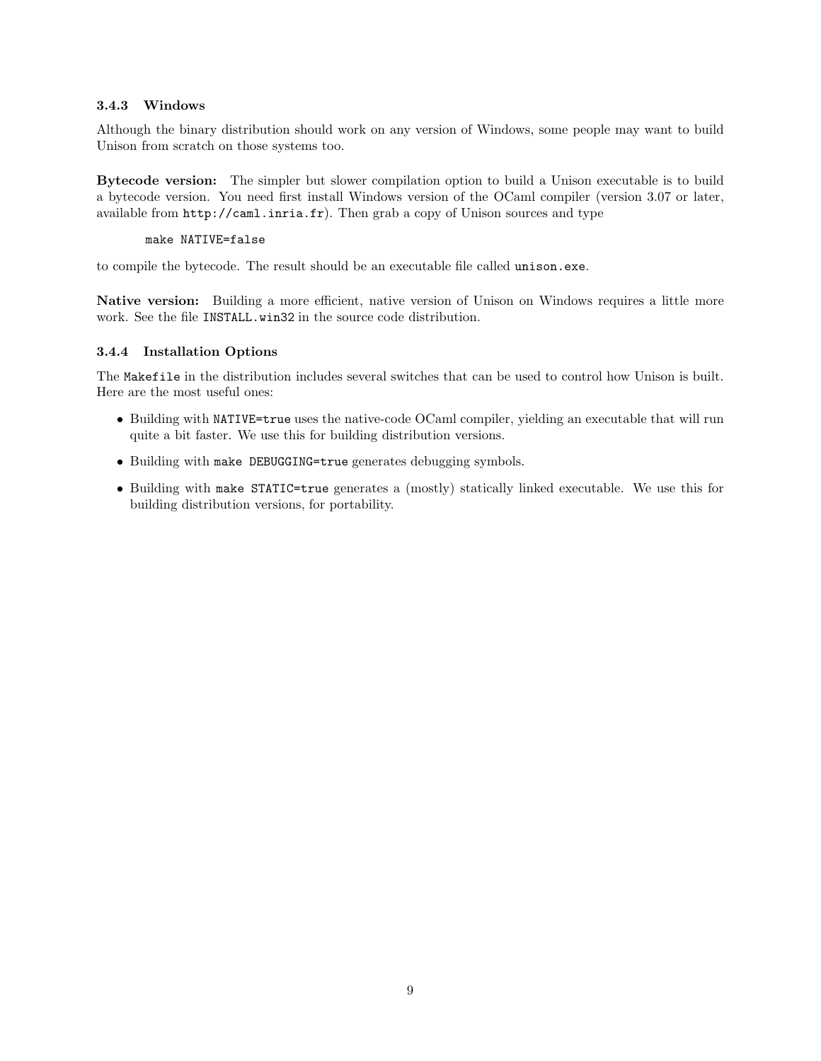### 3.4.3 Windows

Although the binary distribution should work on any version of Windows, some people may want to build Unison from scratch on those systems too.

**Bytecode version:** The simpler but slower compilation option to build a Unison executable is to build a bytecode version. You need first install Windows version of the OCaml compiler (version 3.07 or later, available from `http://caml.inria.fr`). Then grab a copy of Unison sources and type

```
make NATIVE=false
```

to compile the bytecode. The result should be an executable file called `unison.exe`.

**Native version:** Building a more efficient, native version of Unison on Windows requires a little more work. See the file `INSTALL.win32` in the source code distribution.

### 3.4.4 Installation Options

The `Makefile` in the distribution includes several switches that can be used to control how Unison is built. Here are the most useful ones:

- Building with `NATIVE=true` uses the native-code OCaml compiler, yielding an executable that will run quite a bit faster. We use this for building distribution versions.
- Building with `make DEBUGGING=true` generates debugging symbols.
- Building with `make STATIC=true` generates a (mostly) statically linked executable. We use this for building distribution versions, for portability.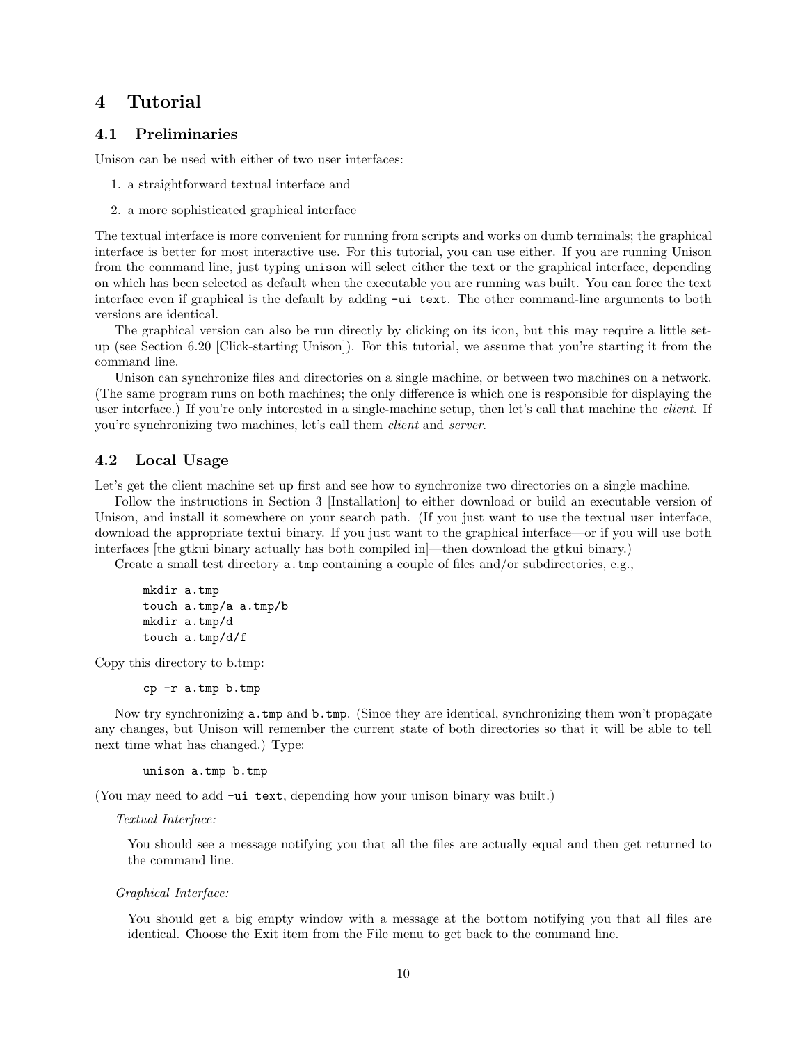# 4 Tutorial

## 4.1 Preliminaries

Unison can be used with either of two user interfaces:

1. a straightforward textual interface and
2. a more sophisticated graphical interface

The textual interface is more convenient for running from scripts and works on dumb terminals; the graphical interface is better for most interactive use. For this tutorial, you can use either. If you are running Unison from the command line, just typing `unison` will select either the text or the graphical interface, depending on which has been selected as default when the executable you are running was built. You can force the text interface even if graphical is the default by adding `-ui text`. The other command-line arguments to both versions are identical.

The graphical version can also be run directly by clicking on its icon, but this may require a little set-up (see Section 6.20 [Click-starting Unison]). For this tutorial, we assume that you're starting it from the command line.

Unison can synchronize files and directories on a single machine, or between two machines on a network. (The same program runs on both machines; the only difference is which one is responsible for displaying the user interface.) If you're only interested in a single-machine setup, then let's call that machine the *client*. If you're synchronizing two machines, let's call them *client* and *server*.

## 4.2 Local Usage

Let's get the client machine set up first and see how to synchronize two directories on a single machine.

Follow the instructions in Section 3 [Installation] to either download or build an executable version of Unison, and install it somewhere on your search path. (If you just want to use the textual user interface, download the appropriate textui binary. If you just want to the graphical interface—or if you will use both interfaces [the gtkui binary actually has both compiled in]—then download the gtkui binary.)

Create a small test directory `a.tmp` containing a couple of files and/or subdirectories, e.g.,

```
mkdir a.tmp
touch a.tmp/a a.tmp/b
mkdir a.tmp/d
touch a.tmp/d/f
```

Copy this directory to b.tmp:

```
cp -r a.tmp b.tmp
```

Now try synchronizing `a.tmp` and `b.tmp`. (Since they are identical, synchronizing them won't propagate any changes, but Unison will remember the current state of both directories so that it will be able to tell next time what has changed.) Type:

```
unison a.tmp b.tmp
```

(You may need to add `-ui text`, depending how your unison binary was built.)

*Textual Interface:*

> You should see a message notifying you that all the files are actually equal and then get returned to the command line.

*Graphical Interface:*

> You should get a big empty window with a message at the bottom notifying you that all files are identical. Choose the Exit item from the File menu to get back to the command line.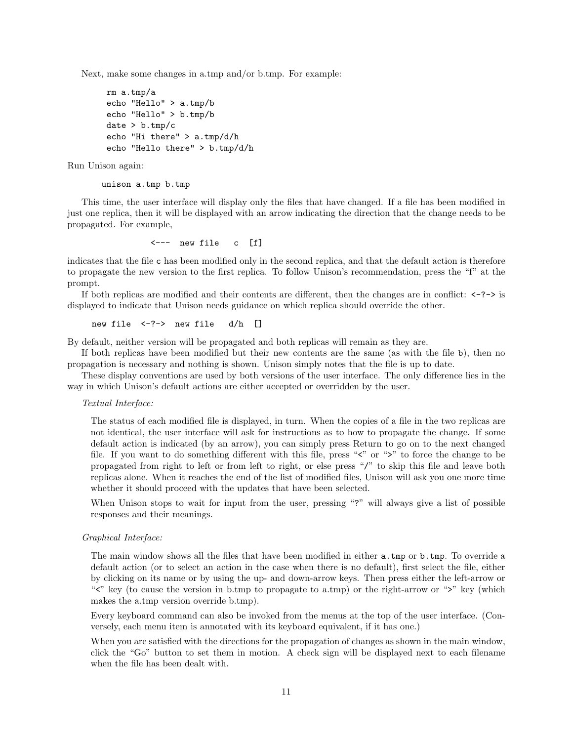Next, make some changes in a.tmp and/or b.tmp. For example:

```
rm a.tmp/a
echo "Hello" > a.tmp/b
echo "Hello" > b.tmp/b
date > b.tmp/c
echo "Hi there" > a.tmp/d/h
echo "Hello there" > b.tmp/d/h
```

Run Unison again:

```
unison a.tmp b.tmp
```

This time, the user interface will display only the files that have changed. If a file has been modified in just one replica, then it will be displayed with an arrow indicating the direction that the change needs to be propagated. For example,

```
<---  new file   c  [f]
```

indicates that the file `c` has been modified only in the second replica, and that the default action is therefore to propagate the new version to the first replica. To follow Unison's recommendation, press the "f" at the prompt.

If both replicas are modified and their contents are different, then the changes are in conflict: `<-?->` is displayed to indicate that Unison needs guidance on which replica should override the other.

```
new file  <-?->  new file   d/h  []
```

By default, neither version will be propagated and both replicas will remain as they are.

If both replicas have been modified but their new contents are the same (as with the file `b`), then no propagation is necessary and nothing is shown. Unison simply notes that the file is up to date.

These display conventions are used by both versions of the user interface. The only difference lies in the way in which Unison's default actions are either accepted or overridden by the user.

*Textual Interface:*

The status of each modified file is displayed, in turn. When the copies of a file in the two replicas are not identical, the user interface will ask for instructions as to how to propagate the change. If some default action is indicated (by an arrow), you can simply press Return to go on to the next changed file. If you want to do something different with this file, press "`<`" or "`>`" to force the change to be propagated from right to left or from left to right, or else press "`/`" to skip this file and leave both replicas alone. When it reaches the end of the list of modified files, Unison will ask you one more time whether it should proceed with the updates that have been selected.

When Unison stops to wait for input from the user, pressing "`?`" will always give a list of possible responses and their meanings.

*Graphical Interface:*

The main window shows all the files that have been modified in either `a.tmp` or `b.tmp`. To override a default action (or to select an action in the case when there is no default), first select the file, either by clicking on its name or by using the up- and down-arrow keys. Then press either the left-arrow or "`<`" key (to cause the version in b.tmp to propagate to a.tmp) or the right-arrow or "`>`" key (which makes the a.tmp version override b.tmp).

Every keyboard command can also be invoked from the menus at the top of the user interface. (Conversely, each menu item is annotated with its keyboard equivalent, if it has one.)

When you are satisfied with the directions for the propagation of changes as shown in the main window, click the "Go" button to set them in motion. A check sign will be displayed next to each filename when the file has been dealt with.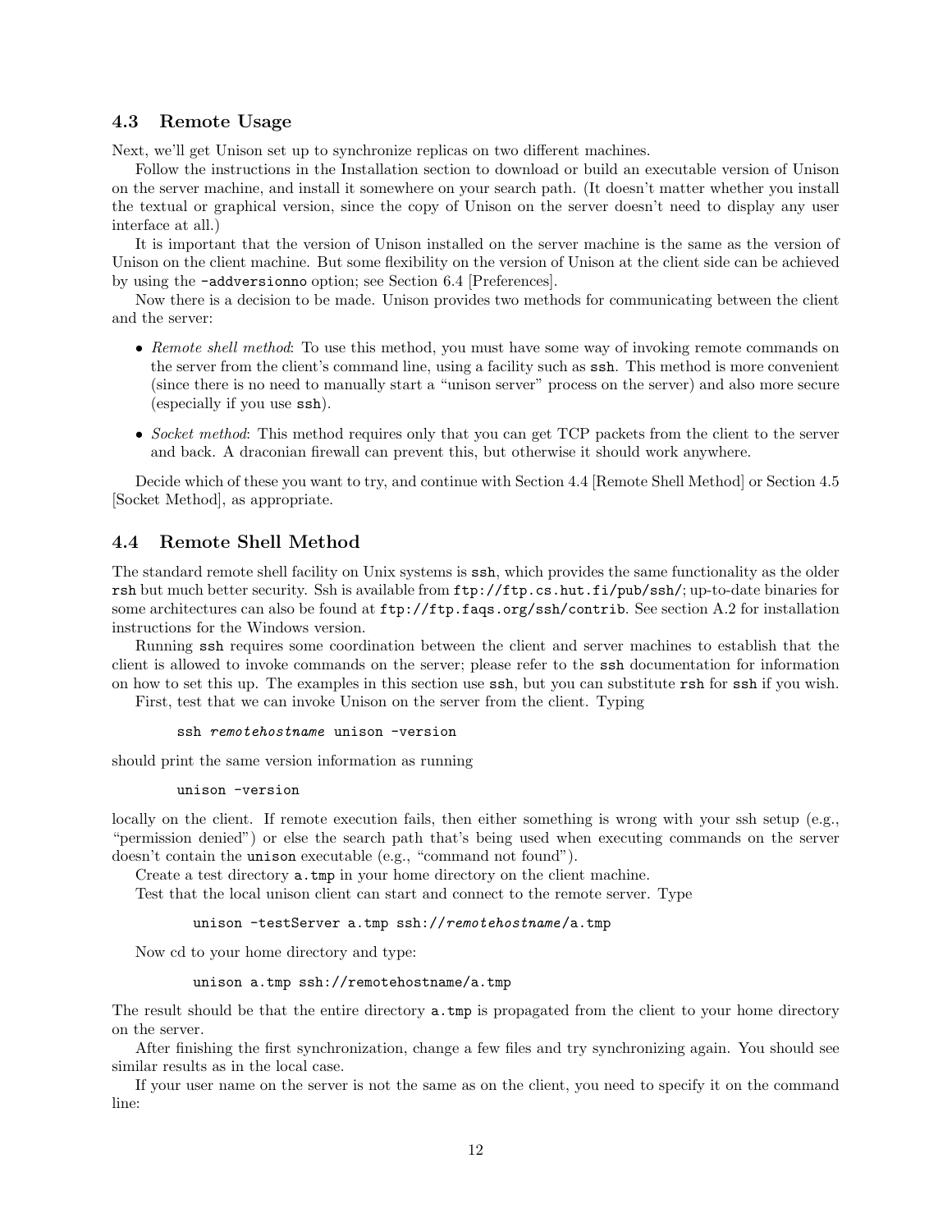### 4.3 Remote Usage

Next, we'll get Unison set up to synchronize replicas on two different machines.

Follow the instructions in the Installation section to download or build an executable version of Unison on the server machine, and install it somewhere on your search path. (It doesn't matter whether you install the textual or graphical version, since the copy of Unison on the server doesn't need to display any user interface at all.)

It is important that the version of Unison installed on the server machine is the same as the version of Unison on the client machine. But some flexibility on the version of Unison at the client side can be achieved by using the `-addversionno` option; see Section 6.4 [Preferences].

Now there is a decision to be made. Unison provides two methods for communicating between the client and the server:

- *Remote shell method*: To use this method, you must have some way of invoking remote commands on the server from the client's command line, using a facility such as `ssh`. This method is more convenient (since there is no need to manually start a "unison server" process on the server) and also more secure (especially if you use `ssh`).
- *Socket method*: This method requires only that you can get TCP packets from the client to the server and back. A draconian firewall can prevent this, but otherwise it should work anywhere.

Decide which of these you want to try, and continue with Section 4.4 [Remote Shell Method] or Section 4.5 [Socket Method], as appropriate.

### 4.4 Remote Shell Method

The standard remote shell facility on Unix systems is `ssh`, which provides the same functionality as the older `rsh` but much better security. Ssh is available from `ftp://ftp.cs.hut.fi/pub/ssh/`; up-to-date binaries for some architectures can also be found at `ftp://ftp.faqs.org/ssh/contrib`. See section A.2 for installation instructions for the Windows version.

Running `ssh` requires some coordination between the client and server machines to establish that the client is allowed to invoke commands on the server; please refer to the `ssh` documentation for information on how to set this up. The examples in this section use `ssh`, but you can substitute `rsh` for `ssh` if you wish.

First, test that we can invoke Unison on the server from the client. Typing

```
ssh remotehostname unison -version
```

should print the same version information as running

```
unison -version
```

locally on the client. If remote execution fails, then either something is wrong with your ssh setup (e.g., "permission denied") or else the search path that's being used when executing commands on the server doesn't contain the `unison` executable (e.g., "command not found").

Create a test directory `a.tmp` in your home directory on the client machine.

Test that the local unison client can start and connect to the remote server. Type

```
unison -testServer a.tmp ssh://remotehostname/a.tmp
```

Now cd to your home directory and type:

```
unison a.tmp ssh://remotehostname/a.tmp
```

The result should be that the entire directory `a.tmp` is propagated from the client to your home directory on the server.

After finishing the first synchronization, change a few files and try synchronizing again. You should see similar results as in the local case.

If your user name on the server is not the same as on the client, you need to specify it on the command line: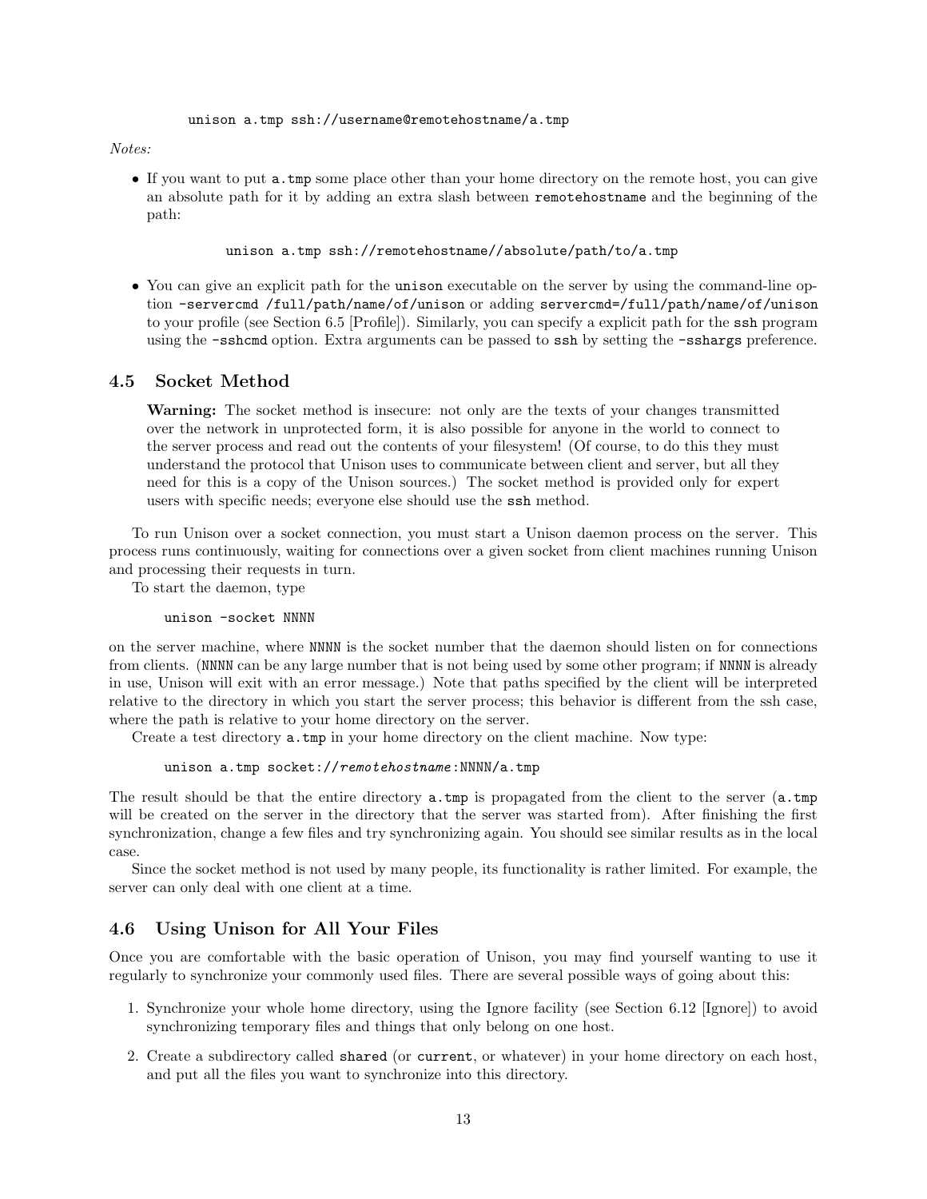```
unison a.tmp ssh://username@remotehostname/a.tmp
```

*Notes:*

- If you want to put `a.tmp` some place other than your home directory on the remote host, you can give an absolute path for it by adding an extra slash between `remotehostname` and the beginning of the path:

  ```
  unison a.tmp ssh://remotehostname//absolute/path/to/a.tmp
  ```

- You can give an explicit path for the `unison` executable on the server by using the command-line option `-servercmd /full/path/name/of/unison` or adding `servercmd=/full/path/name/of/unison` to your profile (see Section 6.5 [Profile]). Similarly, you can specify a explicit path for the `ssh` program using the `-sshcmd` option. Extra arguments can be passed to `ssh` by setting the `-sshargs` preference.

### 4.5 Socket Method

> **Warning:** The socket method is insecure: not only are the texts of your changes transmitted over the network in unprotected form, it is also possible for anyone in the world to connect to the server process and read out the contents of your filesystem! (Of course, to do this they must understand the protocol that Unison uses to communicate between client and server, but all they need for this is a copy of the Unison sources.) The socket method is provided only for expert users with specific needs; everyone else should use the `ssh` method.

To run Unison over a socket connection, you must start a Unison daemon process on the server. This process runs continuously, waiting for connections over a given socket from client machines running Unison and processing their requests in turn.

To start the daemon, type

```
unison -socket NNNN
```

on the server machine, where `NNNN` is the socket number that the daemon should listen on for connections from clients. (`NNNN` can be any large number that is not being used by some other program; if `NNNN` is already in use, Unison will exit with an error message.) Note that paths specified by the client will be interpreted relative to the directory in which you start the server process; this behavior is different from the ssh case, where the path is relative to your home directory on the server.

Create a test directory `a.tmp` in your home directory on the client machine. Now type:

```
unison a.tmp socket://remotehostname:NNNN/a.tmp
```

The result should be that the entire directory `a.tmp` is propagated from the client to the server (`a.tmp` will be created on the server in the directory that the server was started from). After finishing the first synchronization, change a few files and try synchronizing again. You should see similar results as in the local case.

Since the socket method is not used by many people, its functionality is rather limited. For example, the server can only deal with one client at a time.

### 4.6 Using Unison for All Your Files

Once you are comfortable with the basic operation of Unison, you may find yourself wanting to use it regularly to synchronize your commonly used files. There are several possible ways of going about this:

1. Synchronize your whole home directory, using the Ignore facility (see Section 6.12 [Ignore]) to avoid synchronizing temporary files and things that only belong on one host.
2. Create a subdirectory called `shared` (or `current`, or whatever) in your home directory on each host, and put all the files you want to synchronize into this directory.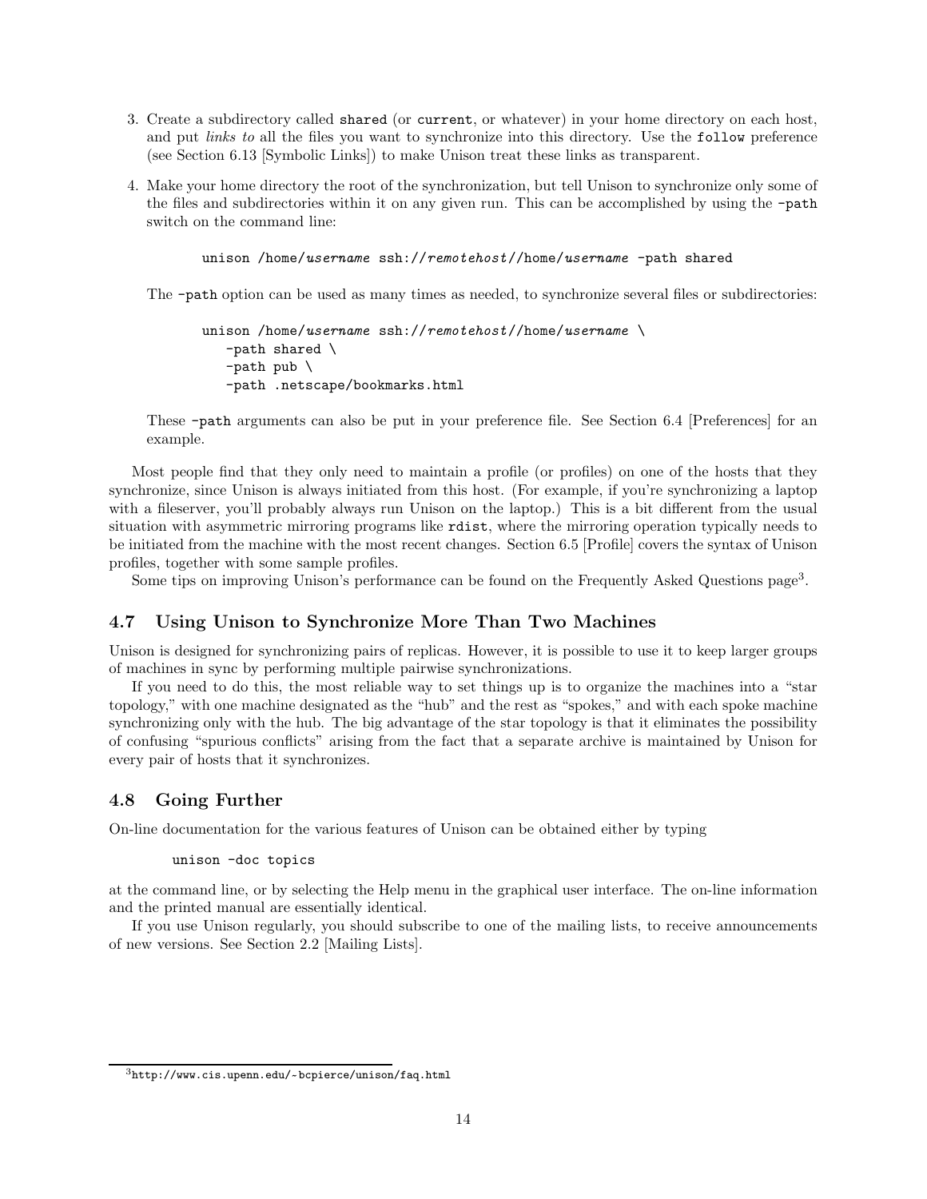3. Create a subdirectory called `shared` (or `current`, or whatever) in your home directory on each host, and put *links to* all the files you want to synchronize into this directory. Use the `follow` preference (see Section 6.13 [Symbolic Links]) to make Unison treat these links as transparent.

4. Make your home directory the root of the synchronization, but tell Unison to synchronize only some of the files and subdirectories within it on any given run. This can be accomplished by using the `-path` switch on the command line:

   ```
   unison /home/username ssh://remotehost//home/username -path shared
   ```

   The `-path` option can be used as many times as needed, to synchronize several files or subdirectories:

   ```
   unison /home/username ssh://remotehost//home/username \
      -path shared \
      -path pub \
      -path .netscape/bookmarks.html
   ```

   These `-path` arguments can also be put in your preference file. See Section 6.4 [Preferences] for an example.

Most people find that they only need to maintain a profile (or profiles) on one of the hosts that they synchronize, since Unison is always initiated from this host. (For example, if you're synchronizing a laptop with a fileserver, you'll probably always run Unison on the laptop.) This is a bit different from the usual situation with asymmetric mirroring programs like `rdist`, where the mirroring operation typically needs to be initiated from the machine with the most recent changes. Section 6.5 [Profile] covers the syntax of Unison profiles, together with some sample profiles.

Some tips on improving Unison's performance can be found on the Frequently Asked Questions page[3].

## 4.7 Using Unison to Synchronize More Than Two Machines

Unison is designed for synchronizing pairs of replicas. However, it is possible to use it to keep larger groups of machines in sync by performing multiple pairwise synchronizations.

If you need to do this, the most reliable way to set things up is to organize the machines into a "star topology," with one machine designated as the "hub" and the rest as "spokes," and with each spoke machine synchronizing only with the hub. The big advantage of the star topology is that it eliminates the possibility of confusing "spurious conflicts" arising from the fact that a separate archive is maintained by Unison for every pair of hosts that it synchronizes.

## 4.8 Going Further

On-line documentation for the various features of Unison can be obtained either by typing

```
unison -doc topics
```

at the command line, or by selecting the Help menu in the graphical user interface. The on-line information and the printed manual are essentially identical.

If you use Unison regularly, you should subscribe to one of the mailing lists, to receive announcements of new versions. See Section 2.2 [Mailing Lists].

---

[3] http://www.cis.upenn.edu/~bcpierce/unison/faq.html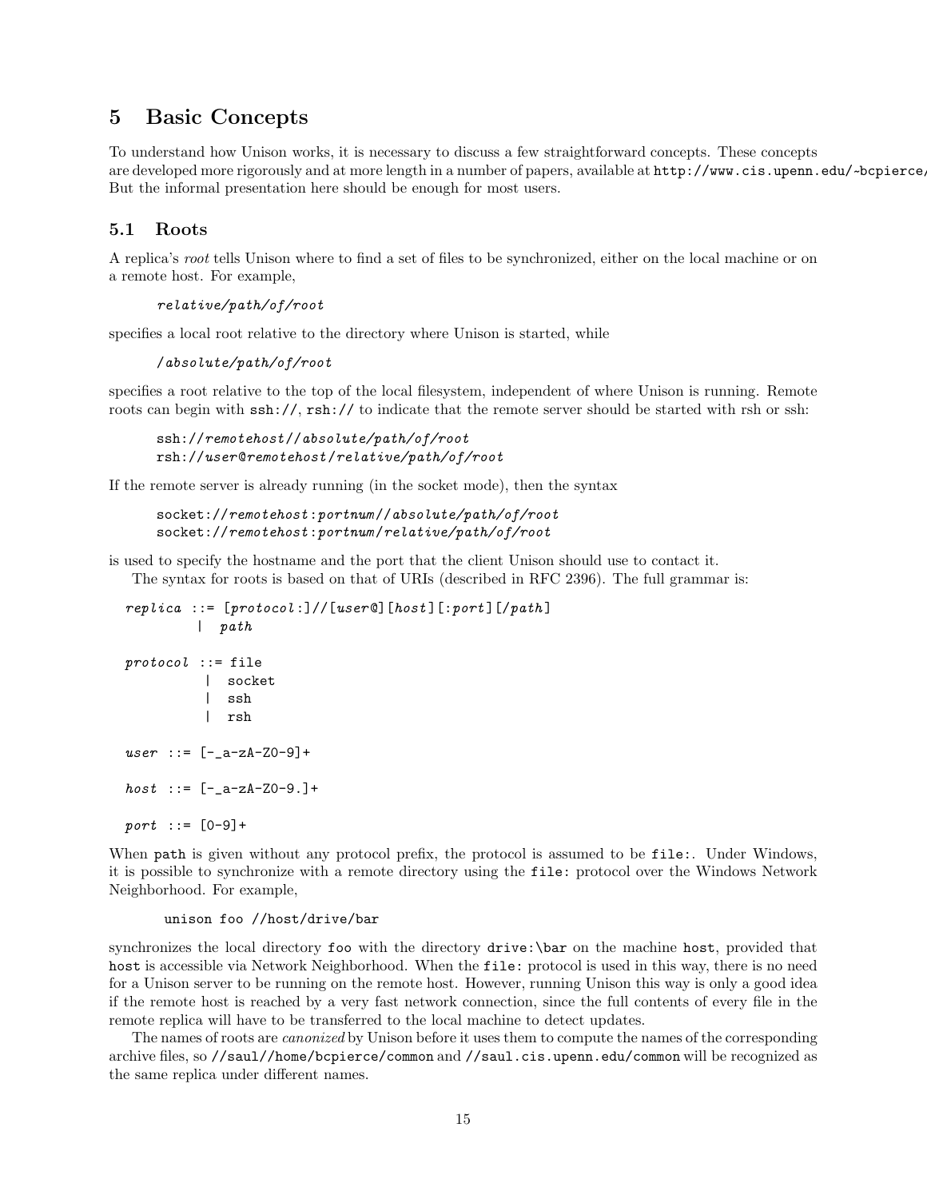## 5 Basic Concepts

To understand how Unison works, it is necessary to discuss a few straightforward concepts. These concepts are developed more rigorously and at more length in a number of papers, available at `http://www.cis.upenn.edu/~bcpierce/` But the informal presentation here should be enough for most users.

### 5.1 Roots

A replica's *root* tells Unison where to find a set of files to be synchronized, either on the local machine or on a remote host. For example,

```
relative/path/of/root
```

specifies a local root relative to the directory where Unison is started, while

```
/absolute/path/of/root
```

specifies a root relative to the top of the local filesystem, independent of where Unison is running. Remote roots can begin with `ssh://`, `rsh://` to indicate that the remote server should be started with rsh or ssh:

```
ssh://remotehost//absolute/path/of/root
rsh://user@remotehost/relative/path/of/root
```

If the remote server is already running (in the socket mode), then the syntax

```
socket://remotehost:portnum//absolute/path/of/root
socket://remotehost:portnum/relative/path/of/root
```

is used to specify the hostname and the port that the client Unison should use to contact it.

The syntax for roots is based on that of URIs (described in RFC 2396). The full grammar is:

```
replica ::= [protocol:]//[user@][host][:port][/path]
         |  path

protocol ::= file
          |  socket
          |  ssh
          |  rsh

user ::= [-_a-zA-Z0-9]+

host ::= [-_a-zA-Z0-9.]+

port ::= [0-9]+
```

When `path` is given without any protocol prefix, the protocol is assumed to be `file:`. Under Windows, it is possible to synchronize with a remote directory using the `file:` protocol over the Windows Network Neighborhood. For example,

```
unison foo //host/drive/bar
```

synchronizes the local directory `foo` with the directory `drive:\bar` on the machine `host`, provided that `host` is accessible via Network Neighborhood. When the `file:` protocol is used in this way, there is no need for a Unison server to be running on the remote host. However, running Unison this way is only a good idea if the remote host is reached by a very fast network connection, since the full contents of every file in the remote replica will have to be transferred to the local machine to detect updates.

The names of roots are *canonized* by Unison before it uses them to compute the names of the corresponding archive files, so `//saul//home/bcpierce/common` and `//saul.cis.upenn.edu/common` will be recognized as the same replica under different names.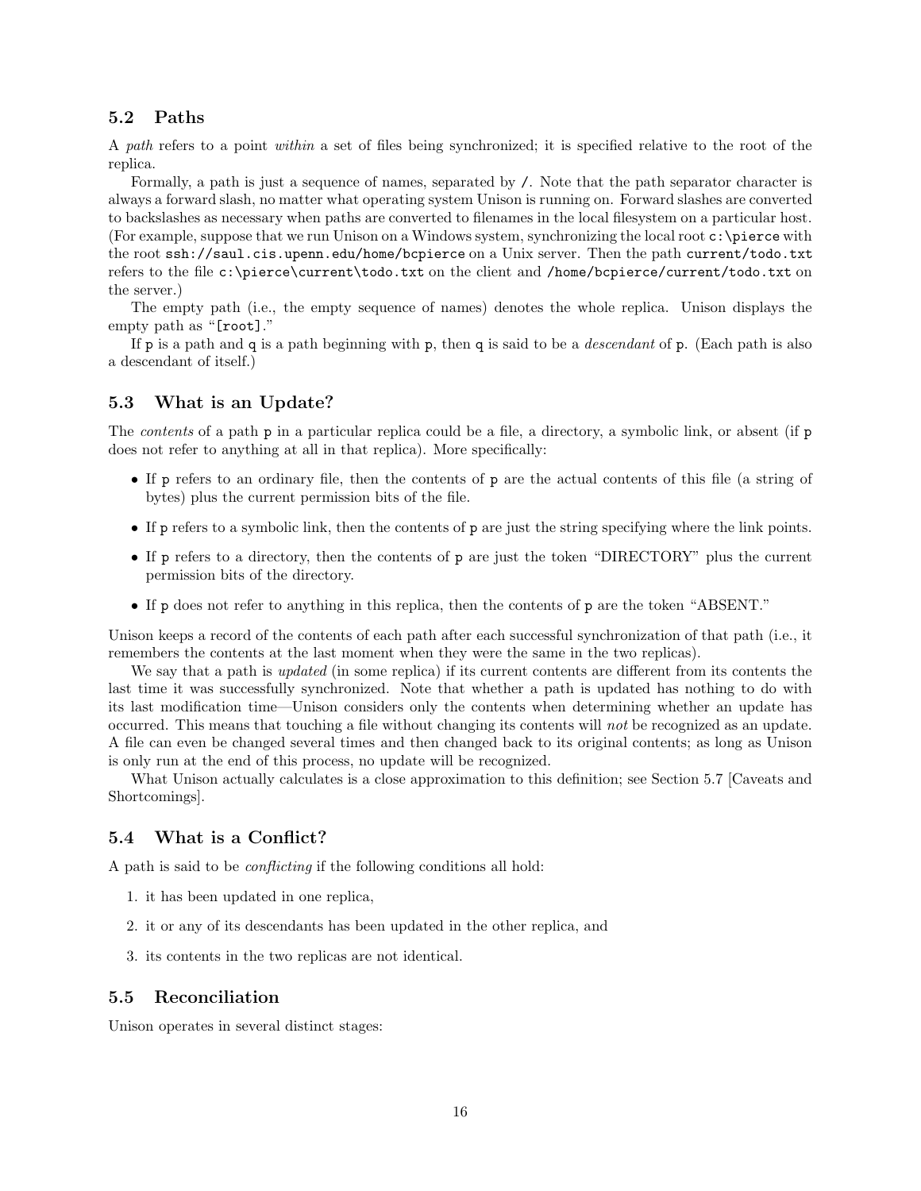### 5.2 Paths

A *path* refers to a point *within* a set of files being synchronized; it is specified relative to the root of the replica.

Formally, a path is just a sequence of names, separated by `/`. Note that the path separator character is always a forward slash, no matter what operating system Unison is running on. Forward slashes are converted to backslashes as necessary when paths are converted to filenames in the local filesystem on a particular host. (For example, suppose that we run Unison on a Windows system, synchronizing the local root `c:\pierce` with the root `ssh://saul.cis.upenn.edu/home/bcpierce` on a Unix server. Then the path `current/todo.txt` refers to the file `c:\pierce\current\todo.txt` on the client and `/home/bcpierce/current/todo.txt` on the server.)

The empty path (i.e., the empty sequence of names) denotes the whole replica. Unison displays the empty path as "`[root]`."

If `p` is a path and `q` is a path beginning with `p`, then `q` is said to be a *descendant* of `p`. (Each path is also a descendant of itself.)

### 5.3 What is an Update?

The *contents* of a path `p` in a particular replica could be a file, a directory, a symbolic link, or absent (if `p` does not refer to anything at all in that replica). More specifically:

- If `p` refers to an ordinary file, then the contents of `p` are the actual contents of this file (a string of bytes) plus the current permission bits of the file.
- If `p` refers to a symbolic link, then the contents of `p` are just the string specifying where the link points.
- If `p` refers to a directory, then the contents of `p` are just the token "DIRECTORY" plus the current permission bits of the directory.
- If `p` does not refer to anything in this replica, then the contents of `p` are the token "ABSENT."

Unison keeps a record of the contents of each path after each successful synchronization of that path (i.e., it remembers the contents at the last moment when they were the same in the two replicas).

We say that a path is *updated* (in some replica) if its current contents are different from its contents the last time it was successfully synchronized. Note that whether a path is updated has nothing to do with its last modification time—Unison considers only the contents when determining whether an update has occurred. This means that touching a file without changing its contents will *not* be recognized as an update. A file can even be changed several times and then changed back to its original contents; as long as Unison is only run at the end of this process, no update will be recognized.

What Unison actually calculates is a close approximation to this definition; see Section 5.7 [Caveats and Shortcomings].

### 5.4 What is a Conflict?

A path is said to be *conflicting* if the following conditions all hold:

1. it has been updated in one replica,
2. it or any of its descendants has been updated in the other replica, and
3. its contents in the two replicas are not identical.

### 5.5 Reconciliation

Unison operates in several distinct stages: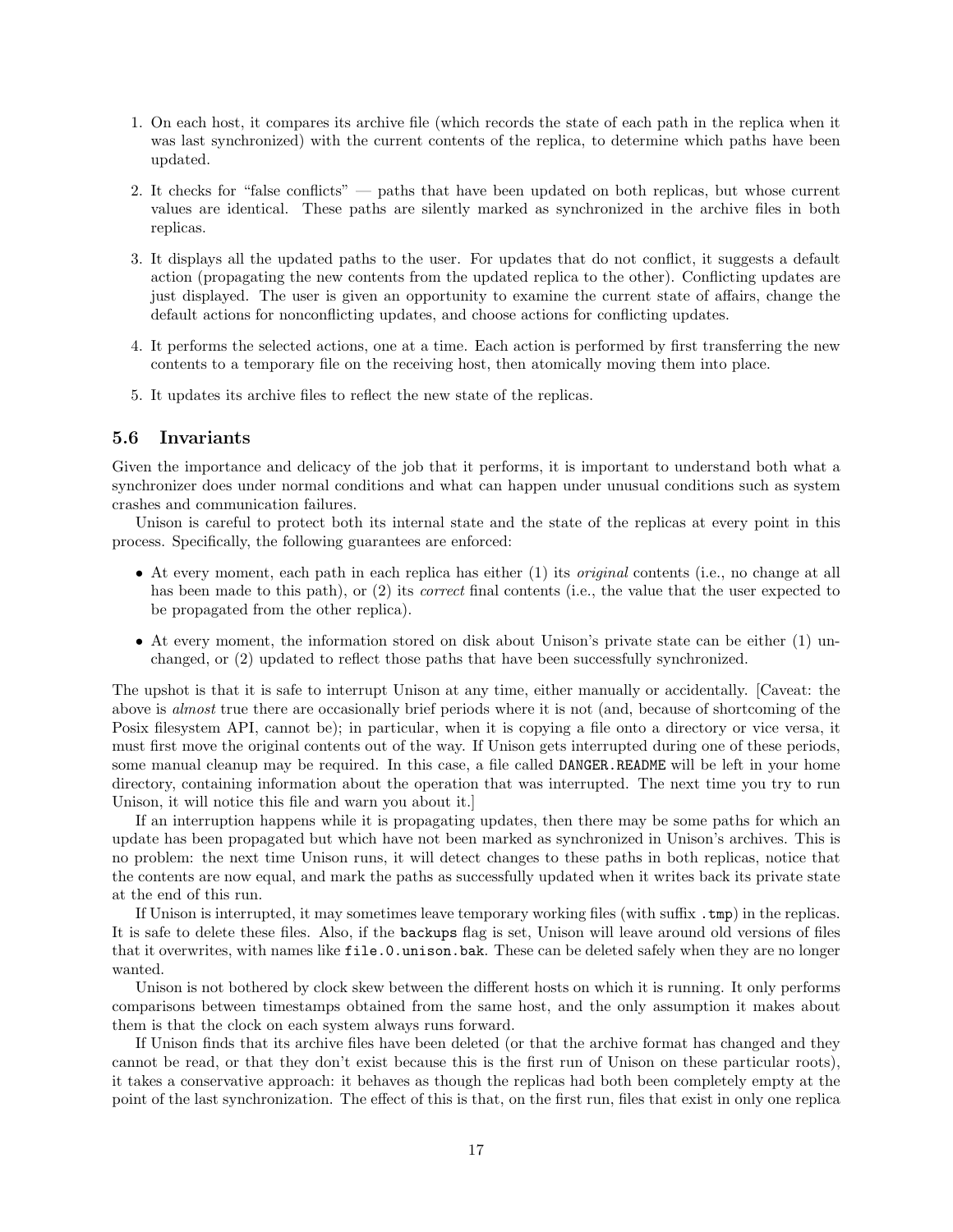1. On each host, it compares its archive file (which records the state of each path in the replica when it was last synchronized) with the current contents of the replica, to determine which paths have been updated.

2. It checks for "false conflicts" — paths that have been updated on both replicas, but whose current values are identical. These paths are silently marked as synchronized in the archive files in both replicas.

3. It displays all the updated paths to the user. For updates that do not conflict, it suggests a default action (propagating the new contents from the updated replica to the other). Conflicting updates are just displayed. The user is given an opportunity to examine the current state of affairs, change the default actions for nonconflicting updates, and choose actions for conflicting updates.

4. It performs the selected actions, one at a time. Each action is performed by first transferring the new contents to a temporary file on the receiving host, then atomically moving them into place.

5. It updates its archive files to reflect the new state of the replicas.

### 5.6 Invariants

Given the importance and delicacy of the job that it performs, it is important to understand both what a synchronizer does under normal conditions and what can happen under unusual conditions such as system crashes and communication failures.

Unison is careful to protect both its internal state and the state of the replicas at every point in this process. Specifically, the following guarantees are enforced:

- At every moment, each path in each replica has either (1) its *original* contents (i.e., no change at all has been made to this path), or (2) its *correct* final contents (i.e., the value that the user expected to be propagated from the other replica).

- At every moment, the information stored on disk about Unison's private state can be either (1) unchanged, or (2) updated to reflect those paths that have been successfully synchronized.

The upshot is that it is safe to interrupt Unison at any time, either manually or accidentally. [Caveat: the above is *almost* true there are occasionally brief periods where it is not (and, because of shortcoming of the Posix filesystem API, cannot be); in particular, when it is copying a file onto a directory or vice versa, it must first move the original contents out of the way. If Unison gets interrupted during one of these periods, some manual cleanup may be required. In this case, a file called `DANGER.README` will be left in your home directory, containing information about the operation that was interrupted. The next time you try to run Unison, it will notice this file and warn you about it.]

If an interruption happens while it is propagating updates, then there may be some paths for which an update has been propagated but which have not been marked as synchronized in Unison's archives. This is no problem: the next time Unison runs, it will detect changes to these paths in both replicas, notice that the contents are now equal, and mark the paths as successfully updated when it writes back its private state at the end of this run.

If Unison is interrupted, it may sometimes leave temporary working files (with suffix `.tmp`) in the replicas. It is safe to delete these files. Also, if the `backups` flag is set, Unison will leave around old versions of files that it overwrites, with names like `file.0.unison.bak`. These can be deleted safely when they are no longer wanted.

Unison is not bothered by clock skew between the different hosts on which it is running. It only performs comparisons between timestamps obtained from the same host, and the only assumption it makes about them is that the clock on each system always runs forward.

If Unison finds that its archive files have been deleted (or that the archive format has changed and they cannot be read, or that they don't exist because this is the first run of Unison on these particular roots), it takes a conservative approach: it behaves as though the replicas had both been completely empty at the point of the last synchronization. The effect of this is that, on the first run, files that exist in only one replica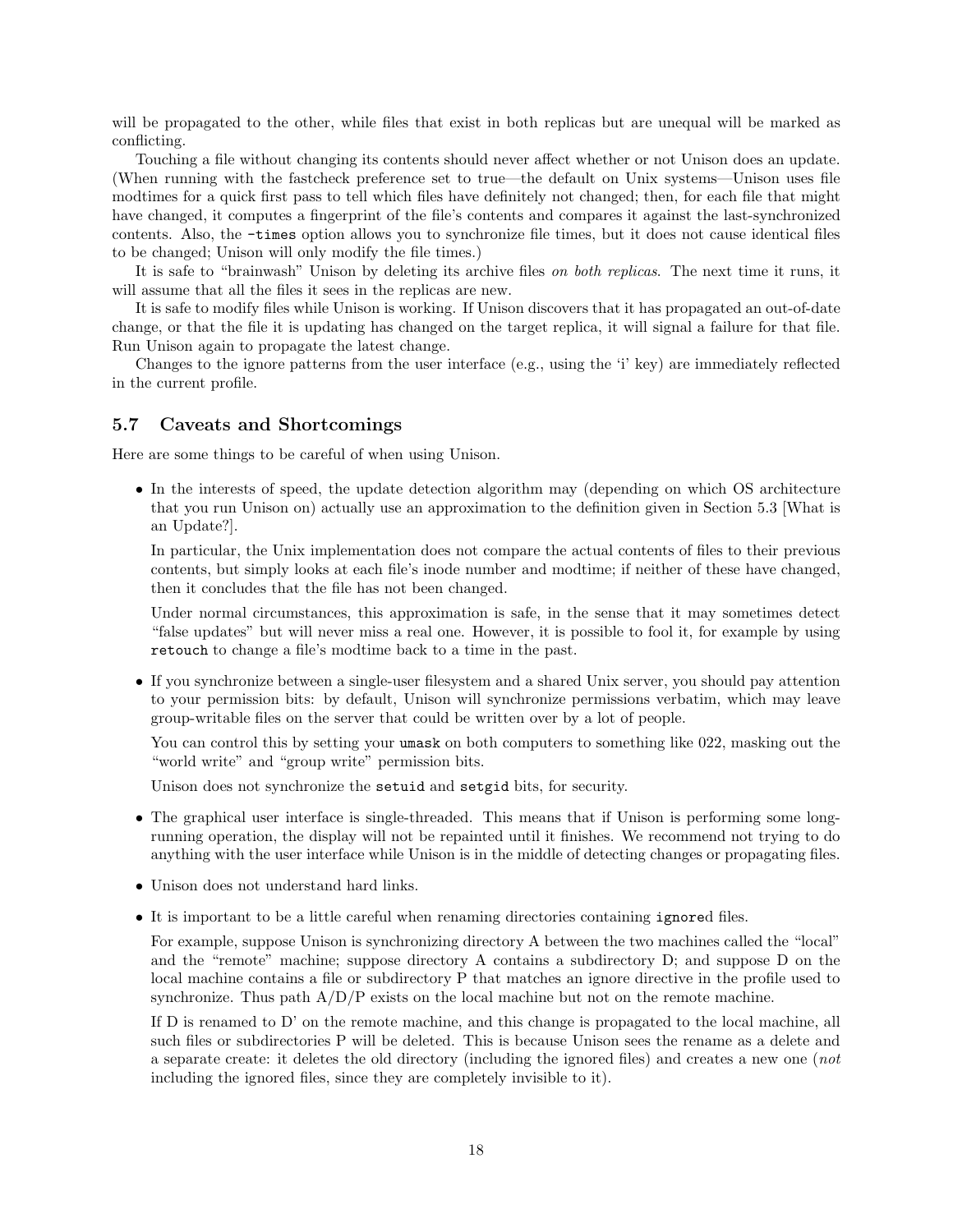will be propagated to the other, while files that exist in both replicas but are unequal will be marked as conflicting.

Touching a file without changing its contents should never affect whether or not Unison does an update. (When running with the fastcheck preference set to true—the default on Unix systems—Unison uses file modtimes for a quick first pass to tell which files have definitely not changed; then, for each file that might have changed, it computes a fingerprint of the file's contents and compares it against the last-synchronized contents. Also, the `-times` option allows you to synchronize file times, but it does not cause identical files to be changed; Unison will only modify the file times.)

It is safe to "brainwash" Unison by deleting its archive files *on both replicas*. The next time it runs, it will assume that all the files it sees in the replicas are new.

It is safe to modify files while Unison is working. If Unison discovers that it has propagated an out-of-date change, or that the file it is updating has changed on the target replica, it will signal a failure for that file. Run Unison again to propagate the latest change.

Changes to the ignore patterns from the user interface (e.g., using the 'i' key) are immediately reflected in the current profile.

### 5.7 Caveats and Shortcomings

Here are some things to be careful of when using Unison.

- In the interests of speed, the update detection algorithm may (depending on which OS architecture that you run Unison on) actually use an approximation to the definition given in Section 5.3 [What is an Update?].

  In particular, the Unix implementation does not compare the actual contents of files to their previous contents, but simply looks at each file's inode number and modtime; if neither of these have changed, then it concludes that the file has not been changed.

  Under normal circumstances, this approximation is safe, in the sense that it may sometimes detect "false updates" but will never miss a real one. However, it is possible to fool it, for example by using `retouch` to change a file's modtime back to a time in the past.

- If you synchronize between a single-user filesystem and a shared Unix server, you should pay attention to your permission bits: by default, Unison will synchronize permissions verbatim, which may leave group-writable files on the server that could be written over by a lot of people.

  You can control this by setting your `umask` on both computers to something like 022, masking out the "world write" and "group write" permission bits.

  Unison does not synchronize the `setuid` and `setgid` bits, for security.

- The graphical user interface is single-threaded. This means that if Unison is performing some long-running operation, the display will not be repainted until it finishes. We recommend not trying to do anything with the user interface while Unison is in the middle of detecting changes or propagating files.

- Unison does not understand hard links.

- It is important to be a little careful when renaming directories containing `ignore`d files.

  For example, suppose Unison is synchronizing directory A between the two machines called the "local" and the "remote" machine; suppose directory A contains a subdirectory D; and suppose D on the local machine contains a file or subdirectory P that matches an ignore directive in the profile used to synchronize. Thus path A/D/P exists on the local machine but not on the remote machine.

  If D is renamed to D' on the remote machine, and this change is propagated to the local machine, all such files or subdirectories P will be deleted. This is because Unison sees the rename as a delete and a separate create: it deletes the old directory (including the ignored files) and creates a new one (*not* including the ignored files, since they are completely invisible to it).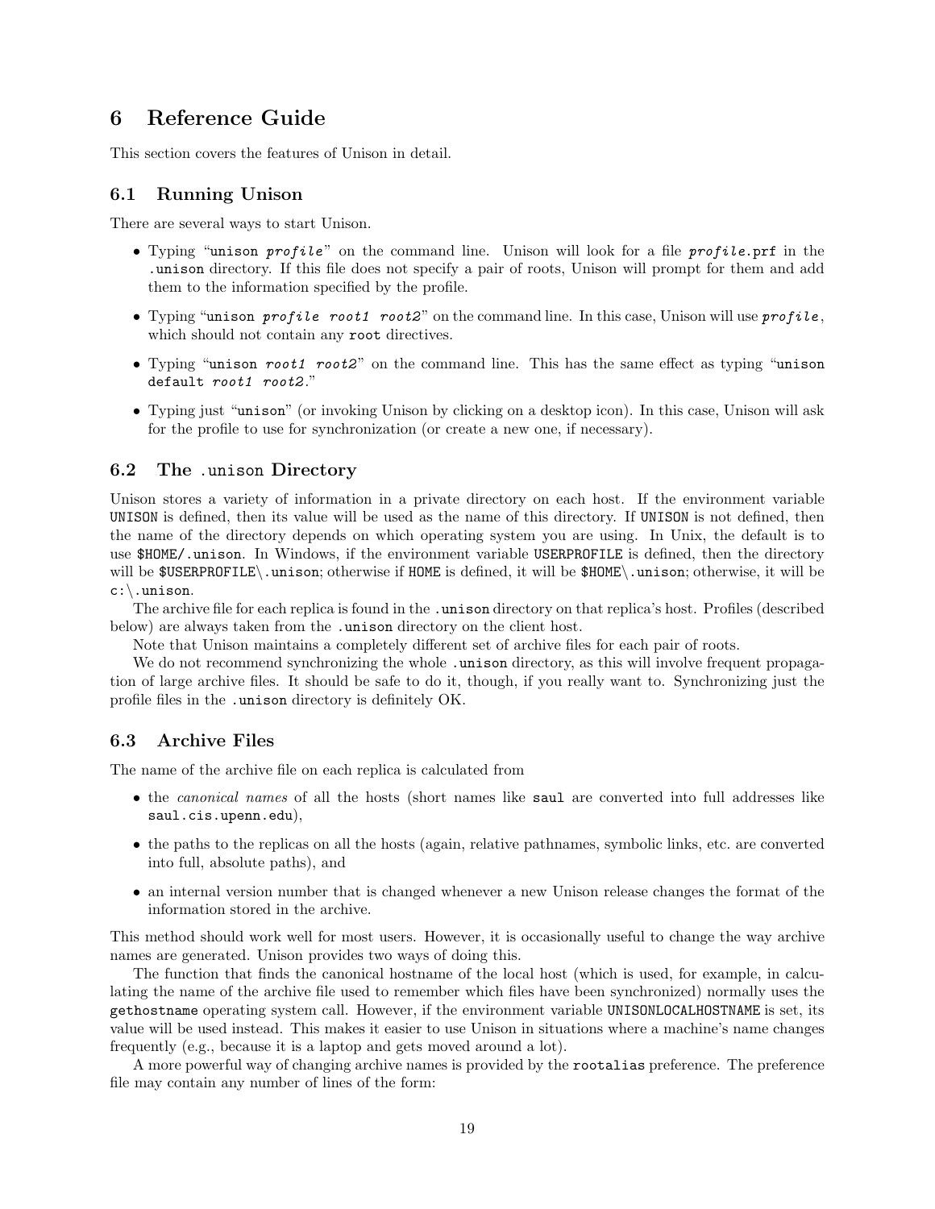# 6 Reference Guide

This section covers the features of Unison in detail.

## 6.1 Running Unison

There are several ways to start Unison.

- Typing "`unison` *`profile`*" on the command line. Unison will look for a file *`profile`*`.prf` in the `.unison` directory. If this file does not specify a pair of roots, Unison will prompt for them and add them to the information specified by the profile.
- Typing "`unison` *`profile root1 root2`*" on the command line. In this case, Unison will use *`profile`*, which should not contain any `root` directives.
- Typing "`unison` *`root1 root2`*" on the command line. This has the same effect as typing "`unison default` *`root1 root2`*."
- Typing just "`unison`" (or invoking Unison by clicking on a desktop icon). In this case, Unison will ask for the profile to use for synchronization (or create a new one, if necessary).

## 6.2 The `.unison` Directory

Unison stores a variety of information in a private directory on each host. If the environment variable `UNISON` is defined, then its value will be used as the name of this directory. If `UNISON` is not defined, then the name of the directory depends on which operating system you are using. In Unix, the default is to use `$HOME/.unison`. In Windows, if the environment variable `USERPROFILE` is defined, then the directory will be `$USERPROFILE\.unison`; otherwise if `HOME` is defined, it will be `$HOME\.unison`; otherwise, it will be `c:\.unison`.

The archive file for each replica is found in the `.unison` directory on that replica's host. Profiles (described below) are always taken from the `.unison` directory on the client host.

Note that Unison maintains a completely different set of archive files for each pair of roots.

We do not recommend synchronizing the whole `.unison` directory, as this will involve frequent propagation of large archive files. It should be safe to do it, though, if you really want to. Synchronizing just the profile files in the `.unison` directory is definitely OK.

## 6.3 Archive Files

The name of the archive file on each replica is calculated from

- the *canonical names* of all the hosts (short names like `saul` are converted into full addresses like `saul.cis.upenn.edu`),
- the paths to the replicas on all the hosts (again, relative pathnames, symbolic links, etc. are converted into full, absolute paths), and
- an internal version number that is changed whenever a new Unison release changes the format of the information stored in the archive.

This method should work well for most users. However, it is occasionally useful to change the way archive names are generated. Unison provides two ways of doing this.

The function that finds the canonical hostname of the local host (which is used, for example, in calculating the name of the archive file used to remember which files have been synchronized) normally uses the `gethostname` operating system call. However, if the environment variable `UNISONLOCALHOSTNAME` is set, its value will be used instead. This makes it easier to use Unison in situations where a machine's name changes frequently (e.g., because it is a laptop and gets moved around a lot).

A more powerful way of changing archive names is provided by the `rootalias` preference. The preference file may contain any number of lines of the form: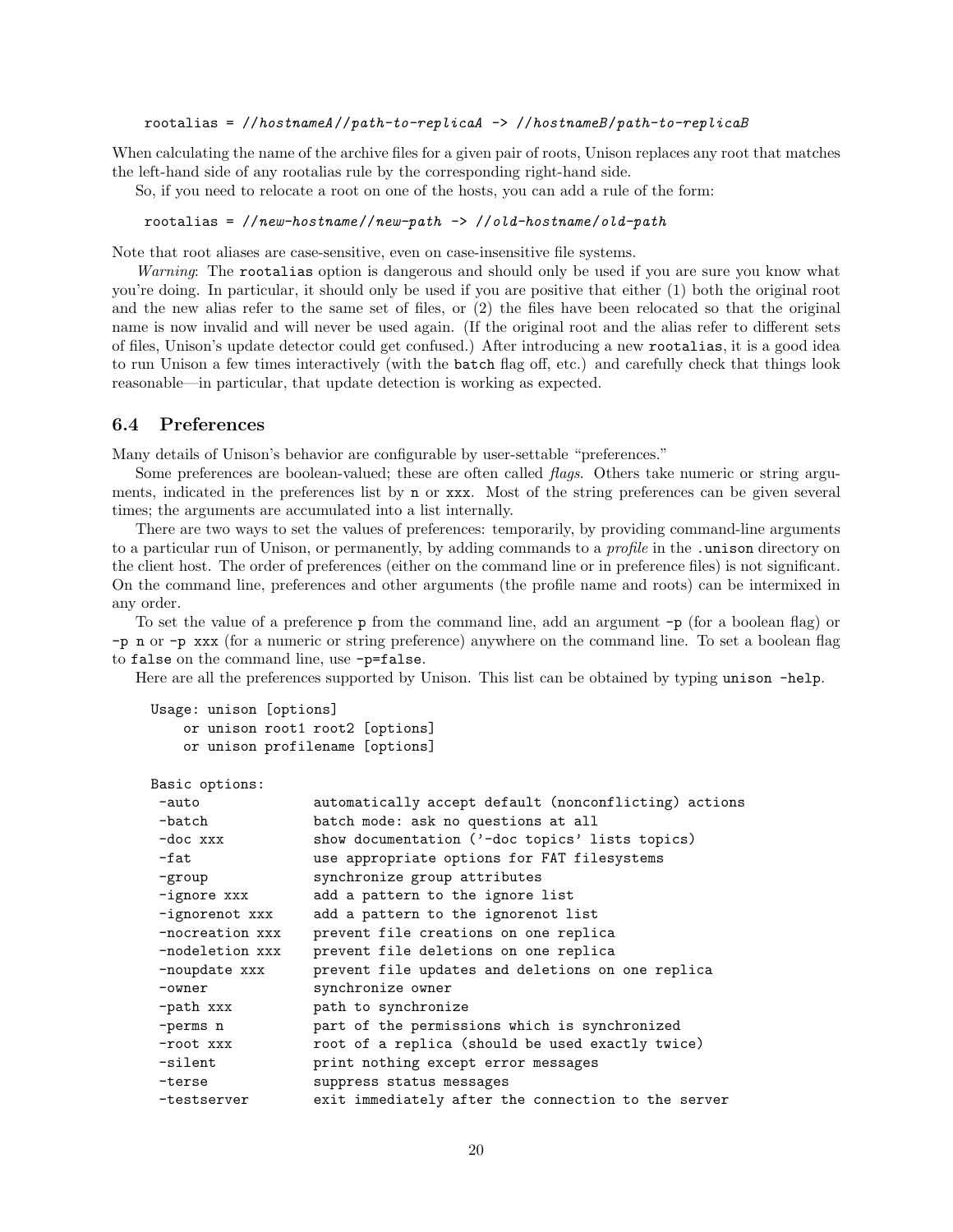```
rootalias = //hostnameA//path-to-replicaA -> //hostnameB/path-to-replicaB
```

When calculating the name of the archive files for a given pair of roots, Unison replaces any root that matches the left-hand side of any rootalias rule by the corresponding right-hand side.

So, if you need to relocate a root on one of the hosts, you can add a rule of the form:

```
rootalias = //new-hostname//new-path -> //old-hostname/old-path
```

Note that root aliases are case-sensitive, even on case-insensitive file systems.

*Warning*: The `rootalias` option is dangerous and should only be used if you are sure you know what you're doing. In particular, it should only be used if you are positive that either (1) both the original root and the new alias refer to the same set of files, or (2) the files have been relocated so that the original name is now invalid and will never be used again. (If the original root and the alias refer to different sets of files, Unison's update detector could get confused.) After introducing a new `rootalias`, it is a good idea to run Unison a few times interactively (with the `batch` flag off, etc.) and carefully check that things look reasonable—in particular, that update detection is working as expected.

## 6.4 Preferences

Many details of Unison's behavior are configurable by user-settable "preferences."

Some preferences are boolean-valued; these are often called *flags*. Others take numeric or string arguments, indicated in the preferences list by `n` or `xxx`. Most of the string preferences can be given several times; the arguments are accumulated into a list internally.

There are two ways to set the values of preferences: temporarily, by providing command-line arguments to a particular run of Unison, or permanently, by adding commands to a *profile* in the `.unison` directory on the client host. The order of preferences (either on the command line or in preference files) is not significant. On the command line, preferences and other arguments (the profile name and roots) can be intermixed in any order.

To set the value of a preference `p` from the command line, add an argument `-p` (for a boolean flag) or `-p n` or `-p xxx` (for a numeric or string preference) anywhere on the command line. To set a boolean flag to `false` on the command line, use `-p=false`.

Here are all the preferences supported by Unison. This list can be obtained by typing `unison -help`.

```
Usage: unison [options]
    or unison root1 root2 [options]
    or unison profilename [options]

Basic options:
 -auto              automatically accept default (nonconflicting) actions
 -batch             batch mode: ask no questions at all
 -doc xxx           show documentation ('-doc topics' lists topics)
 -fat               use appropriate options for FAT filesystems
 -group             synchronize group attributes
 -ignore xxx        add a pattern to the ignore list
 -ignorenot xxx     add a pattern to the ignorenot list
 -nocreation xxx    prevent file creations on one replica
 -nodeletion xxx    prevent file deletions on one replica
 -noupdate xxx      prevent file updates and deletions on one replica
 -owner             synchronize owner
 -path xxx          path to synchronize
 -perms n           part of the permissions which is synchronized
 -root xxx          root of a replica (should be used exactly twice)
 -silent            print nothing except error messages
 -terse             suppress status messages
 -testserver        exit immediately after the connection to the server
```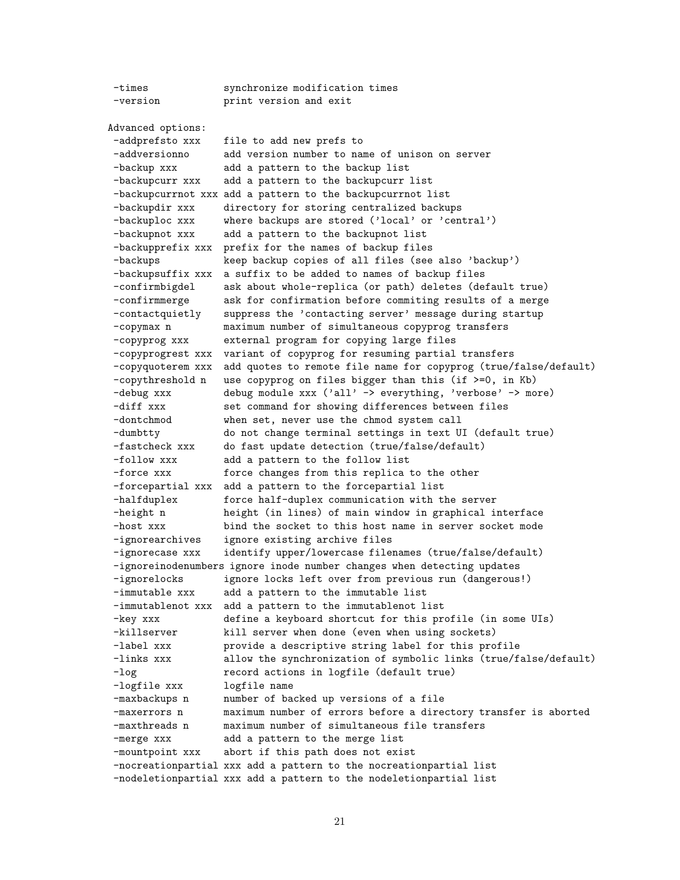```
 -times             synchronize modification times
 -version           print version and exit

Advanced options:
 -addprefsto xxx    file to add new prefs to
 -addversionno      add version number to name of unison on server
 -backup xxx        add a pattern to the backup list
 -backupcurr xxx    add a pattern to the backupcurr list
 -backupcurrnot xxx add a pattern to the backupcurrnot list
 -backupdir xxx     directory for storing centralized backups
 -backuploc xxx     where backups are stored ('local' or 'central')
 -backupnot xxx     add a pattern to the backupnot list
 -backupprefix xxx  prefix for the names of backup files
 -backups           keep backup copies of all files (see also 'backup')
 -backupsuffix xxx  a suffix to be added to names of backup files
 -confirmbigdel     ask about whole-replica (or path) deletes (default true)
 -confirmmerge      ask for confirmation before commiting results of a merge
 -contactquietly    suppress the 'contacting server' message during startup
 -copymax n         maximum number of simultaneous copyprog transfers
 -copyprog xxx      external program for copying large files
 -copyprogrest xxx  variant of copyprog for resuming partial transfers
 -copyquoterem xxx  add quotes to remote file name for copyprog (true/false/default)
 -copythreshold n   use copyprog on files bigger than this (if >=0, in Kb)
 -debug xxx         debug module xxx ('all' -> everything, 'verbose' -> more)
 -diff xxx          set command for showing differences between files
 -dontchmod         when set, never use the chmod system call
 -dumbtty           do not change terminal settings in text UI (default true)
 -fastcheck xxx     do fast update detection (true/false/default)
 -follow xxx        add a pattern to the follow list
 -force xxx         force changes from this replica to the other
 -forcepartial xxx  add a pattern to the forcepartial list
 -halfduplex        force half-duplex communication with the server
 -height n          height (in lines) of main window in graphical interface
 -host xxx          bind the socket to this host name in server socket mode
 -ignorearchives    ignore existing archive files
 -ignorecase xxx    identify upper/lowercase filenames (true/false/default)
 -ignoreinodenumbers ignore inode number changes when detecting updates
 -ignorelocks       ignore locks left over from previous run (dangerous!)
 -immutable xxx     add a pattern to the immutable list
 -immutablenot xxx  add a pattern to the immutablenot list
 -key xxx           define a keyboard shortcut for this profile (in some UIs)
 -killserver        kill server when done (even when using sockets)
 -label xxx         provide a descriptive string label for this profile
 -links xxx         allow the synchronization of symbolic links (true/false/default)
 -log               record actions in logfile (default true)
 -logfile xxx       logfile name
 -maxbackups n      number of backed up versions of a file
 -maxerrors n       maximum number of errors before a directory transfer is aborted
 -maxthreads n      maximum number of simultaneous file transfers
 -merge xxx         add a pattern to the merge list
 -mountpoint xxx    abort if this path does not exist
 -nocreationpartial xxx add a pattern to the nocreationpartial list
 -nodeletionpartial xxx add a pattern to the nodeletionpartial list
```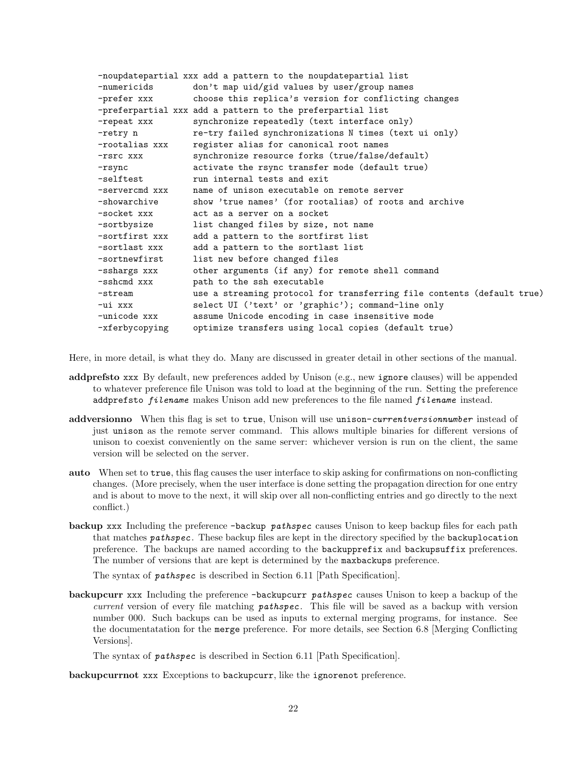```
-noupdatepartial xxx add a pattern to the noupdatepartial list
-numericids         don't map uid/gid values by user/group names
-prefer xxx         choose this replica's version for conflicting changes
-preferpartial xxx add a pattern to the preferpartial list
-repeat xxx         synchronize repeatedly (text interface only)
-retry n            re-try failed synchronizations N times (text ui only)
-rootalias xxx      register alias for canonical root names
-rsrc xxx           synchronize resource forks (true/false/default)
-rsync              activate the rsync transfer mode (default true)
-selftest           run internal tests and exit
-servercmd xxx      name of unison executable on remote server
-showarchive        show 'true names' (for rootalias) of roots and archive
-socket xxx         act as a server on a socket
-sortbysize         list changed files by size, not name
-sortfirst xxx      add a pattern to the sortfirst list
-sortlast xxx       add a pattern to the sortlast list
-sortnewfirst       list new before changed files
-sshargs xxx        other arguments (if any) for remote shell command
-sshcmd xxx         path to the ssh executable
-stream             use a streaming protocol for transferring file contents (default true)
-ui xxx             select UI ('text' or 'graphic'); command-line only
-unicode xxx        assume Unicode encoding in case insensitive mode
-xferbycopying      optimize transfers using local copies (default true)
```

Here, in more detail, is what they do. Many are discussed in greater detail in other sections of the manual.

**addprefsto** `xxx` By default, new preferences added by Unison (e.g., new `ignore` clauses) will be appended to whatever preference file Unison was told to load at the beginning of the run. Setting the preference `addprefsto` *`filename`* makes Unison add new preferences to the file named *`filename`* instead.

**addversionno** When this flag is set to `true`, Unison will use `unison-`*`currentversionnumber`* instead of just `unison` as the remote server command. This allows multiple binaries for different versions of unison to coexist conveniently on the same server: whichever version is run on the client, the same version will be selected on the server.

**auto** When set to `true`, this flag causes the user interface to skip asking for confirmations on non-conflicting changes. (More precisely, when the user interface is done setting the propagation direction for one entry and is about to move to the next, it will skip over all non-conflicting entries and go directly to the next conflict.)

**backup** `xxx` Including the preference `-backup` *`pathspec`* causes Unison to keep backup files for each path that matches *`pathspec`*. These backup files are kept in the directory specified by the `backuplocation` preference. The backups are named according to the `backupprefix` and `backupsuffix` preferences. The number of versions that are kept is determined by the `maxbackups` preference.

The syntax of *`pathspec`* is described in Section 6.11 [Path Specification].

**backupcurr** `xxx` Including the preference `-backupcurr` *`pathspec`* causes Unison to keep a backup of the *current* version of every file matching *`pathspec`*. This file will be saved as a backup with version number 000. Such backups can be used as inputs to external merging programs, for instance. See the documentatation for the `merge` preference. For more details, see Section 6.8 [Merging Conflicting Versions].

The syntax of *`pathspec`* is described in Section 6.11 [Path Specification].

**backupcurrnot** `xxx` Exceptions to `backupcurr`, like the `ignorenot` preference.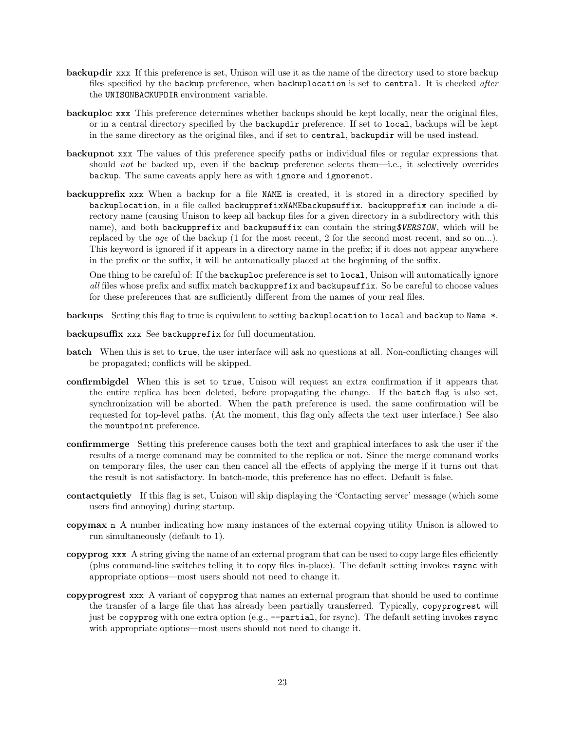**backupdir** `xxx` If this preference is set, Unison will use it as the name of the directory used to store backup files specified by the `backup` preference, when `backuplocation` is set to `central`. It is checked *after* the `UNISONBACKUPDIR` environment variable.

**backuploc** `xxx` This preference determines whether backups should be kept locally, near the original files, or in a central directory specified by the `backupdir` preference. If set to `local`, backups will be kept in the same directory as the original files, and if set to `central`, `backupdir` will be used instead.

**backupnot** `xxx` The values of this preference specify paths or individual files or regular expressions that should *not* be backed up, even if the `backup` preference selects them—i.e., it selectively overrides `backup`. The same caveats apply here as with `ignore` and `ignorenot`.

**backupprefix** `xxx` When a backup for a file `NAME` is created, it is stored in a directory specified by `backuplocation`, in a file called `backupprefixNAMEbackupsuffix`. `backupprefix` can include a directory name (causing Unison to keep all backup files for a given directory in a subdirectory with this name), and both `backupprefix` and `backupsuffix` can contain the string *$VERSION*, which will be replaced by the *age* of the backup (1 for the most recent, 2 for the second most recent, and so on...). This keyword is ignored if it appears in a directory name in the prefix; if it does not appear anywhere in the prefix or the suffix, it will be automatically placed at the beginning of the suffix.

One thing to be careful of: If the `backuploc` preference is set to `local`, Unison will automatically ignore *all* files whose prefix and suffix match `backupprefix` and `backupsuffix`. So be careful to choose values for these preferences that are sufficiently different from the names of your real files.

**backups** Setting this flag to true is equivalent to setting `backuplocation` to `local` and `backup` to `Name *`.

**backupsuffix** `xxx` See `backupprefix` for full documentation.

**batch** When this is set to `true`, the user interface will ask no questions at all. Non-conflicting changes will be propagated; conflicts will be skipped.

**confirmbigdel** When this is set to `true`, Unison will request an extra confirmation if it appears that the entire replica has been deleted, before propagating the change. If the `batch` flag is also set, synchronization will be aborted. When the `path` preference is used, the same confirmation will be requested for top-level paths. (At the moment, this flag only affects the text user interface.) See also the `mountpoint` preference.

**confirmmerge** Setting this preference causes both the text and graphical interfaces to ask the user if the results of a merge command may be commited to the replica or not. Since the merge command works on temporary files, the user can then cancel all the effects of applying the merge if it turns out that the result is not satisfactory. In batch-mode, this preference has no effect. Default is false.

**contactquietly** If this flag is set, Unison will skip displaying the 'Contacting server' message (which some users find annoying) during startup.

**copymax** `n` A number indicating how many instances of the external copying utility Unison is allowed to run simultaneously (default to 1).

**copyprog** `xxx` A string giving the name of an external program that can be used to copy large files efficiently (plus command-line switches telling it to copy files in-place). The default setting invokes `rsync` with appropriate options—most users should not need to change it.

**copyprogrest** `xxx` A variant of `copyprog` that names an external program that should be used to continue the transfer of a large file that has already been partially transferred. Typically, `copyprogrest` will just be `copyprog` with one extra option (e.g., `--partial`, for rsync). The default setting invokes `rsync` with appropriate options—most users should not need to change it.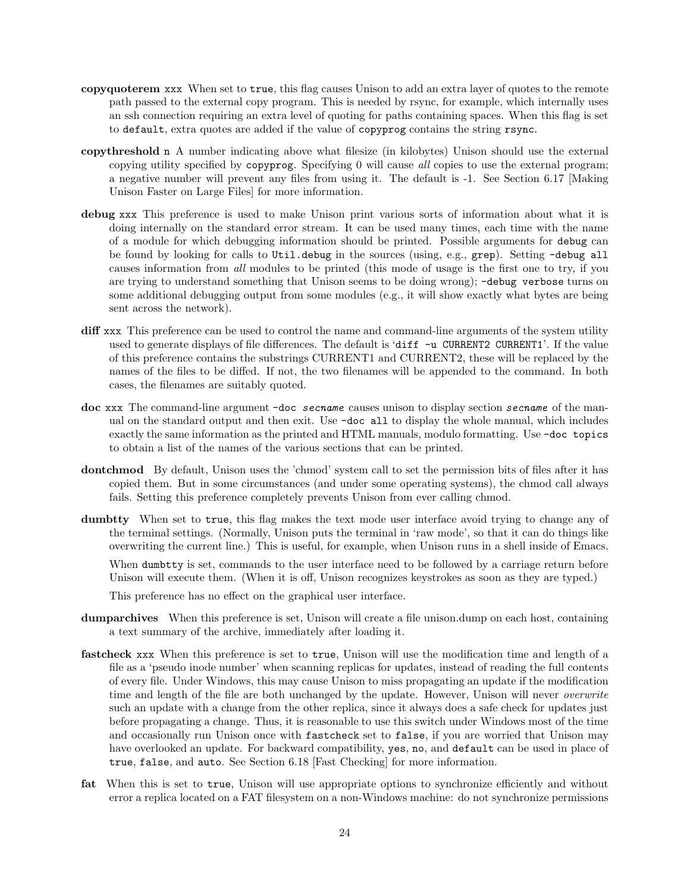**copyquoterem** `xxx` When set to `true`, this flag causes Unison to add an extra layer of quotes to the remote path passed to the external copy program. This is needed by rsync, for example, which internally uses an ssh connection requiring an extra level of quoting for paths containing spaces. When this flag is set to `default`, extra quotes are added if the value of `copyprog` contains the string `rsync`.

**copythreshold** `n` A number indicating above what filesize (in kilobytes) Unison should use the external copying utility specified by `copyprog`. Specifying 0 will cause *all* copies to use the external program; a negative number will prevent any files from using it. The default is -1. See Section 6.17 [Making Unison Faster on Large Files] for more information.

**debug** `xxx` This preference is used to make Unison print various sorts of information about what it is doing internally on the standard error stream. It can be used many times, each time with the name of a module for which debugging information should be printed. Possible arguments for `debug` can be found by looking for calls to `Util.debug` in the sources (using, e.g., `grep`). Setting `-debug all` causes information from *all* modules to be printed (this mode of usage is the first one to try, if you are trying to understand something that Unison seems to be doing wrong); `-debug verbose` turns on some additional debugging output from some modules (e.g., it will show exactly what bytes are being sent across the network).

**diff** `xxx` This preference can be used to control the name and command-line arguments of the system utility used to generate displays of file differences. The default is '`diff -u CURRENT2 CURRENT1`'. If the value of this preference contains the substrings CURRENT1 and CURRENT2, these will be replaced by the names of the files to be diffed. If not, the two filenames will be appended to the command. In both cases, the filenames are suitably quoted.

**doc** `xxx` The command-line argument `-doc` *`secname`* causes unison to display section *`secname`* of the manual on the standard output and then exit. Use `-doc all` to display the whole manual, which includes exactly the same information as the printed and HTML manuals, modulo formatting. Use `-doc topics` to obtain a list of the names of the various sections that can be printed.

**dontchmod** By default, Unison uses the 'chmod' system call to set the permission bits of files after it has copied them. But in some circumstances (and under some operating systems), the chmod call always fails. Setting this preference completely prevents Unison from ever calling chmod.

**dumbtty** When set to `true`, this flag makes the text mode user interface avoid trying to change any of the terminal settings. (Normally, Unison puts the terminal in 'raw mode', so that it can do things like overwriting the current line.) This is useful, for example, when Unison runs in a shell inside of Emacs.

When `dumbtty` is set, commands to the user interface need to be followed by a carriage return before Unison will execute them. (When it is off, Unison recognizes keystrokes as soon as they are typed.)

This preference has no effect on the graphical user interface.

**dumparchives** When this preference is set, Unison will create a file unison.dump on each host, containing a text summary of the archive, immediately after loading it.

**fastcheck** `xxx` When this preference is set to `true`, Unison will use the modification time and length of a file as a 'pseudo inode number' when scanning replicas for updates, instead of reading the full contents of every file. Under Windows, this may cause Unison to miss propagating an update if the modification time and length of the file are both unchanged by the update. However, Unison will never *overwrite* such an update with a change from the other replica, since it always does a safe check for updates just before propagating a change. Thus, it is reasonable to use this switch under Windows most of the time and occasionally run Unison once with `fastcheck` set to `false`, if you are worried that Unison may have overlooked an update. For backward compatibility, `yes`, `no`, and `default` can be used in place of `true`, `false`, and `auto`. See Section 6.18 [Fast Checking] for more information.

**fat** When this is set to `true`, Unison will use appropriate options to synchronize efficiently and without error a replica located on a FAT filesystem on a non-Windows machine: do not synchronize permissions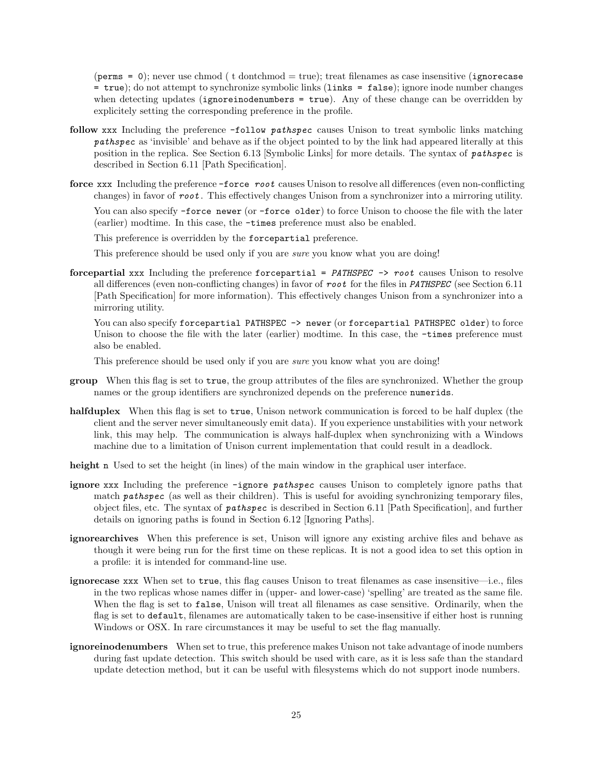(`perms = 0`); never use chmod ( t dontchmod = true); treat filenames as case insensitive (`ignorecase = true`); do not attempt to synchronize symbolic links (`links = false`); ignore inode number changes when detecting updates (`ignoreinodenumbers = true`). Any of these change can be overridden by explicitely setting the corresponding preference in the profile.

**follow** `xxx` Including the preference `-follow` ***`pathspec`*** causes Unison to treat symbolic links matching ***`pathspec`*** as 'invisible' and behave as if the object pointed to by the link had appeared literally at this position in the replica. See Section 6.13 [Symbolic Links] for more details. The syntax of ***`pathspec`*** is described in Section 6.11 [Path Specification].

**force** `xxx` Including the preference `-force` *`root`* causes Unison to resolve all differences (even non-conflicting changes) in favor of *`root`*. This effectively changes Unison from a synchronizer into a mirroring utility.

You can also specify `-force newer` (or `-force older`) to force Unison to choose the file with the later (earlier) modtime. In this case, the `-times` preference must also be enabled.

This preference is overridden by the `forcepartial` preference.

This preference should be used only if you are *sure* you know what you are doing!

**forcepartial** `xxx` Including the preference `forcepartial =` ***`PATHSPEC`*** `->` *`root`* causes Unison to resolve all differences (even non-conflicting changes) in favor of *`root`* for the files in ***`PATHSPEC`*** (see Section 6.11 [Path Specification] for more information). This effectively changes Unison from a synchronizer into a mirroring utility.

You can also specify `forcepartial PATHSPEC -> newer` (or `forcepartial PATHSPEC older`) to force Unison to choose the file with the later (earlier) modtime. In this case, the `-times` preference must also be enabled.

This preference should be used only if you are *sure* you know what you are doing!

**group** When this flag is set to `true`, the group attributes of the files are synchronized. Whether the group names or the group identifiers are synchronized depends on the preference `numerids`.

**halfduplex** When this flag is set to `true`, Unison network communication is forced to be half duplex (the client and the server never simultaneously emit data). If you experience unstabilities with your network link, this may help. The communication is always half-duplex when synchronizing with a Windows machine due to a limitation of Unison current implementation that could result in a deadlock.

**height** `n` Used to set the height (in lines) of the main window in the graphical user interface.

**ignore** `xxx` Including the preference `-ignore` ***`pathspec`*** causes Unison to completely ignore paths that match ***`pathspec`*** (as well as their children). This is useful for avoiding synchronizing temporary files, object files, etc. The syntax of ***`pathspec`*** is described in Section 6.11 [Path Specification], and further details on ignoring paths is found in Section 6.12 [Ignoring Paths].

**ignorearchives** When this preference is set, Unison will ignore any existing archive files and behave as though it were being run for the first time on these replicas. It is not a good idea to set this option in a profile: it is intended for command-line use.

**ignorecase** `xxx` When set to `true`, this flag causes Unison to treat filenames as case insensitive—i.e., files in the two replicas whose names differ in (upper- and lower-case) 'spelling' are treated as the same file. When the flag is set to `false`, Unison will treat all filenames as case sensitive. Ordinarily, when the flag is set to `default`, filenames are automatically taken to be case-insensitive if either host is running Windows or OSX. In rare circumstances it may be useful to set the flag manually.

**ignoreinodenumbers** When set to true, this preference makes Unison not take advantage of inode numbers during fast update detection. This switch should be used with care, as it is less safe than the standard update detection method, but it can be useful with filesystems which do not support inode numbers.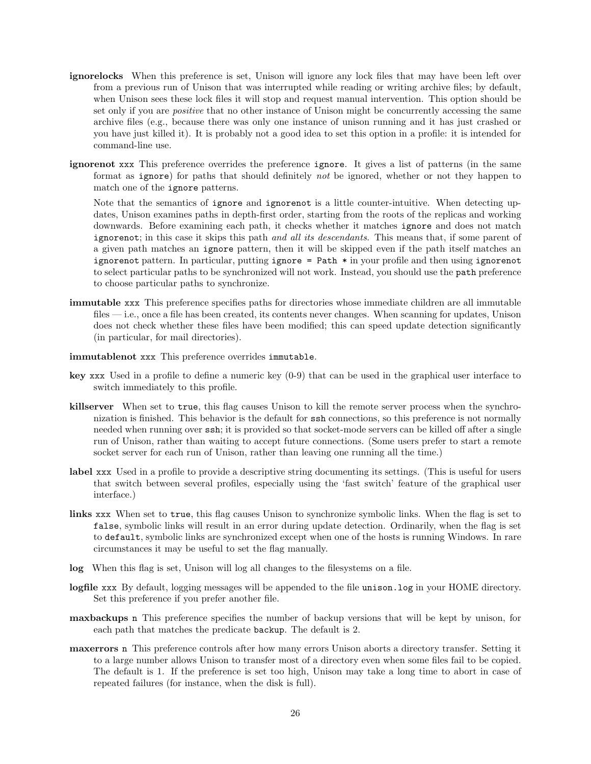**ignorelocks** When this preference is set, Unison will ignore any lock files that may have been left over from a previous run of Unison that was interrupted while reading or writing archive files; by default, when Unison sees these lock files it will stop and request manual intervention. This option should be set only if you are *positive* that no other instance of Unison might be concurrently accessing the same archive files (e.g., because there was only one instance of unison running and it has just crashed or you have just killed it). It is probably not a good idea to set this option in a profile: it is intended for command-line use.

**ignorenot** `xxx` This preference overrides the preference `ignore`. It gives a list of patterns (in the same format as `ignore`) for paths that should definitely *not* be ignored, whether or not they happen to match one of the `ignore` patterns.

Note that the semantics of `ignore` and `ignorenot` is a little counter-intuitive. When detecting updates, Unison examines paths in depth-first order, starting from the roots of the replicas and working downwards. Before examining each path, it checks whether it matches `ignore` and does not match `ignorenot`; in this case it skips this path *and all its descendants*. This means that, if some parent of a given path matches an `ignore` pattern, then it will be skipped even if the path itself matches an `ignorenot` pattern. In particular, putting `ignore = Path *` in your profile and then using `ignorenot` to select particular paths to be synchronized will not work. Instead, you should use the `path` preference to choose particular paths to synchronize.

**immutable** `xxx` This preference specifies paths for directories whose immediate children are all immutable files — i.e., once a file has been created, its contents never changes. When scanning for updates, Unison does not check whether these files have been modified; this can speed update detection significantly (in particular, for mail directories).

**immutablenot** `xxx` This preference overrides `immutable`.

**key** `xxx` Used in a profile to define a numeric key (0-9) that can be used in the graphical user interface to switch immediately to this profile.

**killserver** When set to `true`, this flag causes Unison to kill the remote server process when the synchronization is finished. This behavior is the default for `ssh` connections, so this preference is not normally needed when running over `ssh`; it is provided so that socket-mode servers can be killed off after a single run of Unison, rather than waiting to accept future connections. (Some users prefer to start a remote socket server for each run of Unison, rather than leaving one running all the time.)

**label** `xxx` Used in a profile to provide a descriptive string documenting its settings. (This is useful for users that switch between several profiles, especially using the 'fast switch' feature of the graphical user interface.)

**links** `xxx` When set to `true`, this flag causes Unison to synchronize symbolic links. When the flag is set to `false`, symbolic links will result in an error during update detection. Ordinarily, when the flag is set to `default`, symbolic links are synchronized except when one of the hosts is running Windows. In rare circumstances it may be useful to set the flag manually.

**log** When this flag is set, Unison will log all changes to the filesystems on a file.

**logfile** `xxx` By default, logging messages will be appended to the file `unison.log` in your HOME directory. Set this preference if you prefer another file.

**maxbackups** `n` This preference specifies the number of backup versions that will be kept by unison, for each path that matches the predicate `backup`. The default is 2.

**maxerrors** `n` This preference controls after how many errors Unison aborts a directory transfer. Setting it to a large number allows Unison to transfer most of a directory even when some files fail to be copied. The default is 1. If the preference is set too high, Unison may take a long time to abort in case of repeated failures (for instance, when the disk is full).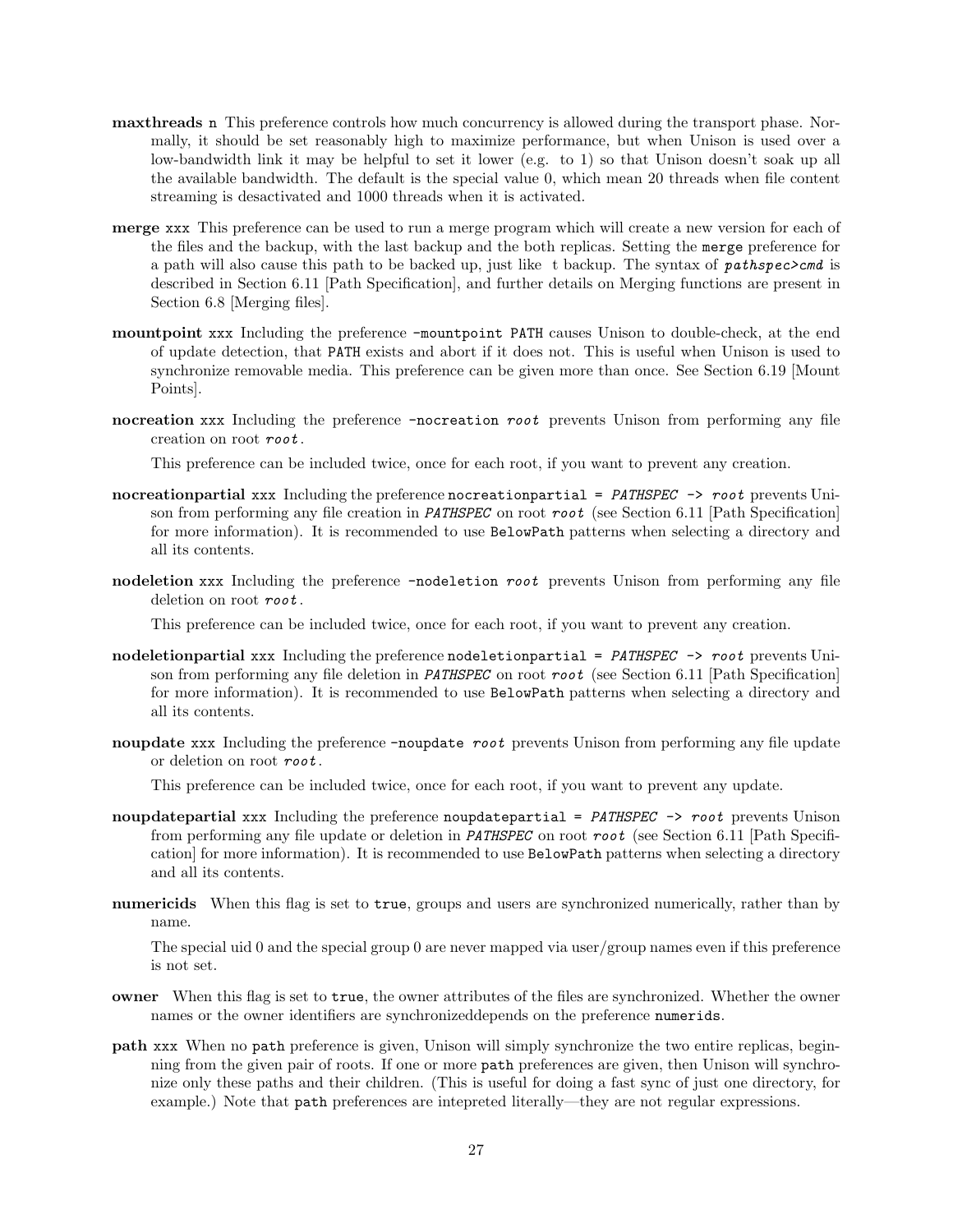**maxthreads** `n` This preference controls how much concurrency is allowed during the transport phase. Normally, it should be set reasonably high to maximize performance, but when Unison is used over a low-bandwidth link it may be helpful to set it lower (e.g. to 1) so that Unison doesn't soak up all the available bandwidth. The default is the special value 0, which mean 20 threads when file content streaming is desactivated and 1000 threads when it is activated.

**merge** `xxx` This preference can be used to run a merge program which will create a new version for each of the files and the backup, with the last backup and the both replicas. Setting the `merge` preference for a path will also cause this path to be backed up, just like t backup. The syntax of *`pathspec>cmd`* is described in Section 6.11 [Path Specification], and further details on Merging functions are present in Section 6.8 [Merging files].

**mountpoint** `xxx` Including the preference `-mountpoint PATH` causes Unison to double-check, at the end of update detection, that `PATH` exists and abort if it does not. This is useful when Unison is used to synchronize removable media. This preference can be given more than once. See Section 6.19 [Mount Points].

**nocreation** `xxx` Including the preference `-nocreation` *`root`* prevents Unison from performing any file creation on root *`root`*.

This preference can be included twice, once for each root, if you want to prevent any creation.

**nocreationpartial** `xxx` Including the preference `nocreationpartial =` *`PATHSPEC`* `->` *`root`* prevents Unison from performing any file creation in *`PATHSPEC`* on root *`root`* (see Section 6.11 [Path Specification] for more information). It is recommended to use `BelowPath` patterns when selecting a directory and all its contents.

**nodeletion** `xxx` Including the preference `-nodeletion` *`root`* prevents Unison from performing any file deletion on root *`root`*.

This preference can be included twice, once for each root, if you want to prevent any creation.

**nodeletionpartial** `xxx` Including the preference `nodeletionpartial =` *`PATHSPEC`* `->` *`root`* prevents Unison from performing any file deletion in *`PATHSPEC`* on root *`root`* (see Section 6.11 [Path Specification] for more information). It is recommended to use `BelowPath` patterns when selecting a directory and all its contents.

**noupdate** `xxx` Including the preference `-noupdate` *`root`* prevents Unison from performing any file update or deletion on root *`root`*.

This preference can be included twice, once for each root, if you want to prevent any update.

**noupdatepartial** `xxx` Including the preference `noupdatepartial =` *`PATHSPEC`* `->` *`root`* prevents Unison from performing any file update or deletion in *`PATHSPEC`* on root *`root`* (see Section 6.11 [Path Specification] for more information). It is recommended to use `BelowPath` patterns when selecting a directory and all its contents.

**numericids** When this flag is set to `true`, groups and users are synchronized numerically, rather than by name.

The special uid 0 and the special group 0 are never mapped via user/group names even if this preference is not set.

**owner** When this flag is set to `true`, the owner attributes of the files are synchronized. Whether the owner names or the owner identifiers are synchronizeddepends on the preference `numerids`.

**path** `xxx` When no `path` preference is given, Unison will simply synchronize the two entire replicas, beginning from the given pair of roots. If one or more `path` preferences are given, then Unison will synchronize only these paths and their children. (This is useful for doing a fast sync of just one directory, for example.) Note that `path` preferences are intepreted literally—they are not regular expressions.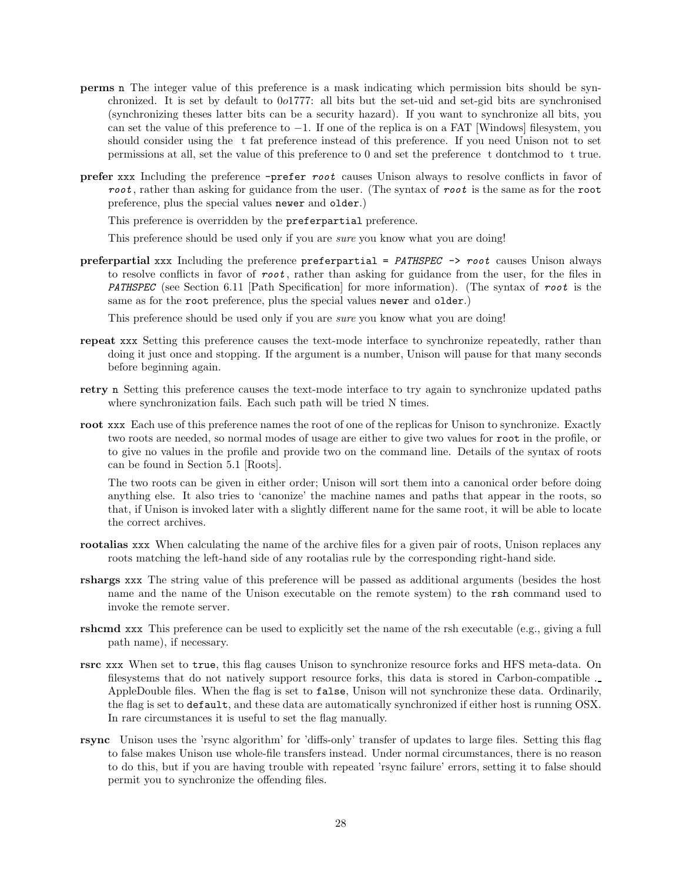**perms** `n` The integer value of this preference is a mask indicating which permission bits should be synchronized. It is set by default to $0o1777$: all bits but the set-uid and set-gid bits are synchronised (synchronizing theses latter bits can be a security hazard). If you want to synchronize all bits, you can set the value of this preference to $-1$. If one of the replica is on a FAT [Windows] filesystem, you should consider using the t fat preference instead of this preference. If you need Unison not to set permissions at all, set the value of this preference to 0 and set the preference t dontchmod to t true.

**prefer** `xxx` Including the preference `-prefer` *`root`* causes Unison always to resolve conflicts in favor of *`root`*, rather than asking for guidance from the user. (The syntax of *`root`* is the same as for the `root` preference, plus the special values `newer` and `older`.)

This preference is overridden by the `preferpartial` preference.

This preference should be used only if you are *sure* you know what you are doing!

**preferpartial** `xxx` Including the preference `preferpartial =` *`PATHSPEC`* `->` *`root`* causes Unison always to resolve conflicts in favor of *`root`*, rather than asking for guidance from the user, for the files in *`PATHSPEC`* (see Section 6.11 [Path Specification] for more information). (The syntax of *`root`* is the same as for the `root` preference, plus the special values `newer` and `older`.)

This preference should be used only if you are *sure* you know what you are doing!

**repeat** `xxx` Setting this preference causes the text-mode interface to synchronize repeatedly, rather than doing it just once and stopping. If the argument is a number, Unison will pause for that many seconds before beginning again.

**retry** `n` Setting this preference causes the text-mode interface to try again to synchronize updated paths where synchronization fails. Each such path will be tried N times.

**root** `xxx` Each use of this preference names the root of one of the replicas for Unison to synchronize. Exactly two roots are needed, so normal modes of usage are either to give two values for `root` in the profile, or to give no values in the profile and provide two on the command line. Details of the syntax of roots can be found in Section 5.1 [Roots].

The two roots can be given in either order; Unison will sort them into a canonical order before doing anything else. It also tries to 'canonize' the machine names and paths that appear in the roots, so that, if Unison is invoked later with a slightly different name for the same root, it will be able to locate the correct archives.

**rootalias** `xxx` When calculating the name of the archive files for a given pair of roots, Unison replaces any roots matching the left-hand side of any rootalias rule by the corresponding right-hand side.

**rshargs** `xxx` The string value of this preference will be passed as additional arguments (besides the host name and the name of the Unison executable on the remote system) to the `rsh` command used to invoke the remote server.

**rshcmd** `xxx` This preference can be used to explicitly set the name of the rsh executable (e.g., giving a full path name), if necessary.

**rsrc** `xxx` When set to `true`, this flag causes Unison to synchronize resource forks and HFS meta-data. On filesystems that do not natively support resource forks, this data is stored in Carbon-compatible ._ AppleDouble files. When the flag is set to `false`, Unison will not synchronize these data. Ordinarily, the flag is set to `default`, and these data are automatically synchronized if either host is running OSX. In rare circumstances it is useful to set the flag manually.

**rsync** Unison uses the 'rsync algorithm' for 'diffs-only' transfer of updates to large files. Setting this flag to false makes Unison use whole-file transfers instead. Under normal circumstances, there is no reason to do this, but if you are having trouble with repeated 'rsync failure' errors, setting it to false should permit you to synchronize the offending files.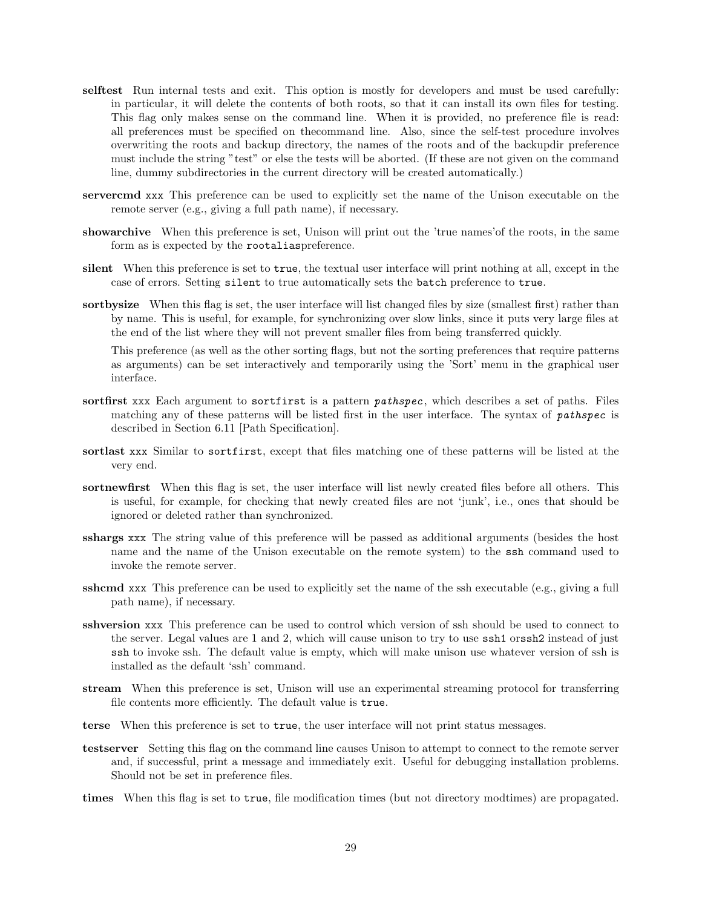**selftest** Run internal tests and exit. This option is mostly for developers and must be used carefully: in particular, it will delete the contents of both roots, so that it can install its own files for testing. This flag only makes sense on the command line. When it is provided, no preference file is read: all preferences must be specified on thecommand line. Also, since the self-test procedure involves overwriting the roots and backup directory, the names of the roots and of the backupdir preference must include the string "test" or else the tests will be aborted. (If these are not given on the command line, dummy subdirectories in the current directory will be created automatically.)

**servercmd** `xxx` This preference can be used to explicitly set the name of the Unison executable on the remote server (e.g., giving a full path name), if necessary.

**showarchive** When this preference is set, Unison will print out the 'true names'of the roots, in the same form as is expected by the `rootalias`preference.

**silent** When this preference is set to `true`, the textual user interface will print nothing at all, except in the case of errors. Setting `silent` to true automatically sets the `batch` preference to `true`.

**sortbysize** When this flag is set, the user interface will list changed files by size (smallest first) rather than by name. This is useful, for example, for synchronizing over slow links, since it puts very large files at the end of the list where they will not prevent smaller files from being transferred quickly.

This preference (as well as the other sorting flags, but not the sorting preferences that require patterns as arguments) can be set interactively and temporarily using the 'Sort' menu in the graphical user interface.

**sortfirst** `xxx` Each argument to `sortfirst` is a pattern ***pathspec***, which describes a set of paths. Files matching any of these patterns will be listed first in the user interface. The syntax of ***pathspec*** is described in Section 6.11 [Path Specification].

**sortlast** `xxx` Similar to `sortfirst`, except that files matching one of these patterns will be listed at the very end.

**sortnewfirst** When this flag is set, the user interface will list newly created files before all others. This is useful, for example, for checking that newly created files are not 'junk', i.e., ones that should be ignored or deleted rather than synchronized.

**sshargs** `xxx` The string value of this preference will be passed as additional arguments (besides the host name and the name of the Unison executable on the remote system) to the `ssh` command used to invoke the remote server.

**sshcmd** `xxx` This preference can be used to explicitly set the name of the ssh executable (e.g., giving a full path name), if necessary.

**sshversion** `xxx` This preference can be used to control which version of ssh should be used to connect to the server. Legal values are 1 and 2, which will cause unison to try to use `ssh1` or`ssh2` instead of just `ssh` to invoke ssh. The default value is empty, which will make unison use whatever version of ssh is installed as the default 'ssh' command.

**stream** When this preference is set, Unison will use an experimental streaming protocol for transferring file contents more efficiently. The default value is `true`.

**terse** When this preference is set to `true`, the user interface will not print status messages.

**testserver** Setting this flag on the command line causes Unison to attempt to connect to the remote server and, if successful, print a message and immediately exit. Useful for debugging installation problems. Should not be set in preference files.

**times** When this flag is set to `true`, file modification times (but not directory modtimes) are propagated.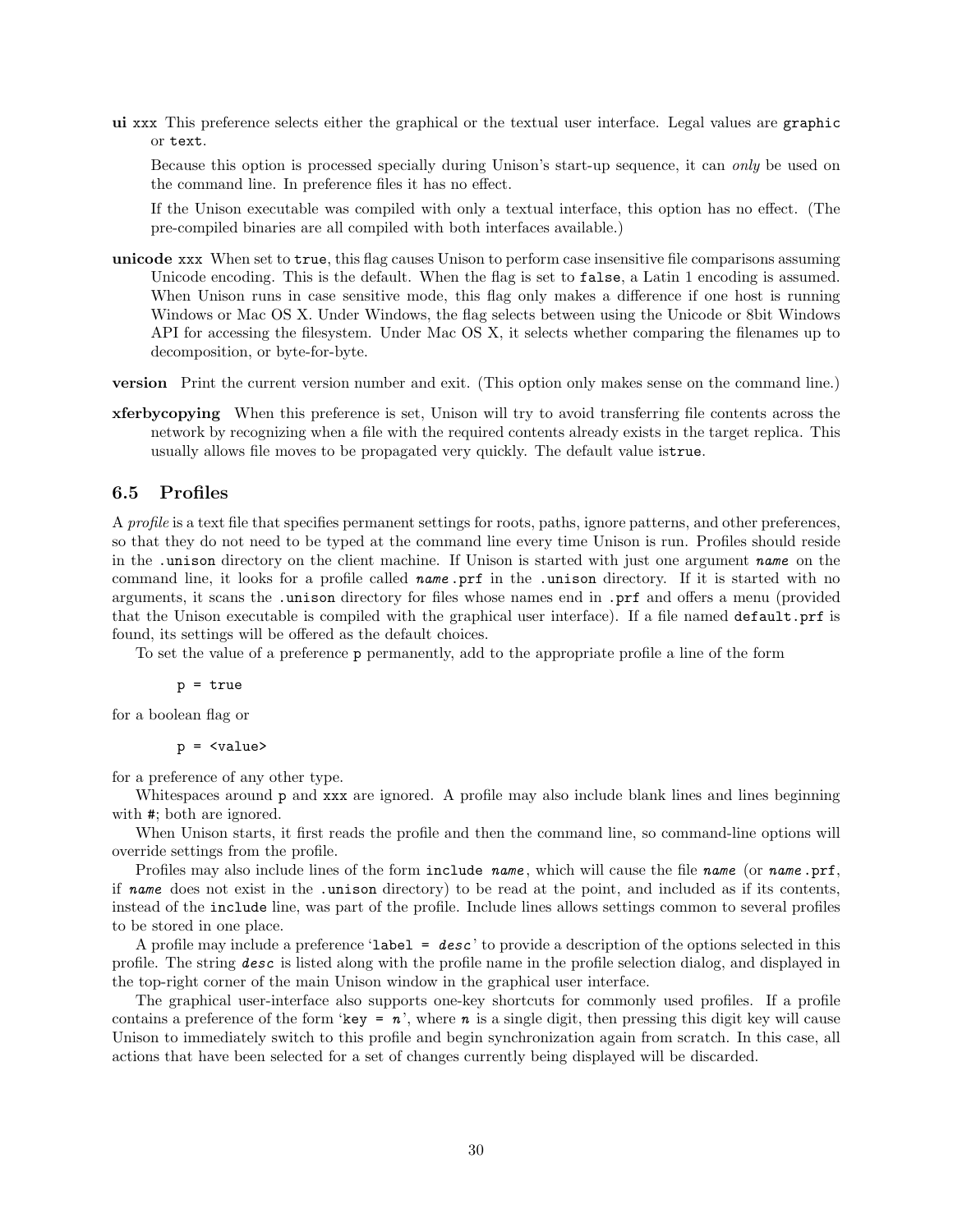**ui** `xxx` This preference selects either the graphical or the textual user interface. Legal values are `graphic` or `text`.

Because this option is processed specially during Unison's start-up sequence, it can *only* be used on the command line. In preference files it has no effect.

If the Unison executable was compiled with only a textual interface, this option has no effect. (The pre-compiled binaries are all compiled with both interfaces available.)

**unicode** `xxx` When set to `true`, this flag causes Unison to perform case insensitive file comparisons assuming Unicode encoding. This is the default. When the flag is set to `false`, a Latin 1 encoding is assumed. When Unison runs in case sensitive mode, this flag only makes a difference if one host is running Windows or Mac OS X. Under Windows, the flag selects between using the Unicode or 8bit Windows API for accessing the filesystem. Under Mac OS X, it selects whether comparing the filenames up to decomposition, or byte-for-byte.

**version** Print the current version number and exit. (This option only makes sense on the command line.)

**xferbycopying** When this preference is set, Unison will try to avoid transferring file contents across the network by recognizing when a file with the required contents already exists in the target replica. This usually allows file moves to be propagated very quickly. The default value is`true`.

## 6.5 Profiles

A *profile* is a text file that specifies permanent settings for roots, paths, ignore patterns, and other preferences, so that they do not need to be typed at the command line every time Unison is run. Profiles should reside in the `.unison` directory on the client machine. If Unison is started with just one argument *`name`* on the command line, it looks for a profile called *`name`*`.prf` in the `.unison` directory. If it is started with no arguments, it scans the `.unison` directory for files whose names end in `.prf` and offers a menu (provided that the Unison executable is compiled with the graphical user interface). If a file named `default.prf` is found, its settings will be offered as the default choices.

To set the value of a preference `p` permanently, add to the appropriate profile a line of the form

```
p = true
```

for a boolean flag or

```
p = <value>
```

for a preference of any other type.

Whitespaces around `p` and `xxx` are ignored. A profile may also include blank lines and lines beginning with `#`; both are ignored.

When Unison starts, it first reads the profile and then the command line, so command-line options will override settings from the profile.

Profiles may also include lines of the form `include` *`name`*, which will cause the file *`name`* (or *`name`*`.prf`, if *`name`* does not exist in the `.unison` directory) to be read at the point, and included as if its contents, instead of the `include` line, was part of the profile. Include lines allows settings common to several profiles to be stored in one place.

A profile may include a preference '`label =` *`desc`*' to provide a description of the options selected in this profile. The string *`desc`* is listed along with the profile name in the profile selection dialog, and displayed in the top-right corner of the main Unison window in the graphical user interface.

The graphical user-interface also supports one-key shortcuts for commonly used profiles. If a profile contains a preference of the form '`key =` *`n`*', where *`n`* is a single digit, then pressing this digit key will cause Unison to immediately switch to this profile and begin synchronization again from scratch. In this case, all actions that have been selected for a set of changes currently being displayed will be discarded.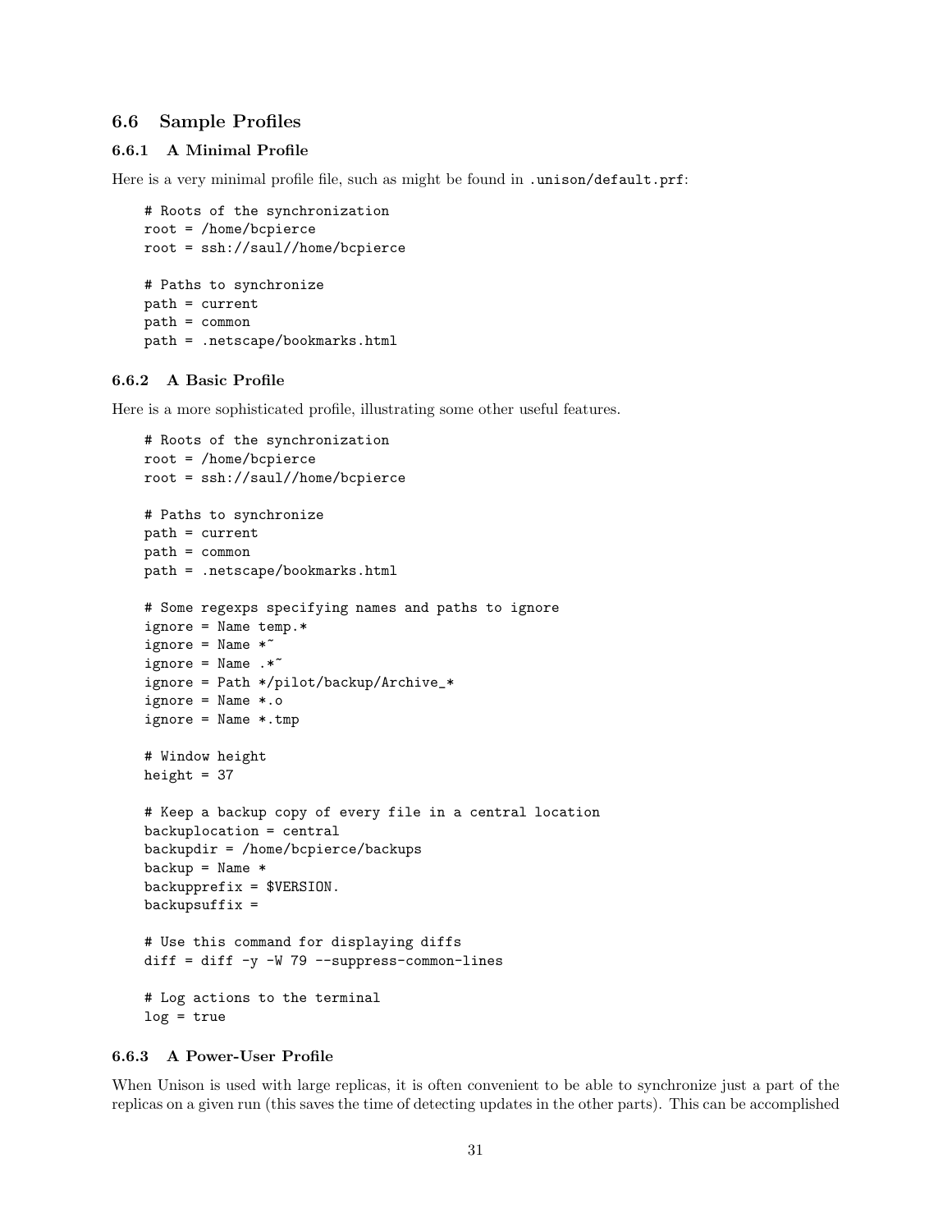### 6.6 Sample Profiles

#### 6.6.1 A Minimal Profile

Here is a very minimal profile file, such as might be found in `.unison/default.prf`:

```
# Roots of the synchronization
root = /home/bcpierce
root = ssh://saul//home/bcpierce

# Paths to synchronize
path = current
path = common
path = .netscape/bookmarks.html
```

#### 6.6.2 A Basic Profile

Here is a more sophisticated profile, illustrating some other useful features.

```
# Roots of the synchronization
root = /home/bcpierce
root = ssh://saul//home/bcpierce

# Paths to synchronize
path = current
path = common
path = .netscape/bookmarks.html

# Some regexps specifying names and paths to ignore
ignore = Name temp.*
ignore = Name *~
ignore = Name .*~
ignore = Path */pilot/backup/Archive_*
ignore = Name *.o
ignore = Name *.tmp

# Window height
height = 37

# Keep a backup copy of every file in a central location
backuplocation = central
backupdir = /home/bcpierce/backups
backup = Name *
backupprefix = $VERSION.
backupsuffix =

# Use this command for displaying diffs
diff = diff -y -W 79 --suppress-common-lines

# Log actions to the terminal
log = true
```

#### 6.6.3 A Power-User Profile

When Unison is used with large replicas, it is often convenient to be able to synchronize just a part of the replicas on a given run (this saves the time of detecting updates in the other parts). This can be accomplished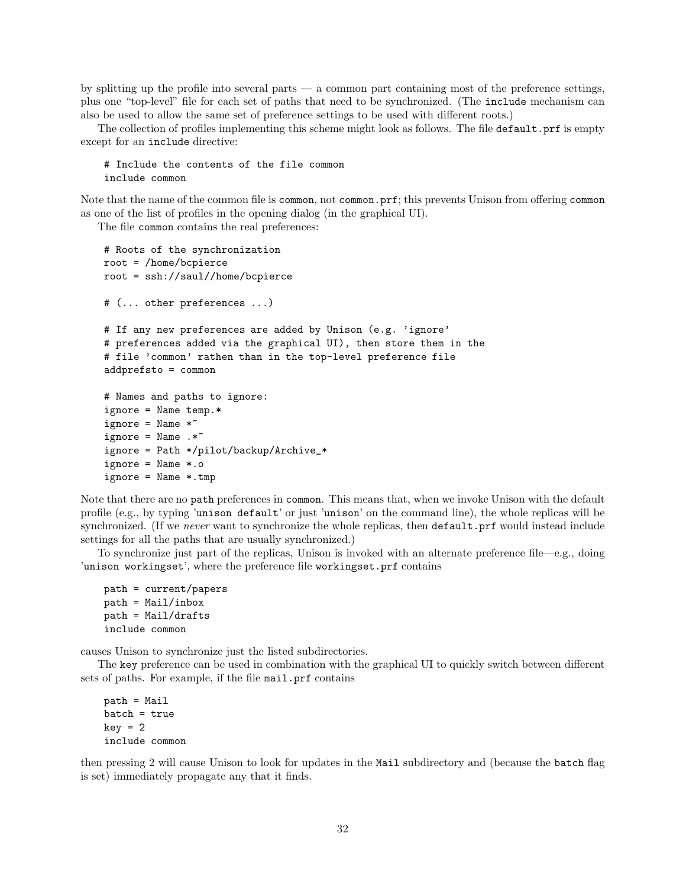by splitting up the profile into several parts — a common part containing most of the preference settings, plus one “top-level” file for each set of paths that need to be synchronized. (The `include` mechanism can also be used to allow the same set of preference settings to be used with different roots.)

The collection of profiles implementing this scheme might look as follows. The file `default.prf` is empty except for an `include` directive:

```
# Include the contents of the file common
include common
```

Note that the name of the common file is `common`, not `common.prf`; this prevents Unison from offering `common` as one of the list of profiles in the opening dialog (in the graphical UI).

The file `common` contains the real preferences:

```
# Roots of the synchronization
root = /home/bcpierce
root = ssh://saul//home/bcpierce

# (... other preferences ...)

# If any new preferences are added by Unison (e.g. 'ignore'
# preferences added via the graphical UI), then store them in the
# file 'common' rathen than in the top-level preference file
addprefsto = common

# Names and paths to ignore:
ignore = Name temp.*
ignore = Name *~
ignore = Name .*~
ignore = Path */pilot/backup/Archive_*
ignore = Name *.o
ignore = Name *.tmp
```

Note that there are no `path` preferences in `common`. This means that, when we invoke Unison with the default profile (e.g., by typing '`unison default`' or just '`unison`' on the command line), the whole replicas will be synchronized. (If we *never* want to synchronize the whole replicas, then `default.prf` would instead include settings for all the paths that are usually synchronized.)

To synchronize just part of the replicas, Unison is invoked with an alternate preference file—e.g., doing '`unison workingset`', where the preference file `workingset.prf` contains

```
path = current/papers
path = Mail/inbox
path = Mail/drafts
include common
```

causes Unison to synchronize just the listed subdirectories.

The `key` preference can be used in combination with the graphical UI to quickly switch between different sets of paths. For example, if the file `mail.prf` contains

```
path = Mail
batch = true
key = 2
include common
```

then pressing 2 will cause Unison to look for updates in the `Mail` subdirectory and (because the `batch` flag is set) immediately propagate any that it finds.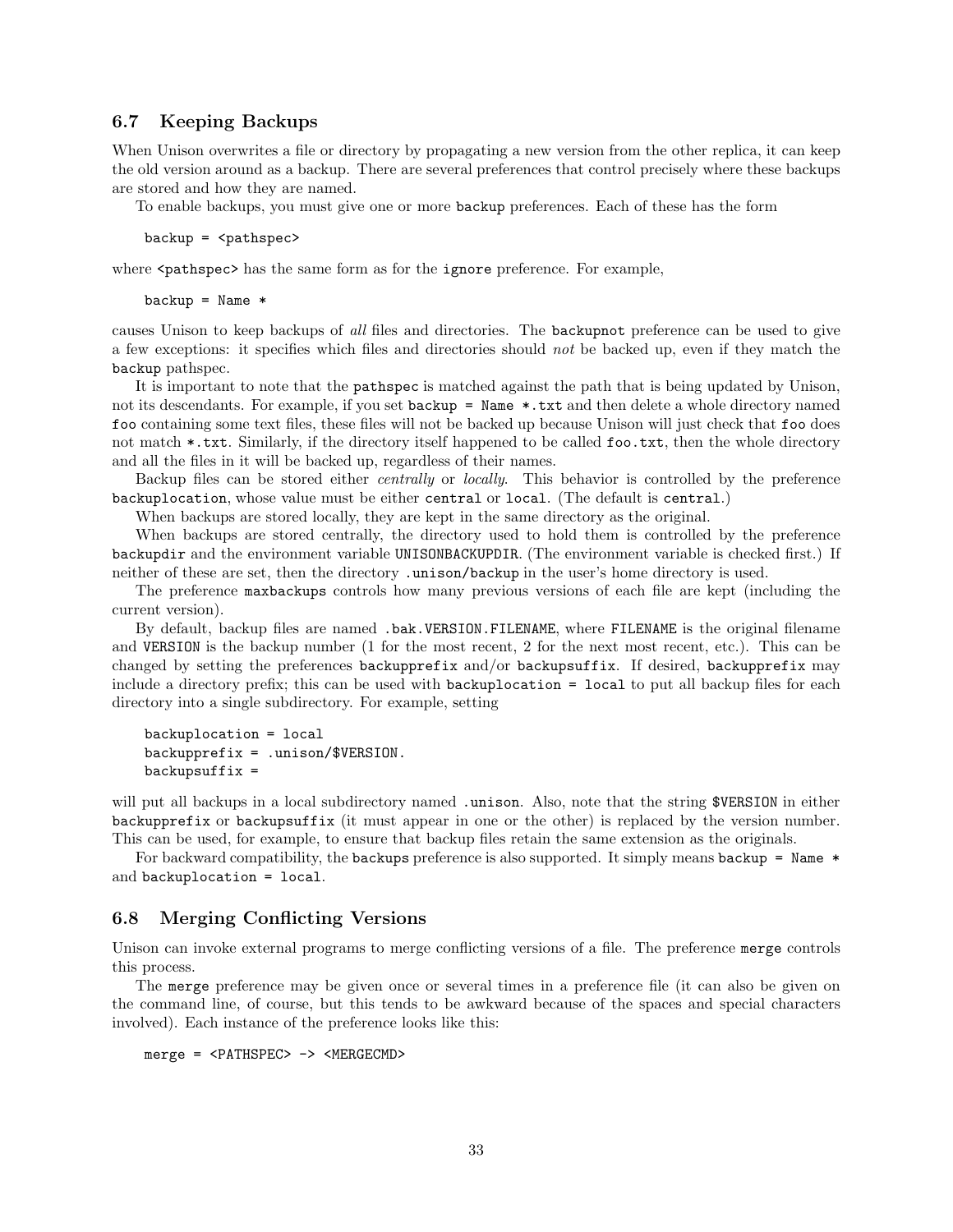### 6.7 Keeping Backups

When Unison overwrites a file or directory by propagating a new version from the other replica, it can keep the old version around as a backup. There are several preferences that control precisely where these backups are stored and how they are named.

To enable backups, you must give one or more `backup` preferences. Each of these has the form

```
backup = <pathspec>
```

where `<pathspec>` has the same form as for the `ignore` preference. For example,

```
backup = Name *
```

causes Unison to keep backups of *all* files and directories. The `backupnot` preference can be used to give a few exceptions: it specifies which files and directories should *not* be backed up, even if they match the `backup` pathspec.

It is important to note that the `pathspec` is matched against the path that is being updated by Unison, not its descendants. For example, if you set `backup = Name *.txt` and then delete a whole directory named `foo` containing some text files, these files will not be backed up because Unison will just check that `foo` does not match `*.txt`. Similarly, if the directory itself happened to be called `foo.txt`, then the whole directory and all the files in it will be backed up, regardless of their names.

Backup files can be stored either *centrally* or *locally*. This behavior is controlled by the preference `backuplocation`, whose value must be either `central` or `local`. (The default is `central`.)

When backups are stored locally, they are kept in the same directory as the original.

When backups are stored centrally, the directory used to hold them is controlled by the preference `backupdir` and the environment variable `UNISONBACKUPDIR`. (The environment variable is checked first.) If neither of these are set, then the directory `.unison/backup` in the user's home directory is used.

The preference `maxbackups` controls how many previous versions of each file are kept (including the current version).

By default, backup files are named `.bak.VERSION.FILENAME`, where `FILENAME` is the original filename and `VERSION` is the backup number (1 for the most recent, 2 for the next most recent, etc.). This can be changed by setting the preferences `backupprefix` and/or `backupsuffix`. If desired, `backupprefix` may include a directory prefix; this can be used with `backuplocation = local` to put all backup files for each directory into a single subdirectory. For example, setting

```
backuplocation = local
backupprefix = .unison/$VERSION.
backupsuffix =
```

will put all backups in a local subdirectory named `.unison`. Also, note that the string `$VERSION` in either `backupprefix` or `backupsuffix` (it must appear in one or the other) is replaced by the version number. This can be used, for example, to ensure that backup files retain the same extension as the originals.

For backward compatibility, the `backups` preference is also supported. It simply means `backup = Name *` and `backuplocation = local`.

### 6.8 Merging Conflicting Versions

Unison can invoke external programs to merge conflicting versions of a file. The preference `merge` controls this process.

The `merge` preference may be given once or several times in a preference file (it can also be given on the command line, of course, but this tends to be awkward because of the spaces and special characters involved). Each instance of the preference looks like this:

```
merge = <PATHSPEC> -> <MERGECMD>
```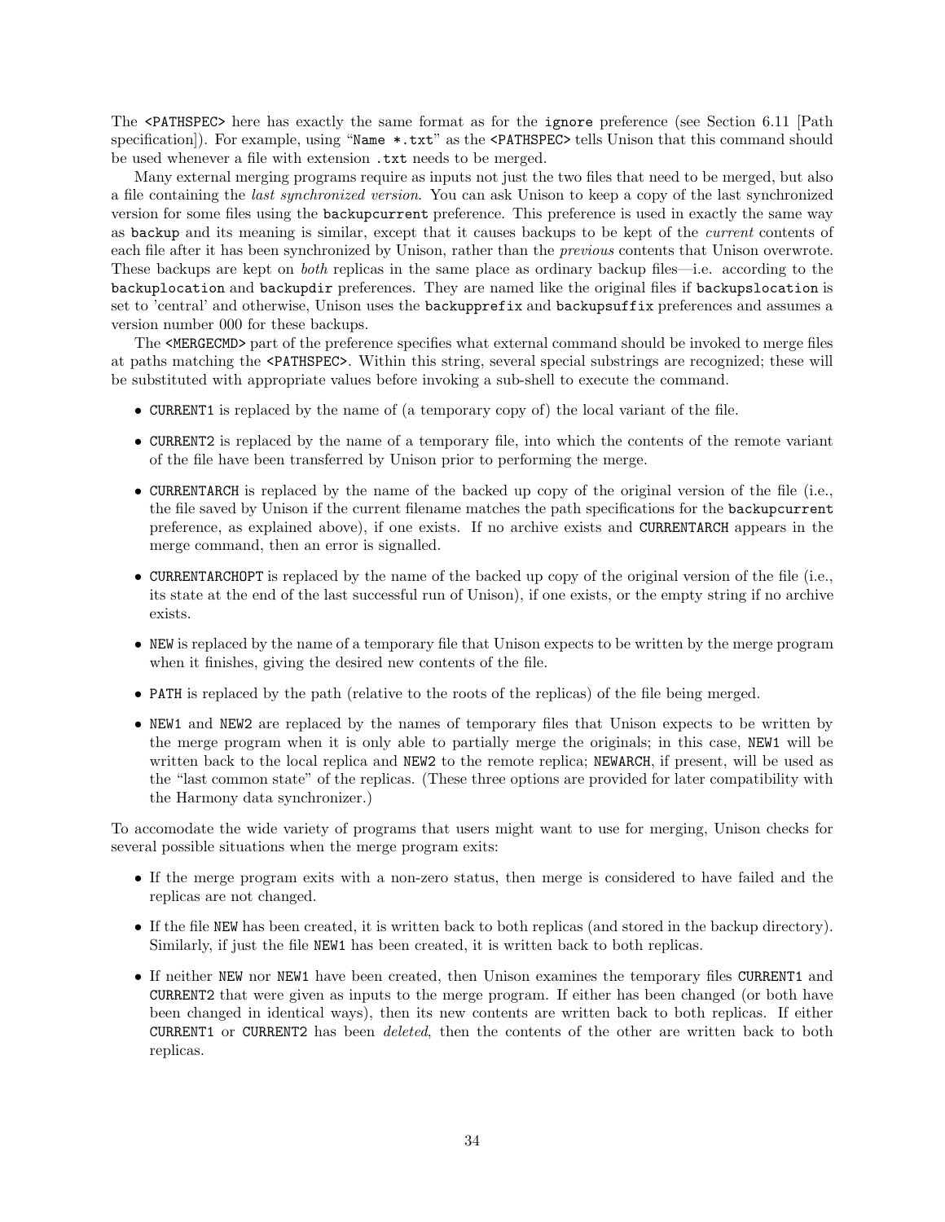The `<PATHSPEC>` here has exactly the same format as for the `ignore` preference (see Section 6.11 [Path specification]). For example, using "`Name *.txt`" as the `<PATHSPEC>` tells Unison that this command should be used whenever a file with extension `.txt` needs to be merged.

Many external merging programs require as inputs not just the two files that need to be merged, but also a file containing the *last synchronized version*. You can ask Unison to keep a copy of the last synchronized version for some files using the `backupcurrent` preference. This preference is used in exactly the same way as `backup` and its meaning is similar, except that it causes backups to be kept of the *current* contents of each file after it has been synchronized by Unison, rather than the *previous* contents that Unison overwrote. These backups are kept on *both* replicas in the same place as ordinary backup files—i.e. according to the `backuplocation` and `backupdir` preferences. They are named like the original files if `backupslocation` is set to 'central' and otherwise, Unison uses the `backupprefix` and `backupsuffix` preferences and assumes a version number 000 for these backups.

The `<MERGECMD>` part of the preference specifies what external command should be invoked to merge files at paths matching the `<PATHSPEC>`. Within this string, several special substrings are recognized; these will be substituted with appropriate values before invoking a sub-shell to execute the command.

- `CURRENT1` is replaced by the name of (a temporary copy of) the local variant of the file.
- `CURRENT2` is replaced by the name of a temporary file, into which the contents of the remote variant of the file have been transferred by Unison prior to performing the merge.
- `CURRENTARCH` is replaced by the name of the backed up copy of the original version of the file (i.e., the file saved by Unison if the current filename matches the path specifications for the `backupcurrent` preference, as explained above), if one exists. If no archive exists and `CURRENTARCH` appears in the merge command, then an error is signalled.
- `CURRENTARCHOPT` is replaced by the name of the backed up copy of the original version of the file (i.e., its state at the end of the last successful run of Unison), if one exists, or the empty string if no archive exists.
- `NEW` is replaced by the name of a temporary file that Unison expects to be written by the merge program when it finishes, giving the desired new contents of the file.
- `PATH` is replaced by the path (relative to the roots of the replicas) of the file being merged.
- `NEW1` and `NEW2` are replaced by the names of temporary files that Unison expects to be written by the merge program when it is only able to partially merge the originals; in this case, `NEW1` will be written back to the local replica and `NEW2` to the remote replica; `NEWARCH`, if present, will be used as the "last common state" of the replicas. (These three options are provided for later compatibility with the Harmony data synchronizer.)

To accomodate the wide variety of programs that users might want to use for merging, Unison checks for several possible situations when the merge program exits:

- If the merge program exits with a non-zero status, then merge is considered to have failed and the replicas are not changed.
- If the file `NEW` has been created, it is written back to both replicas (and stored in the backup directory). Similarly, if just the file `NEW1` has been created, it is written back to both replicas.
- If neither `NEW` nor `NEW1` have been created, then Unison examines the temporary files `CURRENT1` and `CURRENT2` that were given as inputs to the merge program. If either has been changed (or both have been changed in identical ways), then its new contents are written back to both replicas. If either `CURRENT1` or `CURRENT2` has been *deleted*, then the contents of the other are written back to both replicas.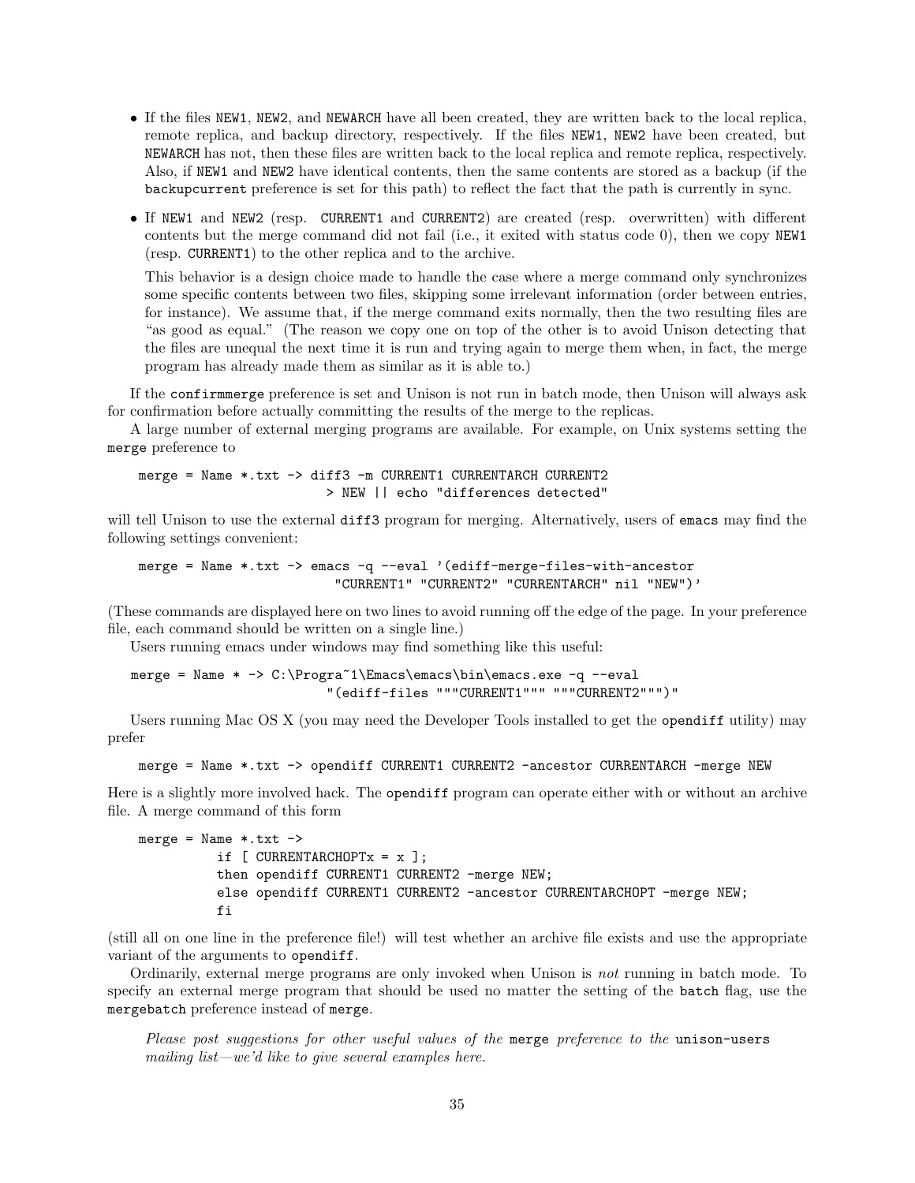- If the files `NEW1`, `NEW2`, and `NEWARCH` have all been created, they are written back to the local replica, remote replica, and backup directory, respectively. If the files `NEW1`, `NEW2` have been created, but `NEWARCH` has not, then these files are written back to the local replica and remote replica, respectively. Also, if `NEW1` and `NEW2` have identical contents, then the same contents are stored as a backup (if the `backupcurrent` preference is set for this path) to reflect the fact that the path is currently in sync.
- If `NEW1` and `NEW2` (resp. `CURRENT1` and `CURRENT2`) are created (resp. overwritten) with different contents but the merge command did not fail (i.e., it exited with status code 0), then we copy `NEW1` (resp. `CURRENT1`) to the other replica and to the archive.

  This behavior is a design choice made to handle the case where a merge command only synchronizes some specific contents between two files, skipping some irrelevant information (order between entries, for instance). We assume that, if the merge command exits normally, then the two resulting files are "as good as equal." (The reason we copy one on top of the other is to avoid Unison detecting that the files are unequal the next time it is run and trying again to merge them when, in fact, the merge program has already made them as similar as it is able to.)

If the `confirmmerge` preference is set and Unison is not run in batch mode, then Unison will always ask for confirmation before actually committing the results of the merge to the replicas.

A large number of external merging programs are available. For example, on Unix systems setting the `merge` preference to

```
merge = Name *.txt -> diff3 -m CURRENT1 CURRENTARCH CURRENT2
                        > NEW || echo "differences detected"
```

will tell Unison to use the external `diff3` program for merging. Alternatively, users of `emacs` may find the following settings convenient:

```
merge = Name *.txt -> emacs -q --eval '(ediff-merge-files-with-ancestor
                        "CURRENT1" "CURRENT2" "CURRENTARCH" nil "NEW")'
```

(These commands are displayed here on two lines to avoid running off the edge of the page. In your preference file, each command should be written on a single line.)

Users running emacs under windows may find something like this useful:

```
merge = Name * -> C:\Progra~1\Emacs\emacs\bin\emacs.exe -q --eval
                        "(ediff-files """CURRENT1""" """CURRENT2""")"
```

Users running Mac OS X (you may need the Developer Tools installed to get the `opendiff` utility) may prefer

```
merge = Name *.txt -> opendiff CURRENT1 CURRENT2 -ancestor CURRENTARCH -merge NEW
```

Here is a slightly more involved hack. The `opendiff` program can operate either with or without an archive file. A merge command of this form

```
merge = Name *.txt ->
          if [ CURRENTARCHOPTx = x ];
          then opendiff CURRENT1 CURRENT2 -merge NEW;
          else opendiff CURRENT1 CURRENT2 -ancestor CURRENTARCHOPT -merge NEW;
          fi
```

(still all on one line in the preference file!) will test whether an archive file exists and use the appropriate variant of the arguments to `opendiff`.

Ordinarily, external merge programs are only invoked when Unison is *not* running in batch mode. To specify an external merge program that should be used no matter the setting of the `batch` flag, use the `mergebatch` preference instead of `merge`.

> *Please post suggestions for other useful values of the* `merge` *preference to the* `unison-users` *mailing list—we'd like to give several examples here.*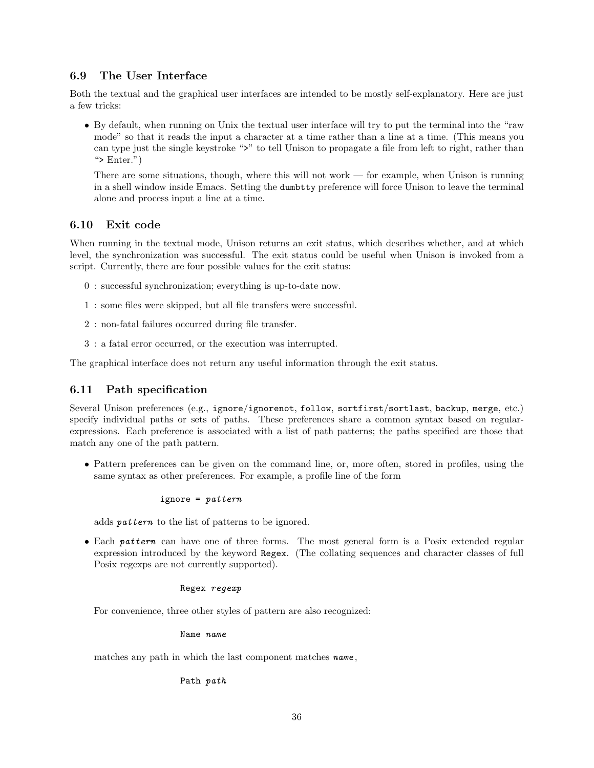### 6.9 The User Interface

Both the textual and the graphical user interfaces are intended to be mostly self-explanatory. Here are just a few tricks:

- By default, when running on Unix the textual user interface will try to put the terminal into the "raw mode" so that it reads the input a character at a time rather than a line at a time. (This means you can type just the single keystroke "`>`" to tell Unison to propagate a file from left to right, rather than "`>` Enter.")

  There are some situations, though, where this will not work — for example, when Unison is running in a shell window inside Emacs. Setting the `dumbtty` preference will force Unison to leave the terminal alone and process input a line at a time.

### 6.10 Exit code

When running in the textual mode, Unison returns an exit status, which describes whether, and at which level, the synchronization was successful. The exit status could be useful when Unison is invoked from a script. Currently, there are four possible values for the exit status:

0 : successful synchronization; everything is up-to-date now.

1 : some files were skipped, but all file transfers were successful.

2 : non-fatal failures occurred during file transfer.

3 : a fatal error occurred, or the execution was interrupted.

The graphical interface does not return any useful information through the exit status.

### 6.11 Path specification

Several Unison preferences (e.g., `ignore`/`ignorenot`, `follow`, `sortfirst`/`sortlast`, `backup`, `merge`, etc.) specify individual paths or sets of paths. These preferences share a common syntax based on regular-expressions. Each preference is associated with a list of path patterns; the paths specified are those that match any one of the path pattern.

- Pattern preferences can be given on the command line, or, more often, stored in profiles, using the same syntax as other preferences. For example, a profile line of the form

  ```
  ignore = pattern
  ```

  adds ***pattern*** to the list of patterns to be ignored.

- Each ***pattern*** can have one of three forms. The most general form is a Posix extended regular expression introduced by the keyword `Regex`. (The collating sequences and character classes of full Posix regexps are not currently supported).

  ```
  Regex regexp
  ```

  For convenience, three other styles of pattern are also recognized:

  ```
  Name name
  ```

  matches any path in which the last component matches ***name***,

  ```
  Path path
  ```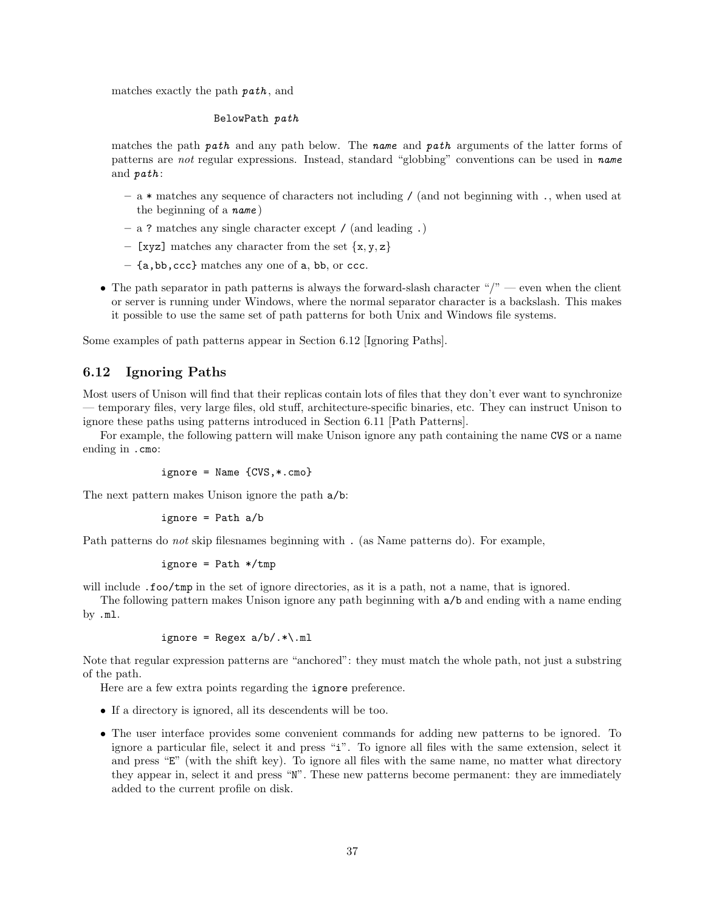matches exactly the path ***path***, and

```
BelowPath path
```

matches the path ***path*** and any path below. The ***name*** and ***path*** arguments of the latter forms of patterns are *not* regular expressions. Instead, standard "globbing" conventions can be used in ***name*** and ***path***:

  - a `*` matches any sequence of characters not including `/` (and not beginning with `.`, when used at the beginning of a ***name***)
  - a `?` matches any single character except `/` (and leading `.`)
  - `[xyz]` matches any character from the set {x, y, z}
  - `{a,bb,ccc}` matches any one of `a`, `bb`, or `ccc`.

- The path separator in path patterns is always the forward-slash character "/" — even when the client or server is running under Windows, where the normal separator character is a backslash. This makes it possible to use the same set of path patterns for both Unix and Windows file systems.

Some examples of path patterns appear in Section 6.12 [Ignoring Paths].

## 6.12 Ignoring Paths

Most users of Unison will find that their replicas contain lots of files that they don't ever want to synchronize — temporary files, very large files, old stuff, architecture-specific binaries, etc. They can instruct Unison to ignore these paths using patterns introduced in Section 6.11 [Path Patterns].

For example, the following pattern will make Unison ignore any path containing the name `CVS` or a name ending in `.cmo`:

```
ignore = Name {CVS,*.cmo}
```

The next pattern makes Unison ignore the path `a/b`:

```
ignore = Path a/b
```

Path patterns do *not* skip filesnames beginning with `.` (as Name patterns do). For example,

```
ignore = Path */tmp
```

will include `.foo/tmp` in the set of ignore directories, as it is a path, not a name, that is ignored.

The following pattern makes Unison ignore any path beginning with `a/b` and ending with a name ending by `.ml`.

```
ignore = Regex a/b/.*\.ml
```

Note that regular expression patterns are "anchored": they must match the whole path, not just a substring of the path.

Here are a few extra points regarding the `ignore` preference.

- If a directory is ignored, all its descendents will be too.
- The user interface provides some convenient commands for adding new patterns to be ignored. To ignore a particular file, select it and press "`i`". To ignore all files with the same extension, select it and press "`E`" (with the shift key). To ignore all files with the same name, no matter what directory they appear in, select it and press "`N`". These new patterns become permanent: they are immediately added to the current profile on disk.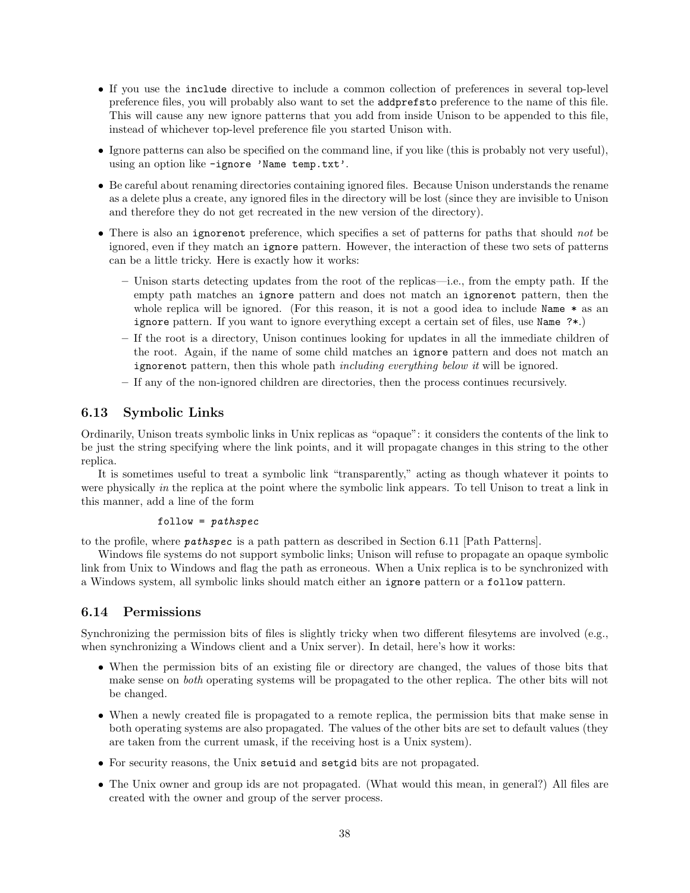- If you use the `include` directive to include a common collection of preferences in several top-level preference files, you will probably also want to set the `addprefsto` preference to the name of this file. This will cause any new ignore patterns that you add from inside Unison to be appended to this file, instead of whichever top-level preference file you started Unison with.
- Ignore patterns can also be specified on the command line, if you like (this is probably not very useful), using an option like `-ignore 'Name temp.txt'`.
- Be careful about renaming directories containing ignored files. Because Unison understands the rename as a delete plus a create, any ignored files in the directory will be lost (since they are invisible to Unison and therefore they do not get recreated in the new version of the directory).
- There is also an `ignorenot` preference, which specifies a set of patterns for paths that should *not* be ignored, even if they match an `ignore` pattern. However, the interaction of these two sets of patterns can be a little tricky. Here is exactly how it works:
  - Unison starts detecting updates from the root of the replicas—i.e., from the empty path. If the empty path matches an `ignore` pattern and does not match an `ignorenot` pattern, then the whole replica will be ignored. (For this reason, it is not a good idea to include `Name *` as an `ignore` pattern. If you want to ignore everything except a certain set of files, use `Name ?*`.)
  - If the root is a directory, Unison continues looking for updates in all the immediate children of the root. Again, if the name of some child matches an `ignore` pattern and does not match an `ignorenot` pattern, then this whole path *including everything below it* will be ignored.
  - If any of the non-ignored children are directories, then the process continues recursively.

## 6.13 Symbolic Links

Ordinarily, Unison treats symbolic links in Unix replicas as "opaque": it considers the contents of the link to be just the string specifying where the link points, and it will propagate changes in this string to the other replica.

It is sometimes useful to treat a symbolic link "transparently," acting as though whatever it points to were physically *in* the replica at the point where the symbolic link appears. To tell Unison to treat a link in this manner, add a line of the form

```
follow = pathspec
```

to the profile, where ***pathspec*** is a path pattern as described in Section 6.11 [Path Patterns].

Windows file systems do not support symbolic links; Unison will refuse to propagate an opaque symbolic link from Unix to Windows and flag the path as erroneous. When a Unix replica is to be synchronized with a Windows system, all symbolic links should match either an `ignore` pattern or a `follow` pattern.

## 6.14 Permissions

Synchronizing the permission bits of files is slightly tricky when two different filesytems are involved (e.g., when synchronizing a Windows client and a Unix server). In detail, here's how it works:

- When the permission bits of an existing file or directory are changed, the values of those bits that make sense on *both* operating systems will be propagated to the other replica. The other bits will not be changed.
- When a newly created file is propagated to a remote replica, the permission bits that make sense in both operating systems are also propagated. The values of the other bits are set to default values (they are taken from the current umask, if the receiving host is a Unix system).
- For security reasons, the Unix `setuid` and `setgid` bits are not propagated.
- The Unix owner and group ids are not propagated. (What would this mean, in general?) All files are created with the owner and group of the server process.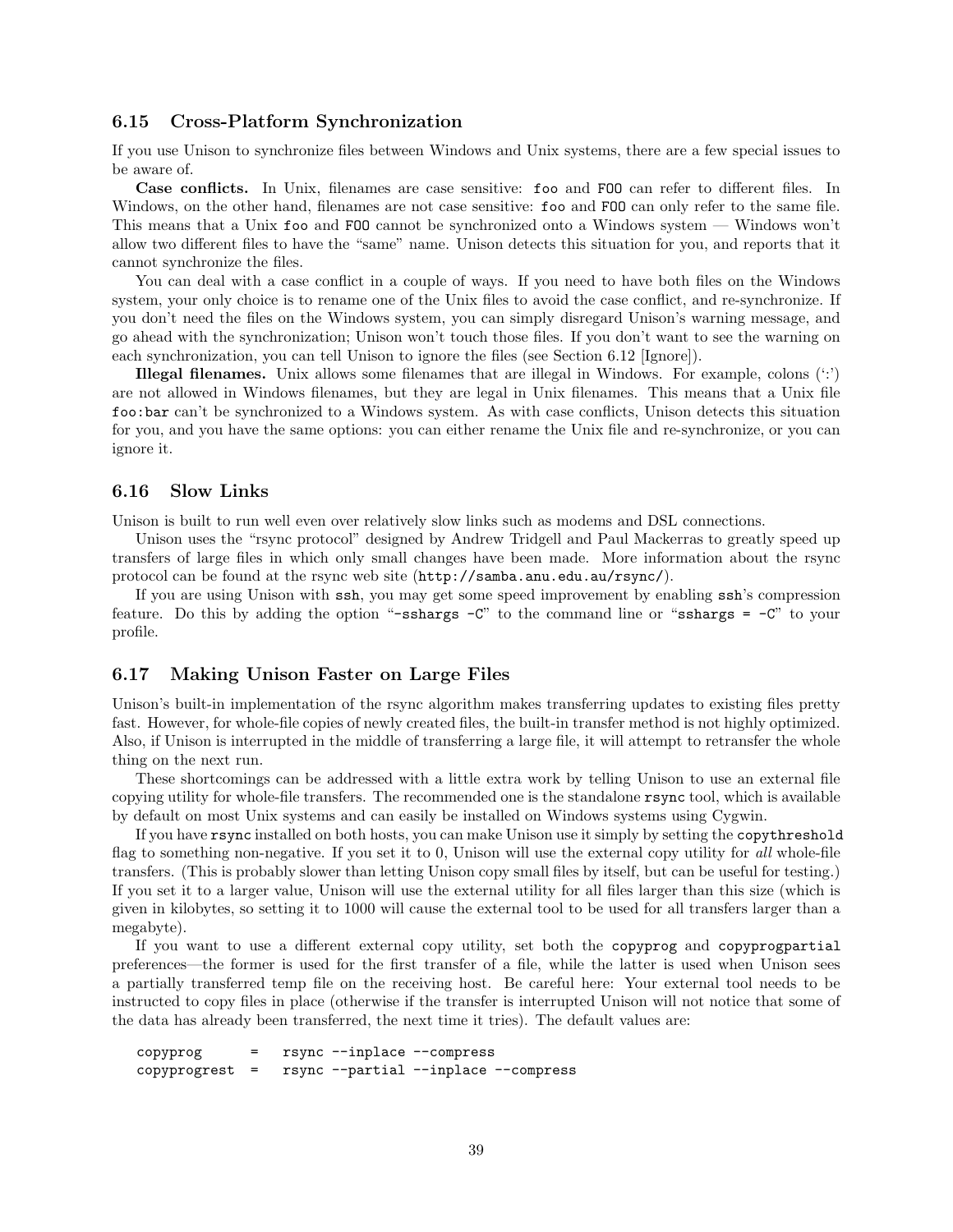### 6.15 Cross-Platform Synchronization

If you use Unison to synchronize files between Windows and Unix systems, there are a few special issues to be aware of.

**Case conflicts.** In Unix, filenames are case sensitive: `foo` and `FOO` can refer to different files. In Windows, on the other hand, filenames are not case sensitive: `foo` and `FOO` can only refer to the same file. This means that a Unix `foo` and `FOO` cannot be synchronized onto a Windows system — Windows won't allow two different files to have the "same" name. Unison detects this situation for you, and reports that it cannot synchronize the files.

You can deal with a case conflict in a couple of ways. If you need to have both files on the Windows system, your only choice is to rename one of the Unix files to avoid the case conflict, and re-synchronize. If you don't need the files on the Windows system, you can simply disregard Unison's warning message, and go ahead with the synchronization; Unison won't touch those files. If you don't want to see the warning on each synchronization, you can tell Unison to ignore the files (see Section 6.12 [Ignore]).

**Illegal filenames.** Unix allows some filenames that are illegal in Windows. For example, colons (':') are not allowed in Windows filenames, but they are legal in Unix filenames. This means that a Unix file `foo:bar` can't be synchronized to a Windows system. As with case conflicts, Unison detects this situation for you, and you have the same options: you can either rename the Unix file and re-synchronize, or you can ignore it.

### 6.16 Slow Links

Unison is built to run well even over relatively slow links such as modems and DSL connections.

Unison uses the "rsync protocol" designed by Andrew Tridgell and Paul Mackerras to greatly speed up transfers of large files in which only small changes have been made. More information about the rsync protocol can be found at the rsync web site (`http://samba.anu.edu.au/rsync/`).

If you are using Unison with `ssh`, you may get some speed improvement by enabling `ssh`'s compression feature. Do this by adding the option "`-sshargs -C`" to the command line or "`sshargs = -C`" to your profile.

### 6.17 Making Unison Faster on Large Files

Unison's built-in implementation of the rsync algorithm makes transferring updates to existing files pretty fast. However, for whole-file copies of newly created files, the built-in transfer method is not highly optimized. Also, if Unison is interrupted in the middle of transferring a large file, it will attempt to retransfer the whole thing on the next run.

These shortcomings can be addressed with a little extra work by telling Unison to use an external file copying utility for whole-file transfers. The recommended one is the standalone `rsync` tool, which is available by default on most Unix systems and can easily be installed on Windows systems using Cygwin.

If you have `rsync` installed on both hosts, you can make Unison use it simply by setting the `copythreshold` flag to something non-negative. If you set it to 0, Unison will use the external copy utility for *all* whole-file transfers. (This is probably slower than letting Unison copy small files by itself, but can be useful for testing.) If you set it to a larger value, Unison will use the external utility for all files larger than this size (which is given in kilobytes, so setting it to 1000 will cause the external tool to be used for all transfers larger than a megabyte).

If you want to use a different external copy utility, set both the `copyprog` and `copyprogpartial` preferences—the former is used for the first transfer of a file, while the latter is used when Unison sees a partially transferred temp file on the receiving host. Be careful here: Your external tool needs to be instructed to copy files in place (otherwise if the transfer is interrupted Unison will not notice that some of the data has already been transferred, the next time it tries). The default values are:

```
copyprog      =   rsync --inplace --compress
copyprogrest  =   rsync --partial --inplace --compress
```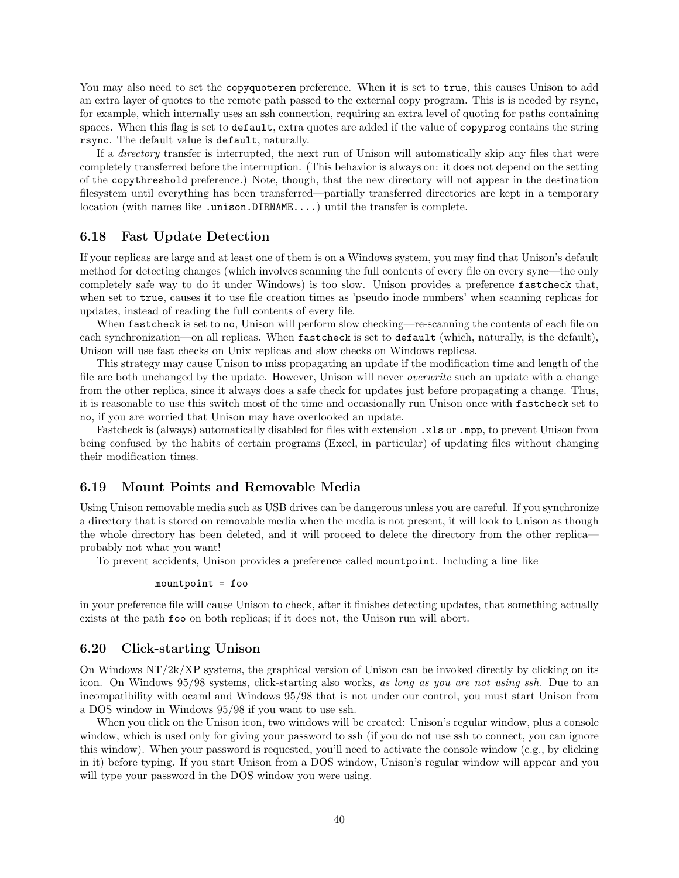You may also need to set the `copyquoterem` preference. When it is set to `true`, this causes Unison to add an extra layer of quotes to the remote path passed to the external copy program. This is is needed by rsync, for example, which internally uses an ssh connection, requiring an extra level of quoting for paths containing spaces. When this flag is set to `default`, extra quotes are added if the value of `copyprog` contains the string `rsync`. The default value is `default`, naturally.

If a *directory* transfer is interrupted, the next run of Unison will automatically skip any files that were completely transferred before the interruption. (This behavior is always on: it does not depend on the setting of the `copythreshold` preference.) Note, though, that the new directory will not appear in the destination filesystem until everything has been transferred—partially transferred directories are kept in a temporary location (with names like `.unison.DIRNAME....`) until the transfer is complete.

## 6.18 Fast Update Detection

If your replicas are large and at least one of them is on a Windows system, you may find that Unison's default method for detecting changes (which involves scanning the full contents of every file on every sync—the only completely safe way to do it under Windows) is too slow. Unison provides a preference `fastcheck` that, when set to `true`, causes it to use file creation times as 'pseudo inode numbers' when scanning replicas for updates, instead of reading the full contents of every file.

When `fastcheck` is set to `no`, Unison will perform slow checking—re-scanning the contents of each file on each synchronization—on all replicas. When `fastcheck` is set to `default` (which, naturally, is the default), Unison will use fast checks on Unix replicas and slow checks on Windows replicas.

This strategy may cause Unison to miss propagating an update if the modification time and length of the file are both unchanged by the update. However, Unison will never *overwrite* such an update with a change from the other replica, since it always does a safe check for updates just before propagating a change. Thus, it is reasonable to use this switch most of the time and occasionally run Unison once with `fastcheck` set to `no`, if you are worried that Unison may have overlooked an update.

Fastcheck is (always) automatically disabled for files with extension `.xls` or `.mpp`, to prevent Unison from being confused by the habits of certain programs (Excel, in particular) of updating files without changing their modification times.

## 6.19 Mount Points and Removable Media

Using Unison removable media such as USB drives can be dangerous unless you are careful. If you synchronize a directory that is stored on removable media when the media is not present, it will look to Unison as though the whole directory has been deleted, and it will proceed to delete the directory from the other replica—probably not what you want!

To prevent accidents, Unison provides a preference called `mountpoint`. Including a line like

```
mountpoint = foo
```

in your preference file will cause Unison to check, after it finishes detecting updates, that something actually exists at the path `foo` on both replicas; if it does not, the Unison run will abort.

## 6.20 Click-starting Unison

On Windows NT/2k/XP systems, the graphical version of Unison can be invoked directly by clicking on its icon. On Windows 95/98 systems, click-starting also works, *as long as you are not using ssh*. Due to an incompatibility with ocaml and Windows 95/98 that is not under our control, you must start Unison from a DOS window in Windows 95/98 if you want to use ssh.

When you click on the Unison icon, two windows will be created: Unison's regular window, plus a console window, which is used only for giving your password to ssh (if you do not use ssh to connect, you can ignore this window). When your password is requested, you'll need to activate the console window (e.g., by clicking in it) before typing. If you start Unison from a DOS window, Unison's regular window will appear and you will type your password in the DOS window you were using.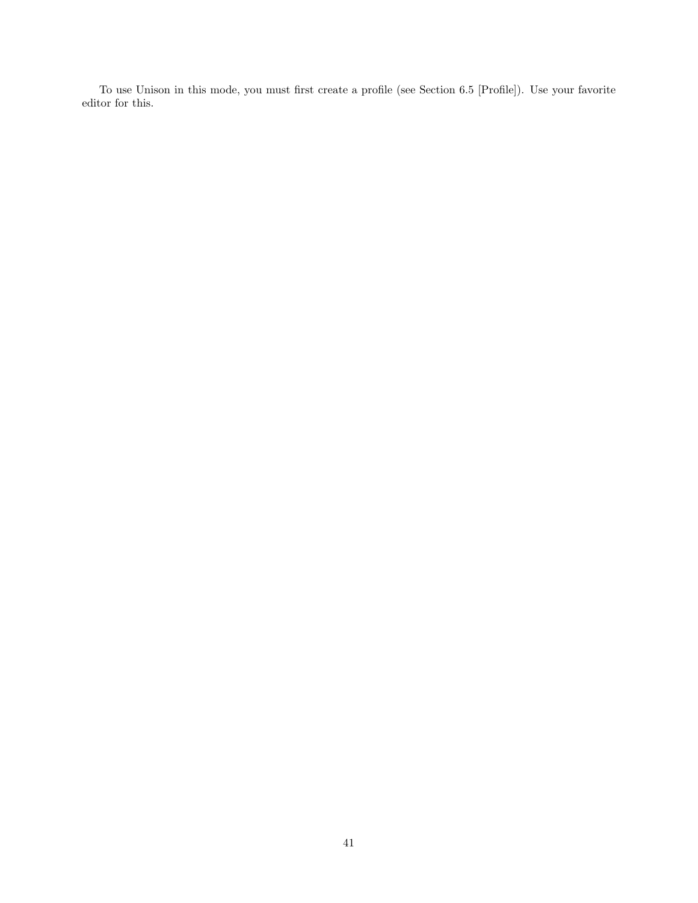To use Unison in this mode, you must first create a profile (see Section 6.5 [Profile]). Use your favorite editor for this.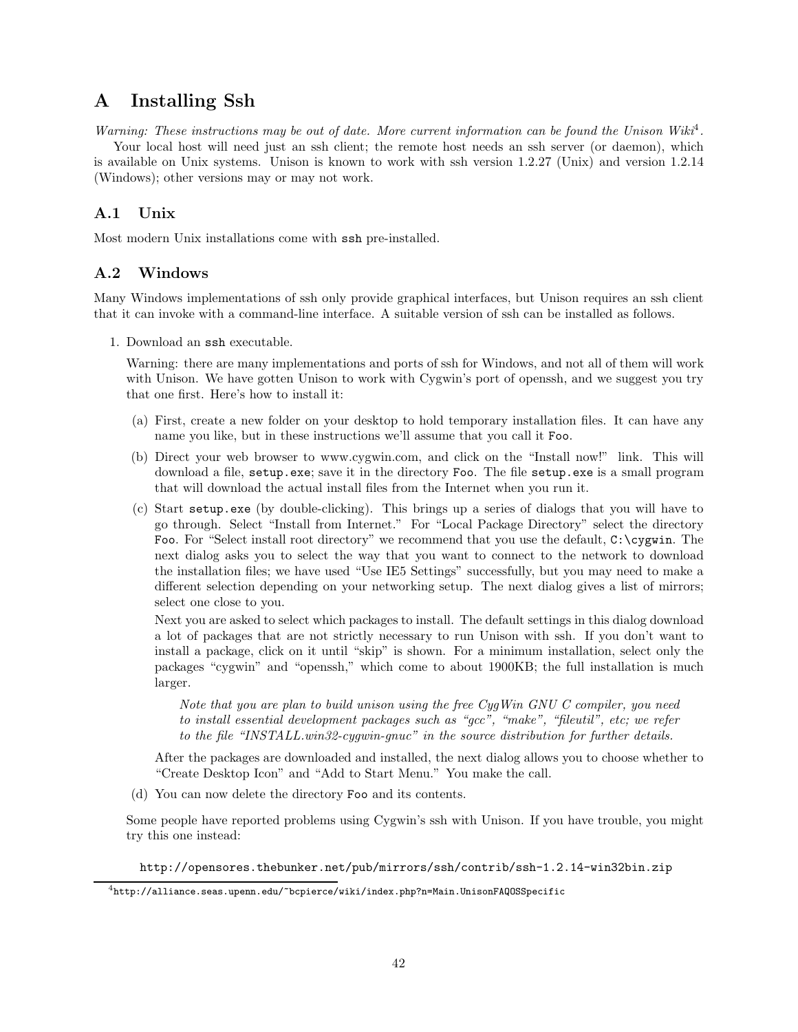# A Installing Ssh

*Warning: These instructions may be out of date. More current information can be found the Unison Wiki*[4].

Your local host will need just an ssh client; the remote host needs an ssh server (or daemon), which is available on Unix systems. Unison is known to work with ssh version 1.2.27 (Unix) and version 1.2.14 (Windows); other versions may or may not work.

## A.1 Unix

Most modern Unix installations come with `ssh` pre-installed.

## A.2 Windows

Many Windows implementations of ssh only provide graphical interfaces, but Unison requires an ssh client that it can invoke with a command-line interface. A suitable version of ssh can be installed as follows.

1. Download an `ssh` executable.

   Warning: there are many implementations and ports of ssh for Windows, and not all of them will work with Unison. We have gotten Unison to work with Cygwin's port of openssh, and we suggest you try that one first. Here's how to install it:

   (a) First, create a new folder on your desktop to hold temporary installation files. It can have any name you like, but in these instructions we'll assume that you call it `Foo`.

   (b) Direct your web browser to www.cygwin.com, and click on the "Install now!" link. This will download a file, `setup.exe`; save it in the directory `Foo`. The file `setup.exe` is a small program that will download the actual install files from the Internet when you run it.

   (c) Start `setup.exe` (by double-clicking). This brings up a series of dialogs that you will have to go through. Select "Install from Internet." For "Local Package Directory" select the directory `Foo`. For "Select install root directory" we recommend that you use the default, `C:\cygwin`. The next dialog asks you to select the way that you want to connect to the network to download the installation files; we have used "Use IE5 Settings" successfully, but you may need to make a different selection depending on your networking setup. The next dialog gives a list of mirrors; select one close to you.

   Next you are asked to select which packages to install. The default settings in this dialog download a lot of packages that are not strictly necessary to run Unison with ssh. If you don't want to install a package, click on it until "skip" is shown. For a minimum installation, select only the packages "cygwin" and "openssh," which come to about 1900KB; the full installation is much larger.

   > *Note that you are plan to build unison using the free CygWin GNU C compiler, you need to install essential development packages such as "gcc", "make", "fileutil", etc; we refer to the file "INSTALL.win32-cygwin-gnuc" in the source distribution for further details.*

   After the packages are downloaded and installed, the next dialog allows you to choose whether to "Create Desktop Icon" and "Add to Start Menu." You make the call.

   (d) You can now delete the directory `Foo` and its contents.

   Some people have reported problems using Cygwin's ssh with Unison. If you have trouble, you might try this one instead:

   `http://opensores.thebunker.net/pub/mirrors/ssh/contrib/ssh-1.2.14-win32bin.zip`

---

[4] `http://alliance.seas.upenn.edu/~bcpierce/wiki/index.php?n=Main.UnisonFAQOSSpecific`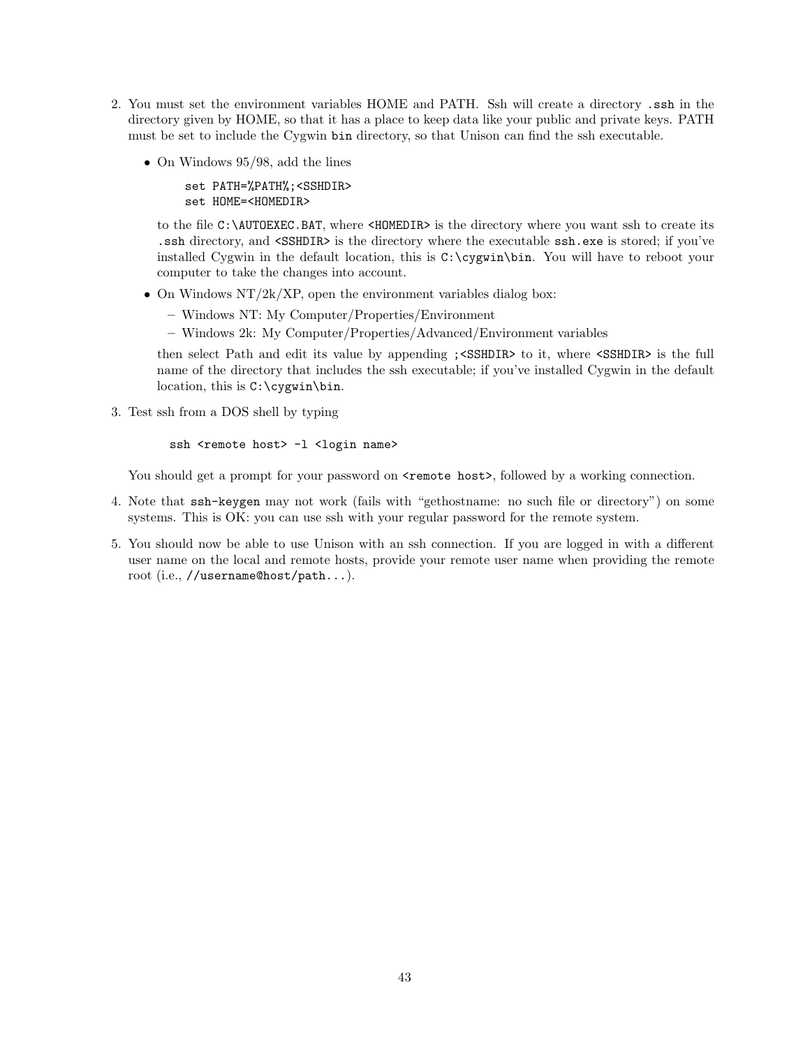2. You must set the environment variables HOME and PATH. Ssh will create a directory `.ssh` in the directory given by HOME, so that it has a place to keep data like your public and private keys. PATH must be set to include the Cygwin `bin` directory, so that Unison can find the ssh executable.

   - On Windows 95/98, add the lines

     ```
     set PATH=%PATH%;<SSHDIR>
     set HOME=<HOMEDIR>
     ```

     to the file `C:\AUTOEXEC.BAT`, where `<HOMEDIR>` is the directory where you want ssh to create its `.ssh` directory, and `<SSHDIR>` is the directory where the executable `ssh.exe` is stored; if you've installed Cygwin in the default location, this is `C:\cygwin\bin`. You will have to reboot your computer to take the changes into account.

   - On Windows NT/2k/XP, open the environment variables dialog box:
     - Windows NT: My Computer/Properties/Environment
     - Windows 2k: My Computer/Properties/Advanced/Environment variables

     then select Path and edit its value by appending `;<SSHDIR>` to it, where `<SSHDIR>` is the full name of the directory that includes the ssh executable; if you've installed Cygwin in the default location, this is `C:\cygwin\bin`.

3. Test ssh from a DOS shell by typing

   ```
   ssh <remote host> -l <login name>
   ```

   You should get a prompt for your password on `<remote host>`, followed by a working connection.

4. Note that `ssh-keygen` may not work (fails with "gethostname: no such file or directory") on some systems. This is OK: you can use ssh with your regular password for the remote system.

5. You should now be able to use Unison with an ssh connection. If you are logged in with a different user name on the local and remote hosts, provide your remote user name when providing the remote root (i.e., `//username@host/path...`).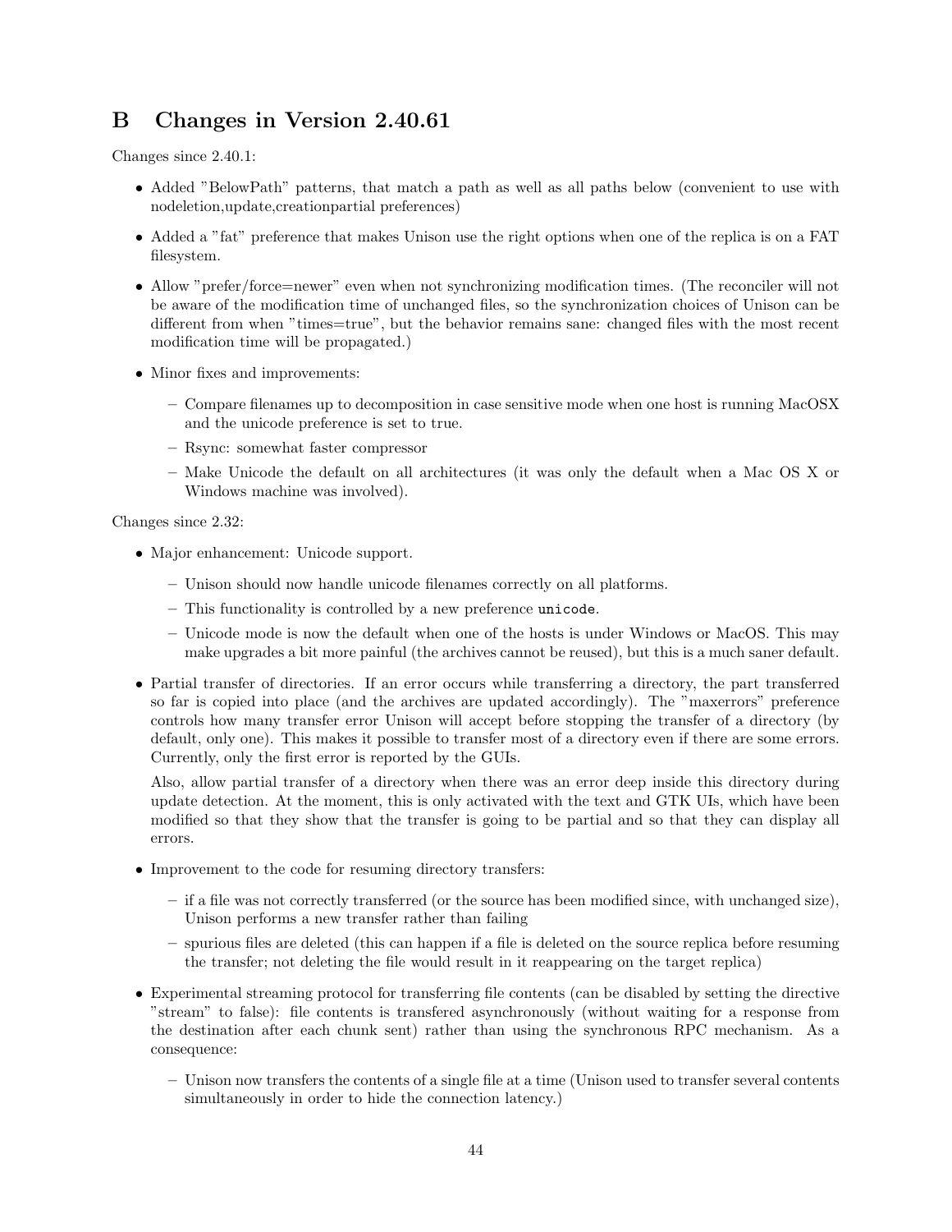# B Changes in Version 2.40.61

Changes since 2.40.1:

- Added "BelowPath" patterns, that match a path as well as all paths below (convenient to use with nodeletion,update,creationpartial preferences)
- Added a "fat" preference that makes Unison use the right options when one of the replica is on a FAT filesystem.
- Allow "prefer/force=newer" even when not synchronizing modification times. (The reconciler will not be aware of the modification time of unchanged files, so the synchronization choices of Unison can be different from when "times=true", but the behavior remains sane: changed files with the most recent modification time will be propagated.)
- Minor fixes and improvements:
  - Compare filenames up to decomposition in case sensitive mode when one host is running MacOSX and the unicode preference is set to true.
  - Rsync: somewhat faster compressor
  - Make Unicode the default on all architectures (it was only the default when a Mac OS X or Windows machine was involved).

Changes since 2.32:

- Major enhancement: Unicode support.
  - Unison should now handle unicode filenames correctly on all platforms.
  - This functionality is controlled by a new preference `unicode`.
  - Unicode mode is now the default when one of the hosts is under Windows or MacOS. This may make upgrades a bit more painful (the archives cannot be reused), but this is a much saner default.
- Partial transfer of directories. If an error occurs while transferring a directory, the part transferred so far is copied into place (and the archives are updated accordingly). The "maxerrors" preference controls how many transfer error Unison will accept before stopping the transfer of a directory (by default, only one). This makes it possible to transfer most of a directory even if there are some errors. Currently, only the first error is reported by the GUIs.

  Also, allow partial transfer of a directory when there was an error deep inside this directory during update detection. At the moment, this is only activated with the text and GTK UIs, which have been modified so that they show that the transfer is going to be partial and so that they can display all errors.
- Improvement to the code for resuming directory transfers:
  - if a file was not correctly transferred (or the source has been modified since, with unchanged size), Unison performs a new transfer rather than failing
  - spurious files are deleted (this can happen if a file is deleted on the source replica before resuming the transfer; not deleting the file would result in it reappearing on the target replica)
- Experimental streaming protocol for transferring file contents (can be disabled by setting the directive "stream" to false): file contents is transfered asynchronously (without waiting for a response from the destination after each chunk sent) rather than using the synchronous RPC mechanism. As a consequence:
  - Unison now transfers the contents of a single file at a time (Unison used to transfer several contents simultaneously in order to hide the connection latency.)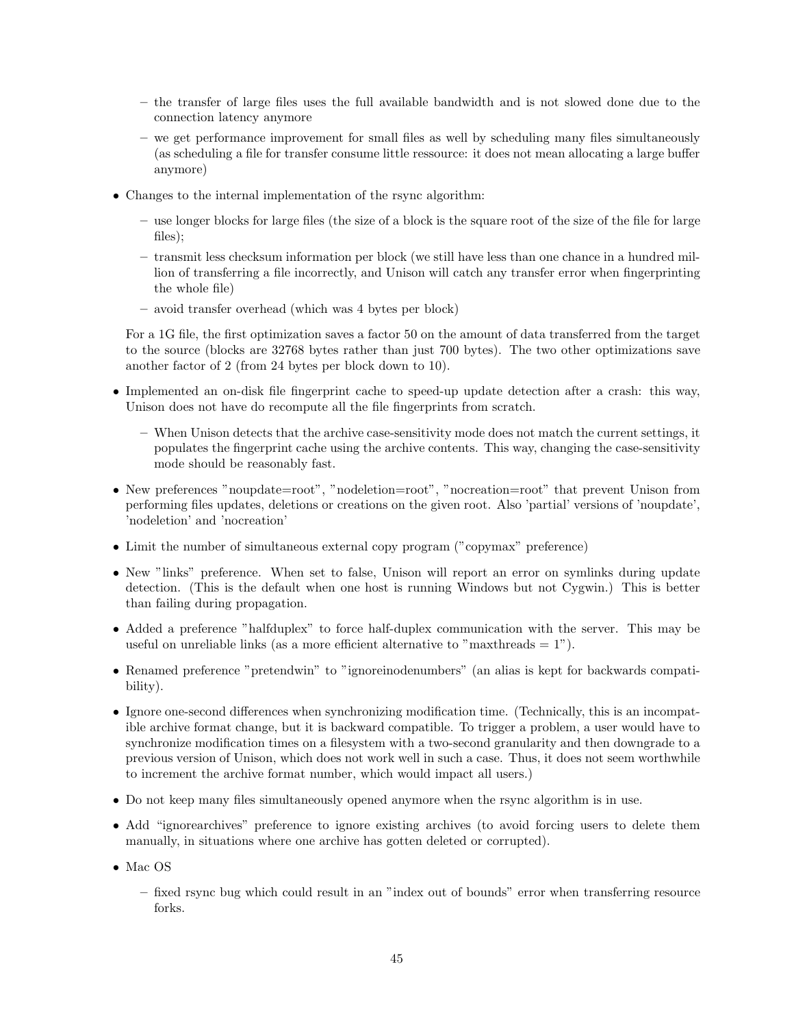- the transfer of large files uses the full available bandwidth and is not slowed done due to the connection latency anymore
  - we get performance improvement for small files as well by scheduling many files simultaneously (as scheduling a file for transfer consume little ressource: it does not mean allocating a large buffer anymore)

- Changes to the internal implementation of the rsync algorithm:
  - use longer blocks for large files (the size of a block is the square root of the size of the file for large files);
  - transmit less checksum information per block (we still have less than one chance in a hundred million of transferring a file incorrectly, and Unison will catch any transfer error when fingerprinting the whole file)
  - avoid transfer overhead (which was 4 bytes per block)

  For a 1G file, the first optimization saves a factor 50 on the amount of data transferred from the target to the source (blocks are 32768 bytes rather than just 700 bytes). The two other optimizations save another factor of 2 (from 24 bytes per block down to 10).

- Implemented an on-disk file fingerprint cache to speed-up update detection after a crash: this way, Unison does not have do recompute all the file fingerprints from scratch.
  - When Unison detects that the archive case-sensitivity mode does not match the current settings, it populates the fingerprint cache using the archive contents. This way, changing the case-sensitivity mode should be reasonably fast.

- New preferences "noupdate=root", "nodeletion=root", "nocreation=root" that prevent Unison from performing files updates, deletions or creations on the given root. Also 'partial' versions of 'noupdate', 'nodeletion' and 'nocreation'

- Limit the number of simultaneous external copy program ("copymax" preference)

- New "links" preference. When set to false, Unison will report an error on symlinks during update detection. (This is the default when one host is running Windows but not Cygwin.) This is better than failing during propagation.

- Added a preference "halfduplex" to force half-duplex communication with the server. This may be useful on unreliable links (as a more efficient alternative to "maxthreads = 1").

- Renamed preference "pretendwin" to "ignoreinodenumbers" (an alias is kept for backwards compatibility).

- Ignore one-second differences when synchronizing modification time. (Technically, this is an incompatible archive format change, but it is backward compatible. To trigger a problem, a user would have to synchronize modification times on a filesystem with a two-second granularity and then downgrade to a previous version of Unison, which does not work well in such a case. Thus, it does not seem worthwhile to increment the archive format number, which would impact all users.)

- Do not keep many files simultaneously opened anymore when the rsync algorithm is in use.

- Add "ignorearchives" preference to ignore existing archives (to avoid forcing users to delete them manually, in situations where one archive has gotten deleted or corrupted).

- Mac OS
  - fixed rsync bug which could result in an "index out of bounds" error when transferring resource forks.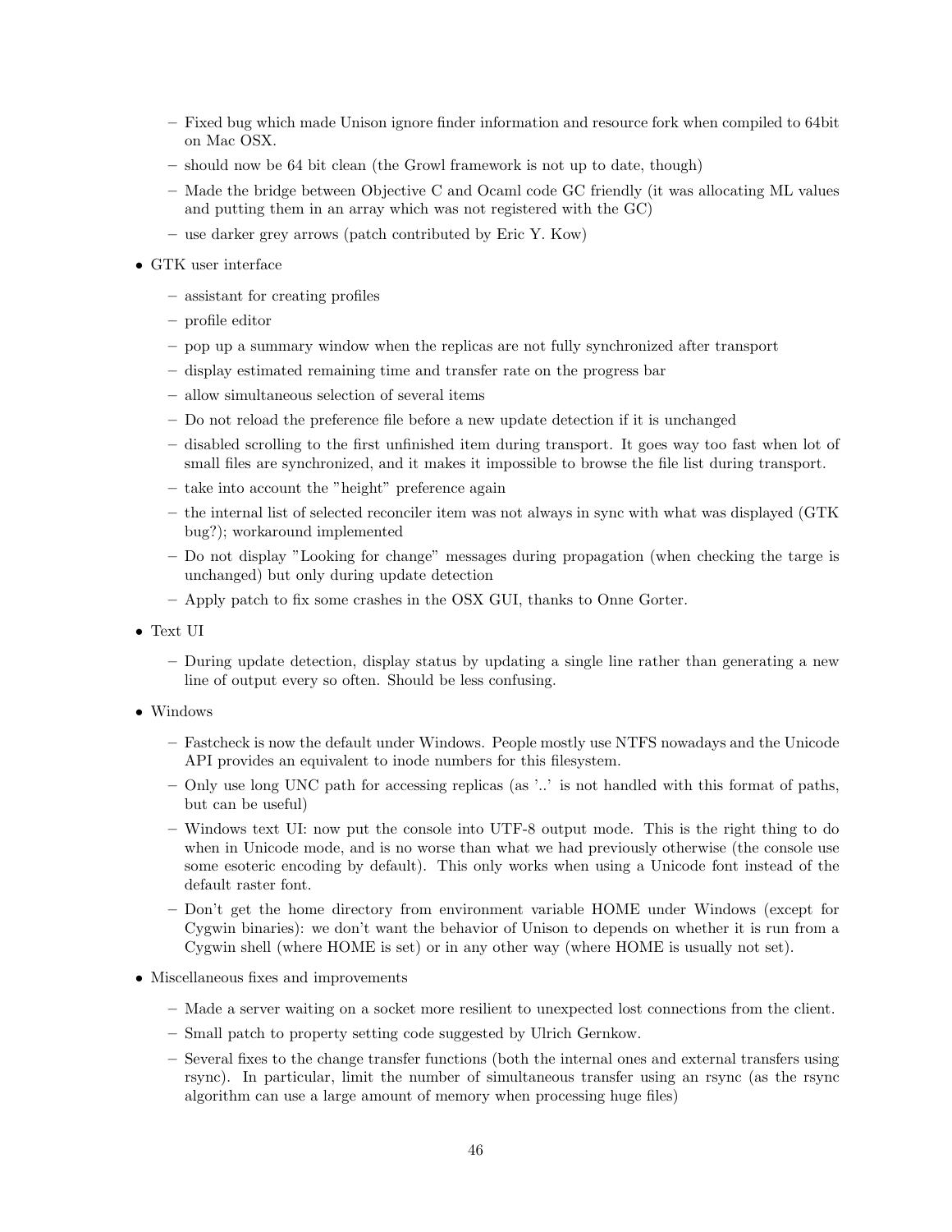- Fixed bug which made Unison ignore finder information and resource fork when compiled to 64bit on Mac OSX.
  - should now be 64 bit clean (the Growl framework is not up to date, though)
  - Made the bridge between Objective C and Ocaml code GC friendly (it was allocating ML values and putting them in an array which was not registered with the GC)
  - use darker grey arrows (patch contributed by Eric Y. Kow)

- GTK user interface
  - assistant for creating profiles
  - profile editor
  - pop up a summary window when the replicas are not fully synchronized after transport
  - display estimated remaining time and transfer rate on the progress bar
  - allow simultaneous selection of several items
  - Do not reload the preference file before a new update detection if it is unchanged
  - disabled scrolling to the first unfinished item during transport. It goes way too fast when lot of small files are synchronized, and it makes it impossible to browse the file list during transport.
  - take into account the "height" preference again
  - the internal list of selected reconciler item was not always in sync with what was displayed (GTK bug?); workaround implemented
  - Do not display "Looking for change" messages during propagation (when checking the targe is unchanged) but only during update detection
  - Apply patch to fix some crashes in the OSX GUI, thanks to Onne Gorter.

- Text UI
  - During update detection, display status by updating a single line rather than generating a new line of output every so often. Should be less confusing.

- Windows
  - Fastcheck is now the default under Windows. People mostly use NTFS nowadays and the Unicode API provides an equivalent to inode numbers for this filesystem.
  - Only use long UNC path for accessing replicas (as '..' is not handled with this format of paths, but can be useful)
  - Windows text UI: now put the console into UTF-8 output mode. This is the right thing to do when in Unicode mode, and is no worse than what we had previously otherwise (the console use some esoteric encoding by default). This only works when using a Unicode font instead of the default raster font.
  - Don't get the home directory from environment variable HOME under Windows (except for Cygwin binaries): we don't want the behavior of Unison to depends on whether it is run from a Cygwin shell (where HOME is set) or in any other way (where HOME is usually not set).

- Miscellaneous fixes and improvements
  - Made a server waiting on a socket more resilient to unexpected lost connections from the client.
  - Small patch to property setting code suggested by Ulrich Gernkow.
  - Several fixes to the change transfer functions (both the internal ones and external transfers using rsync). In particular, limit the number of simultaneous transfer using an rsync (as the rsync algorithm can use a large amount of memory when processing huge files)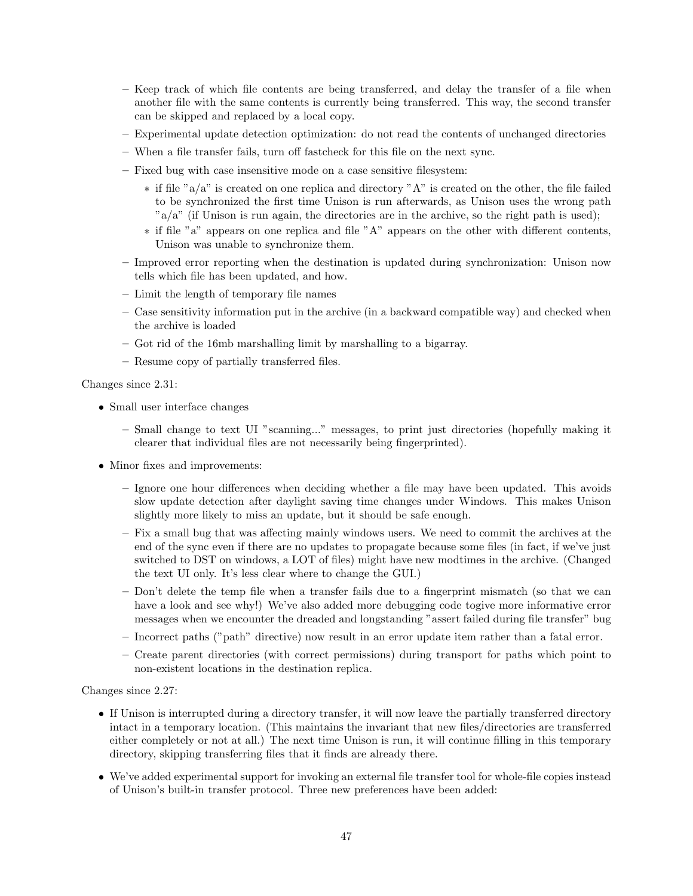- Keep track of which file contents are being transferred, and delay the transfer of a file when another file with the same contents is currently being transferred. This way, the second transfer can be skipped and replaced by a local copy.
  - Experimental update detection optimization: do not read the contents of unchanged directories
  - When a file transfer fails, turn off fastcheck for this file on the next sync.
  - Fixed bug with case insensitive mode on a case sensitive filesystem:
    * if file "a/a" is created on one replica and directory "A" is created on the other, the file failed to be synchronized the first time Unison is run afterwards, as Unison uses the wrong path "a/a" (if Unison is run again, the directories are in the archive, so the right path is used);
    * if file "a" appears on one replica and file "A" appears on the other with different contents, Unison was unable to synchronize them.
  - Improved error reporting when the destination is updated during synchronization: Unison now tells which file has been updated, and how.
  - Limit the length of temporary file names
  - Case sensitivity information put in the archive (in a backward compatible way) and checked when the archive is loaded
  - Got rid of the 16mb marshalling limit by marshalling to a bigarray.
  - Resume copy of partially transferred files.

Changes since 2.31:

- Small user interface changes
  - Small change to text UI "scanning..." messages, to print just directories (hopefully making it clearer that individual files are not necessarily being fingerprinted).
- Minor fixes and improvements:
  - Ignore one hour differences when deciding whether a file may have been updated. This avoids slow update detection after daylight saving time changes under Windows. This makes Unison slightly more likely to miss an update, but it should be safe enough.
  - Fix a small bug that was affecting mainly windows users. We need to commit the archives at the end of the sync even if there are no updates to propagate because some files (in fact, if we've just switched to DST on windows, a LOT of files) might have new modtimes in the archive. (Changed the text UI only. It's less clear where to change the GUI.)
  - Don't delete the temp file when a transfer fails due to a fingerprint mismatch (so that we can have a look and see why!) We've also added more debugging code togive more informative error messages when we encounter the dreaded and longstanding "assert failed during file transfer" bug
  - Incorrect paths ("path" directive) now result in an error update item rather than a fatal error.
  - Create parent directories (with correct permissions) during transport for paths which point to non-existent locations in the destination replica.

Changes since 2.27:

- If Unison is interrupted during a directory transfer, it will now leave the partially transferred directory intact in a temporary location. (This maintains the invariant that new files/directories are transferred either completely or not at all.) The next time Unison is run, it will continue filling in this temporary directory, skipping transferring files that it finds are already there.
- We've added experimental support for invoking an external file transfer tool for whole-file copies instead of Unison's built-in transfer protocol. Three new preferences have been added: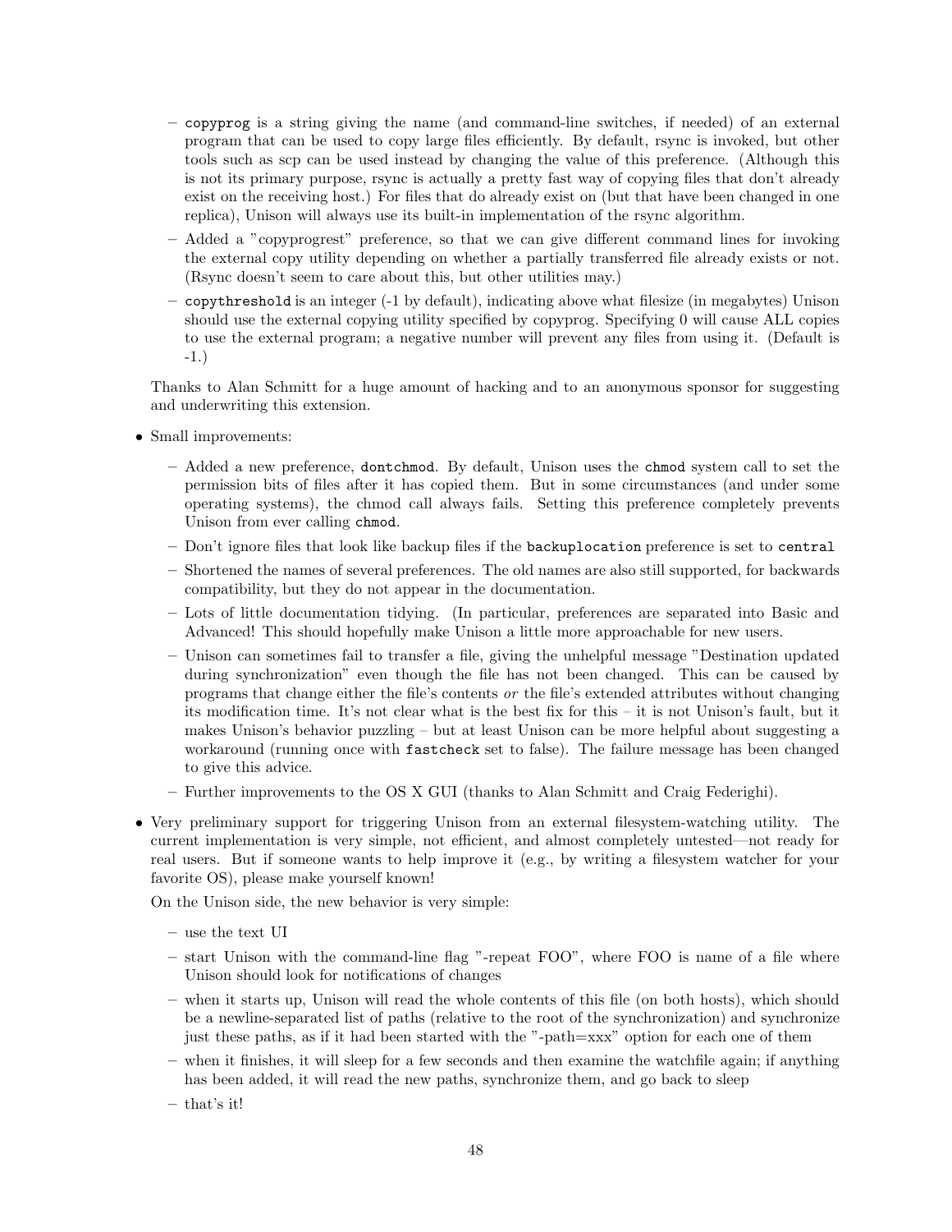- `copyprog` is a string giving the name (and command-line switches, if needed) of an external program that can be used to copy large files efficiently. By default, rsync is invoked, but other tools such as scp can be used instead by changing the value of this preference. (Although this is not its primary purpose, rsync is actually a pretty fast way of copying files that don't already exist on the receiving host.) For files that do already exist on (but that have been changed in one replica), Unison will always use its built-in implementation of the rsync algorithm.
  - Added a "copyprogrest" preference, so that we can give different command lines for invoking the external copy utility depending on whether a partially transferred file already exists or not. (Rsync doesn't seem to care about this, but other utilities may.)
  - `copythreshold` is an integer (-1 by default), indicating above what filesize (in megabytes) Unison should use the external copying utility specified by copyprog. Specifying 0 will cause ALL copies to use the external program; a negative number will prevent any files from using it. (Default is -1.)

  Thanks to Alan Schmitt for a huge amount of hacking and to an anonymous sponsor for suggesting and underwriting this extension.

- Small improvements:
  - Added a new preference, `dontchmod`. By default, Unison uses the `chmod` system call to set the permission bits of files after it has copied them. But in some circumstances (and under some operating systems), the chmod call always fails. Setting this preference completely prevents Unison from ever calling `chmod`.
  - Don't ignore files that look like backup files if the `backuplocation` preference is set to `central`
  - Shortened the names of several preferences. The old names are also still supported, for backwards compatibility, but they do not appear in the documentation.
  - Lots of little documentation tidying. (In particular, preferences are separated into Basic and Advanced! This should hopefully make Unison a little more approachable for new users.
  - Unison can sometimes fail to transfer a file, giving the unhelpful message "Destination updated during synchronization" even though the file has not been changed. This can be caused by programs that change either the file's contents *or* the file's extended attributes without changing its modification time. It's not clear what is the best fix for this – it is not Unison's fault, but it makes Unison's behavior puzzling – but at least Unison can be more helpful about suggesting a workaround (running once with `fastcheck` set to false). The failure message has been changed to give this advice.
  - Further improvements to the OS X GUI (thanks to Alan Schmitt and Craig Federighi).

- Very preliminary support for triggering Unison from an external filesystem-watching utility. The current implementation is very simple, not efficient, and almost completely untested—not ready for real users. But if someone wants to help improve it (e.g., by writing a filesystem watcher for your favorite OS), please make yourself known!

  On the Unison side, the new behavior is very simple:
  - use the text UI
  - start Unison with the command-line flag "-repeat FOO", where FOO is name of a file where Unison should look for notifications of changes
  - when it starts up, Unison will read the whole contents of this file (on both hosts), which should be a newline-separated list of paths (relative to the root of the synchronization) and synchronize just these paths, as if it had been started with the "-path=xxx" option for each one of them
  - when it finishes, it will sleep for a few seconds and then examine the watchfile again; if anything has been added, it will read the new paths, synchronize them, and go back to sleep
  - that's it!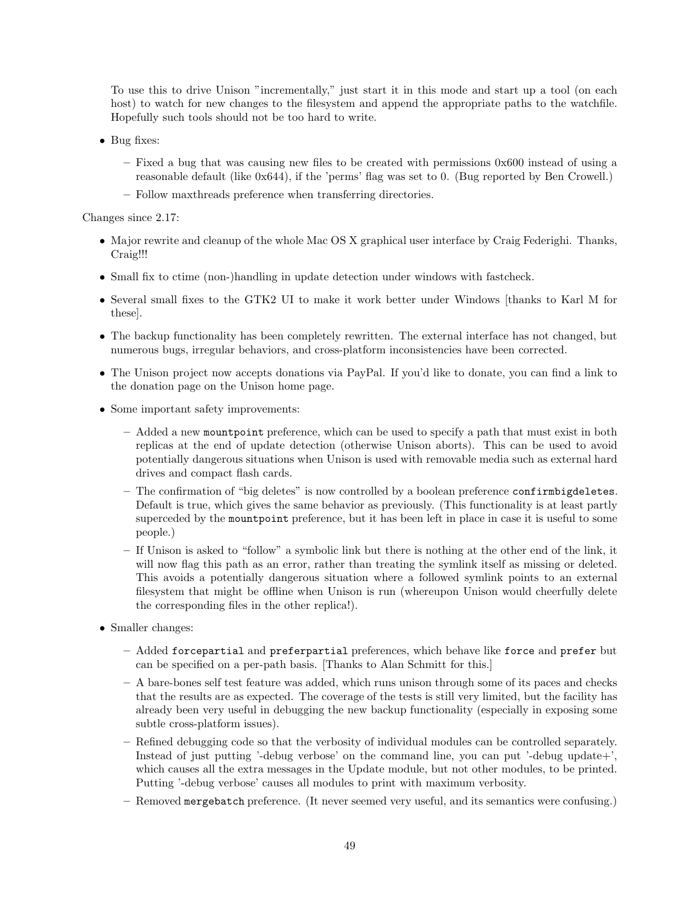To use this to drive Unison "incrementally," just start it in this mode and start up a tool (on each host) to watch for new changes to the filesystem and append the appropriate paths to the watchfile. Hopefully such tools should not be too hard to write.

- Bug fixes:
  - Fixed a bug that was causing new files to be created with permissions 0x600 instead of using a reasonable default (like 0x644), if the 'perms' flag was set to 0. (Bug reported by Ben Crowell.)
  - Follow maxthreads preference when transferring directories.

Changes since 2.17:

- Major rewrite and cleanup of the whole Mac OS X graphical user interface by Craig Federighi. Thanks, Craig!!!
- Small fix to ctime (non-)handling in update detection under windows with fastcheck.
- Several small fixes to the GTK2 UI to make it work better under Windows [thanks to Karl M for these].
- The backup functionality has been completely rewritten. The external interface has not changed, but numerous bugs, irregular behaviors, and cross-platform inconsistencies have been corrected.
- The Unison project now accepts donations via PayPal. If you'd like to donate, you can find a link to the donation page on the Unison home page.
- Some important safety improvements:
  - Added a new `mountpoint` preference, which can be used to specify a path that must exist in both replicas at the end of update detection (otherwise Unison aborts). This can be used to avoid potentially dangerous situations when Unison is used with removable media such as external hard drives and compact flash cards.
  - The confirmation of "big deletes" is now controlled by a boolean preference `confirmbigdeletes`. Default is true, which gives the same behavior as previously. (This functionality is at least partly superceded by the `mountpoint` preference, but it has been left in place in case it is useful to some people.)
  - If Unison is asked to "follow" a symbolic link but there is nothing at the other end of the link, it will now flag this path as an error, rather than treating the symlink itself as missing or deleted. This avoids a potentially dangerous situation where a followed symlink points to an external filesystem that might be offline when Unison is run (whereupon Unison would cheerfully delete the corresponding files in the other replica!).
- Smaller changes:
  - Added `forcepartial` and `preferpartial` preferences, which behave like `force` and `prefer` but can be specified on a per-path basis. [Thanks to Alan Schmitt for this.]
  - A bare-bones self test feature was added, which runs unison through some of its paces and checks that the results are as expected. The coverage of the tests is still very limited, but the facility has already been very useful in debugging the new backup functionality (especially in exposing some subtle cross-platform issues).
  - Refined debugging code so that the verbosity of individual modules can be controlled separately. Instead of just putting '-debug verbose' on the command line, you can put '-debug update+', which causes all the extra messages in the Update module, but not other modules, to be printed. Putting '-debug verbose' causes all modules to print with maximum verbosity.
  - Removed `mergebatch` preference. (It never seemed very useful, and its semantics were confusing.)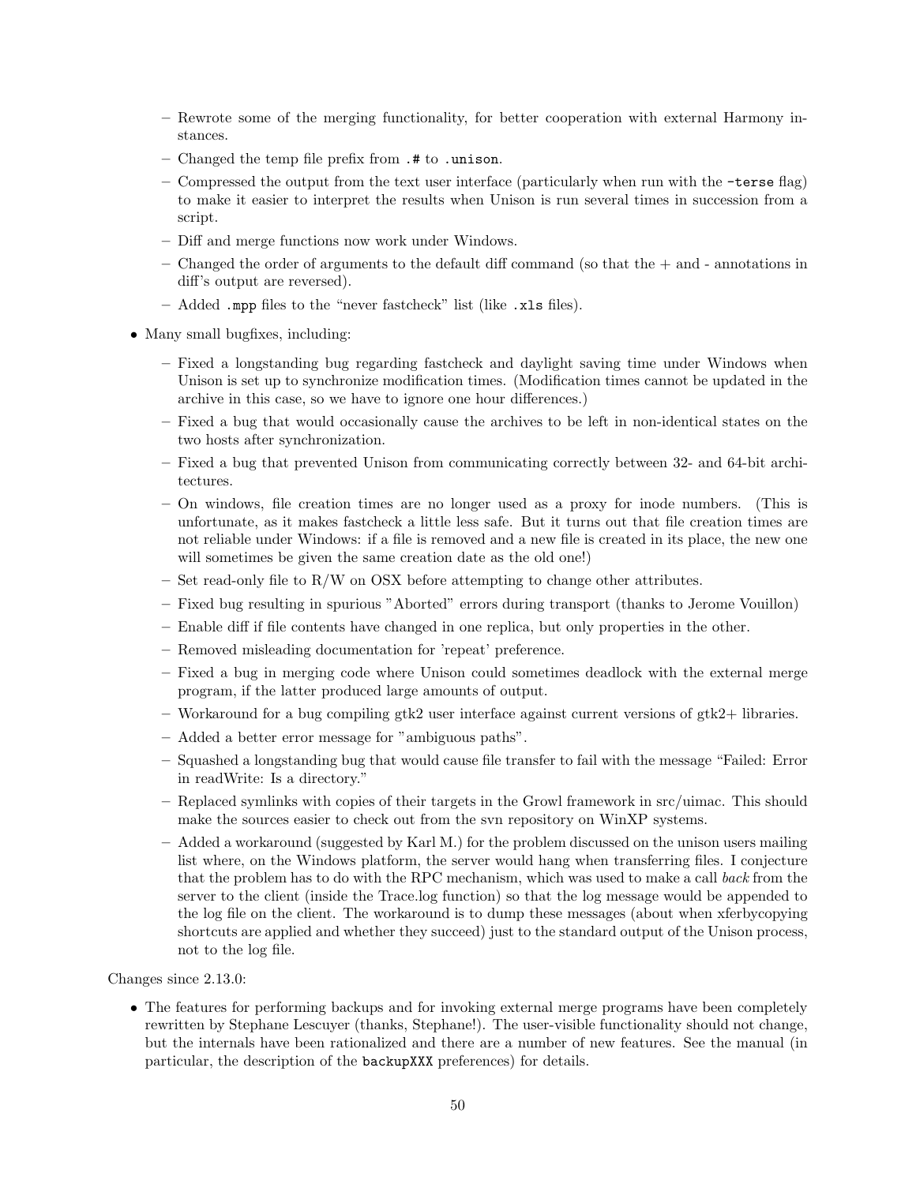- Rewrote some of the merging functionality, for better cooperation with external Harmony instances.
  - Changed the temp file prefix from `.#` to `.unison`.
  - Compressed the output from the text user interface (particularly when run with the `-terse` flag) to make it easier to interpret the results when Unison is run several times in succession from a script.
  - Diff and merge functions now work under Windows.
  - Changed the order of arguments to the default diff command (so that the + and - annotations in diff's output are reversed).
  - Added `.mpp` files to the "never fastcheck" list (like `.xls` files).

- Many small bugfixes, including:
  - Fixed a longstanding bug regarding fastcheck and daylight saving time under Windows when Unison is set up to synchronize modification times. (Modification times cannot be updated in the archive in this case, so we have to ignore one hour differences.)
  - Fixed a bug that would occasionally cause the archives to be left in non-identical states on the two hosts after synchronization.
  - Fixed a bug that prevented Unison from communicating correctly between 32- and 64-bit architectures.
  - On windows, file creation times are no longer used as a proxy for inode numbers. (This is unfortunate, as it makes fastcheck a little less safe. But it turns out that file creation times are not reliable under Windows: if a file is removed and a new file is created in its place, the new one will sometimes be given the same creation date as the old one!)
  - Set read-only file to R/W on OSX before attempting to change other attributes.
  - Fixed bug resulting in spurious "Aborted" errors during transport (thanks to Jerome Vouillon)
  - Enable diff if file contents have changed in one replica, but only properties in the other.
  - Removed misleading documentation for 'repeat' preference.
  - Fixed a bug in merging code where Unison could sometimes deadlock with the external merge program, if the latter produced large amounts of output.
  - Workaround for a bug compiling gtk2 user interface against current versions of gtk2+ libraries.
  - Added a better error message for "ambiguous paths".
  - Squashed a longstanding bug that would cause file transfer to fail with the message "Failed: Error in readWrite: Is a directory."
  - Replaced symlinks with copies of their targets in the Growl framework in src/uimac. This should make the sources easier to check out from the svn repository on WinXP systems.
  - Added a workaround (suggested by Karl M.) for the problem discussed on the unison users mailing list where, on the Windows platform, the server would hang when transferring files. I conjecture that the problem has to do with the RPC mechanism, which was used to make a call *back* from the server to the client (inside the Trace.log function) so that the log message would be appended to the log file on the client. The workaround is to dump these messages (about when xferbycopying shortcuts are applied and whether they succeed) just to the standard output of the Unison process, not to the log file.

Changes since 2.13.0:

- The features for performing backups and for invoking external merge programs have been completely rewritten by Stephane Lescuyer (thanks, Stephane!). The user-visible functionality should not change, but the internals have been rationalized and there are a number of new features. See the manual (in particular, the description of the `backupXXX` preferences) for details.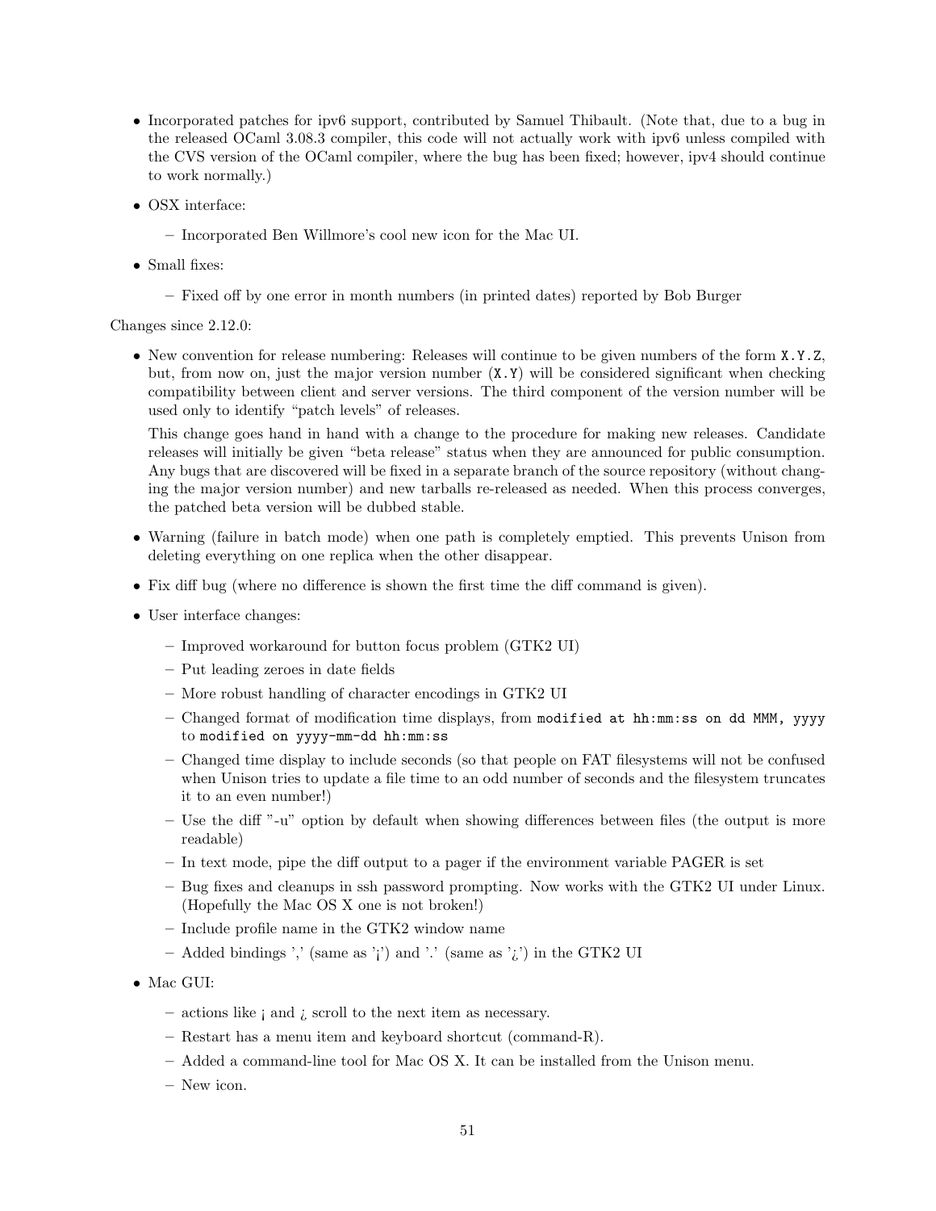- Incorporated patches for ipv6 support, contributed by Samuel Thibault. (Note that, due to a bug in the released OCaml 3.08.3 compiler, this code will not actually work with ipv6 unless compiled with the CVS version of the OCaml compiler, where the bug has been fixed; however, ipv4 should continue to work normally.)
- OSX interface:
  - Incorporated Ben Willmore's cool new icon for the Mac UI.
- Small fixes:
  - Fixed off by one error in month numbers (in printed dates) reported by Bob Burger

Changes since 2.12.0:

- New convention for release numbering: Releases will continue to be given numbers of the form `X.Y.Z`, but, from now on, just the major version number (`X.Y`) will be considered significant when checking compatibility between client and server versions. The third component of the version number will be used only to identify "patch levels" of releases.

  This change goes hand in hand with a change to the procedure for making new releases. Candidate releases will initially be given "beta release" status when they are announced for public consumption. Any bugs that are discovered will be fixed in a separate branch of the source repository (without changing the major version number) and new tarballs re-released as needed. When this process converges, the patched beta version will be dubbed stable.
- Warning (failure in batch mode) when one path is completely emptied. This prevents Unison from deleting everything on one replica when the other disappear.
- Fix diff bug (where no difference is shown the first time the diff command is given).
- User interface changes:
  - Improved workaround for button focus problem (GTK2 UI)
  - Put leading zeroes in date fields
  - More robust handling of character encodings in GTK2 UI
  - Changed format of modification time displays, from `modified at hh:mm:ss on dd MMM, yyyy` to `modified on yyyy-mm-dd hh:mm:ss`
  - Changed time display to include seconds (so that people on FAT filesystems will not be confused when Unison tries to update a file time to an odd number of seconds and the filesystem truncates it to an even number!)
  - Use the diff "-u" option by default when showing differences between files (the output is more readable)
  - In text mode, pipe the diff output to a pager if the environment variable PAGER is set
  - Bug fixes and cleanups in ssh password prompting. Now works with the GTK2 UI under Linux. (Hopefully the Mac OS X one is not broken!)
  - Include profile name in the GTK2 window name
  - Added bindings ',' (same as '¡') and '.' (same as '¿') in the GTK2 UI
- Mac GUI:
  - actions like ¡ and ¿ scroll to the next item as necessary.
  - Restart has a menu item and keyboard shortcut (command-R).
  - Added a command-line tool for Mac OS X. It can be installed from the Unison menu.
  - New icon.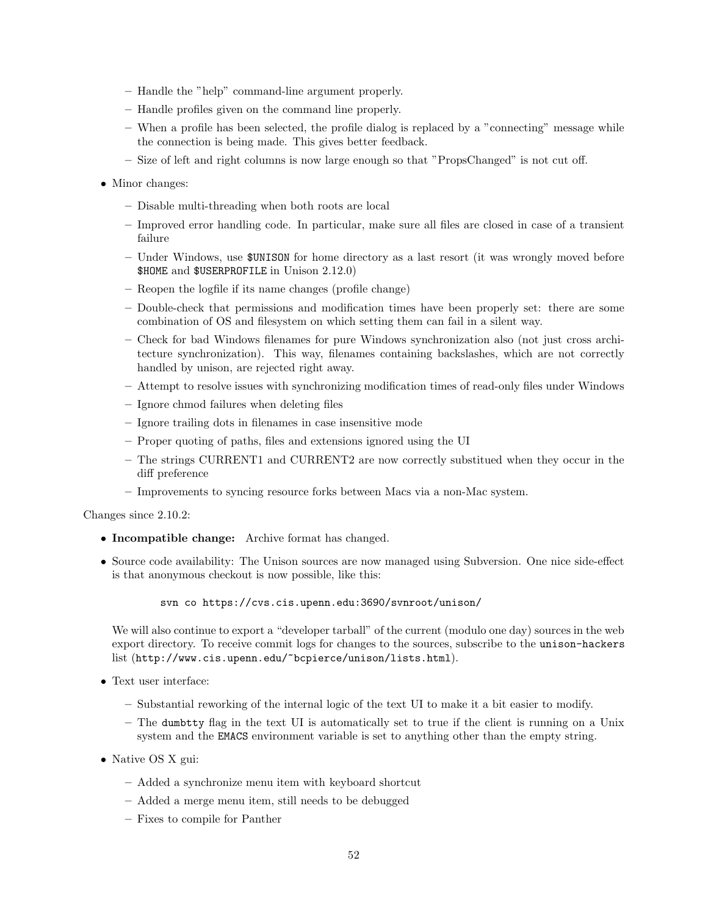- Handle the "help" command-line argument properly.
  - Handle profiles given on the command line properly.
  - When a profile has been selected, the profile dialog is replaced by a "connecting" message while the connection is being made. This gives better feedback.
  - Size of left and right columns is now large enough so that "PropsChanged" is not cut off.

- Minor changes:
  - Disable multi-threading when both roots are local
  - Improved error handling code. In particular, make sure all files are closed in case of a transient failure
  - Under Windows, use `$UNISON` for home directory as a last resort (it was wrongly moved before `$HOME` and `$USERPROFILE` in Unison 2.12.0)
  - Reopen the logfile if its name changes (profile change)
  - Double-check that permissions and modification times have been properly set: there are some combination of OS and filesystem on which setting them can fail in a silent way.
  - Check for bad Windows filenames for pure Windows synchronization also (not just cross architecture synchronization). This way, filenames containing backslashes, which are not correctly handled by unison, are rejected right away.
  - Attempt to resolve issues with synchronizing modification times of read-only files under Windows
  - Ignore chmod failures when deleting files
  - Ignore trailing dots in filenames in case insensitive mode
  - Proper quoting of paths, files and extensions ignored using the UI
  - The strings CURRENT1 and CURRENT2 are now correctly substitued when they occur in the diff preference
  - Improvements to syncing resource forks between Macs via a non-Mac system.

Changes since 2.10.2:

- **Incompatible change:** Archive format has changed.
- Source code availability: The Unison sources are now managed using Subversion. One nice side-effect is that anonymous checkout is now possible, like this:

  ```
  svn co https://cvs.cis.upenn.edu:3690/svnroot/unison/
  ```

  We will also continue to export a "developer tarball" of the current (modulo one day) sources in the web export directory. To receive commit logs for changes to the sources, subscribe to the `unison-hackers` list (`http://www.cis.upenn.edu/~bcpierce/unison/lists.html`).
- Text user interface:
  - Substantial reworking of the internal logic of the text UI to make it a bit easier to modify.
  - The `dumbtty` flag in the text UI is automatically set to true if the client is running on a Unix system and the `EMACS` environment variable is set to anything other than the empty string.
- Native OS X gui:
  - Added a synchronize menu item with keyboard shortcut
  - Added a merge menu item, still needs to be debugged
  - Fixes to compile for Panther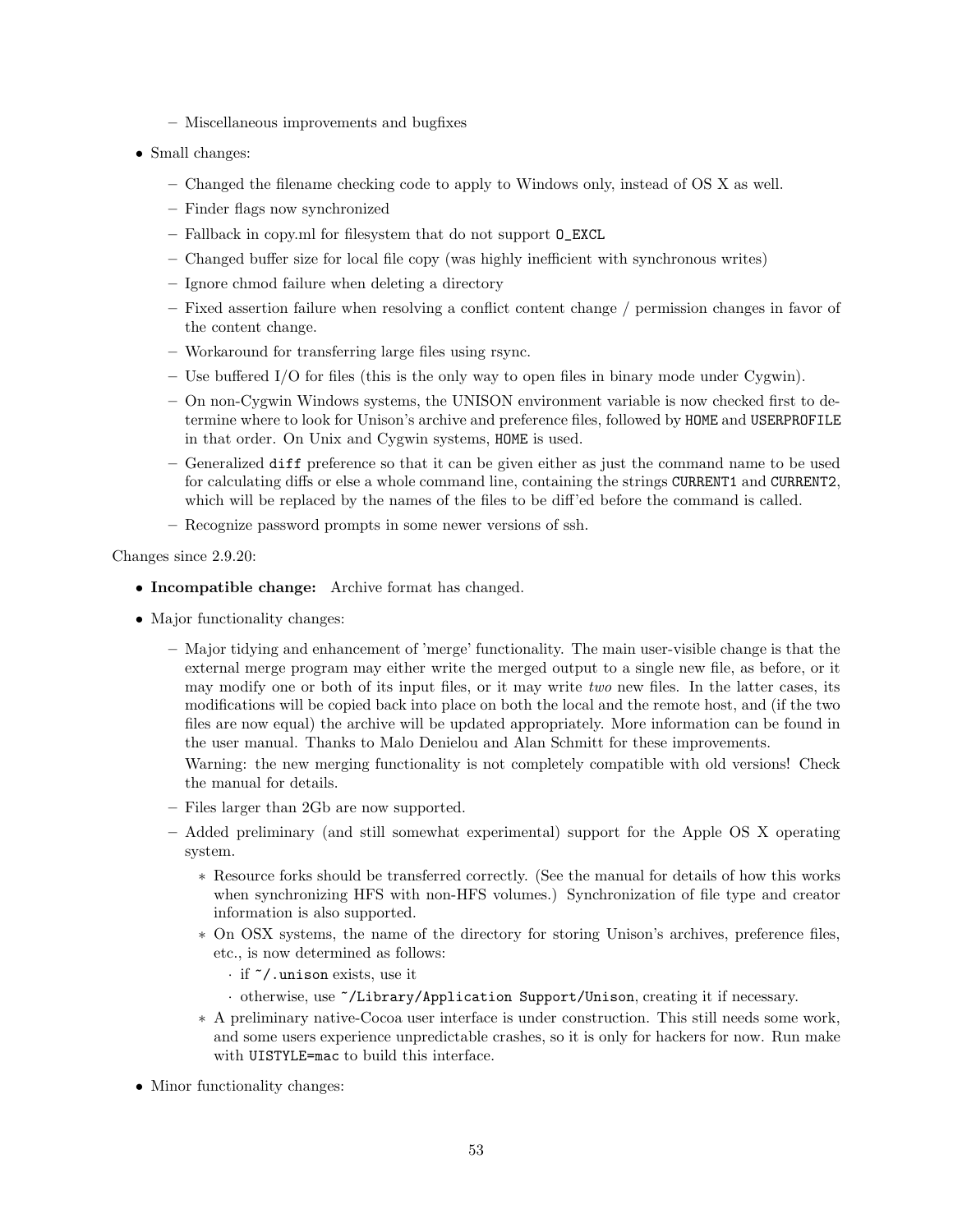- Miscellaneous improvements and bugfixes

- Small changes:
  - Changed the filename checking code to apply to Windows only, instead of OS X as well.
  - Finder flags now synchronized
  - Fallback in copy.ml for filesystem that do not support `O_EXCL`
  - Changed buffer size for local file copy (was highly inefficient with synchronous writes)
  - Ignore chmod failure when deleting a directory
  - Fixed assertion failure when resolving a conflict content change / permission changes in favor of the content change.
  - Workaround for transferring large files using rsync.
  - Use buffered I/O for files (this is the only way to open files in binary mode under Cygwin).
  - On non-Cygwin Windows systems, the UNISON environment variable is now checked first to determine where to look for Unison's archive and preference files, followed by `HOME` and `USERPROFILE` in that order. On Unix and Cygwin systems, `HOME` is used.
  - Generalized `diff` preference so that it can be given either as just the command name to be used for calculating diffs or else a whole command line, containing the strings `CURRENT1` and `CURRENT2`, which will be replaced by the names of the files to be diff'ed before the command is called.
  - Recognize password prompts in some newer versions of ssh.

Changes since 2.9.20:

- **Incompatible change:** Archive format has changed.
- Major functionality changes:
  - Major tidying and enhancement of 'merge' functionality. The main user-visible change is that the external merge program may either write the merged output to a single new file, as before, or it may modify one or both of its input files, or it may write *two* new files. In the latter cases, its modifications will be copied back into place on both the local and the remote host, and (if the two files are now equal) the archive will be updated appropriately. More information can be found in the user manual. Thanks to Malo Denielou and Alan Schmitt for these improvements.

    Warning: the new merging functionality is not completely compatible with old versions! Check the manual for details.
  - Files larger than 2Gb are now supported.
  - Added preliminary (and still somewhat experimental) support for the Apple OS X operating system.
    - Resource forks should be transferred correctly. (See the manual for details of how this works when synchronizing HFS with non-HFS volumes.) Synchronization of file type and creator information is also supported.
    - On OSX systems, the name of the directory for storing Unison's archives, preference files, etc., is now determined as follows:
      - if `~/.unison` exists, use it
      - otherwise, use `~/Library/Application Support/Unison`, creating it if necessary.
    - A preliminary native-Cocoa user interface is under construction. This still needs some work, and some users experience unpredictable crashes, so it is only for hackers for now. Run make with `UISTYLE=mac` to build this interface.
- Minor functionality changes: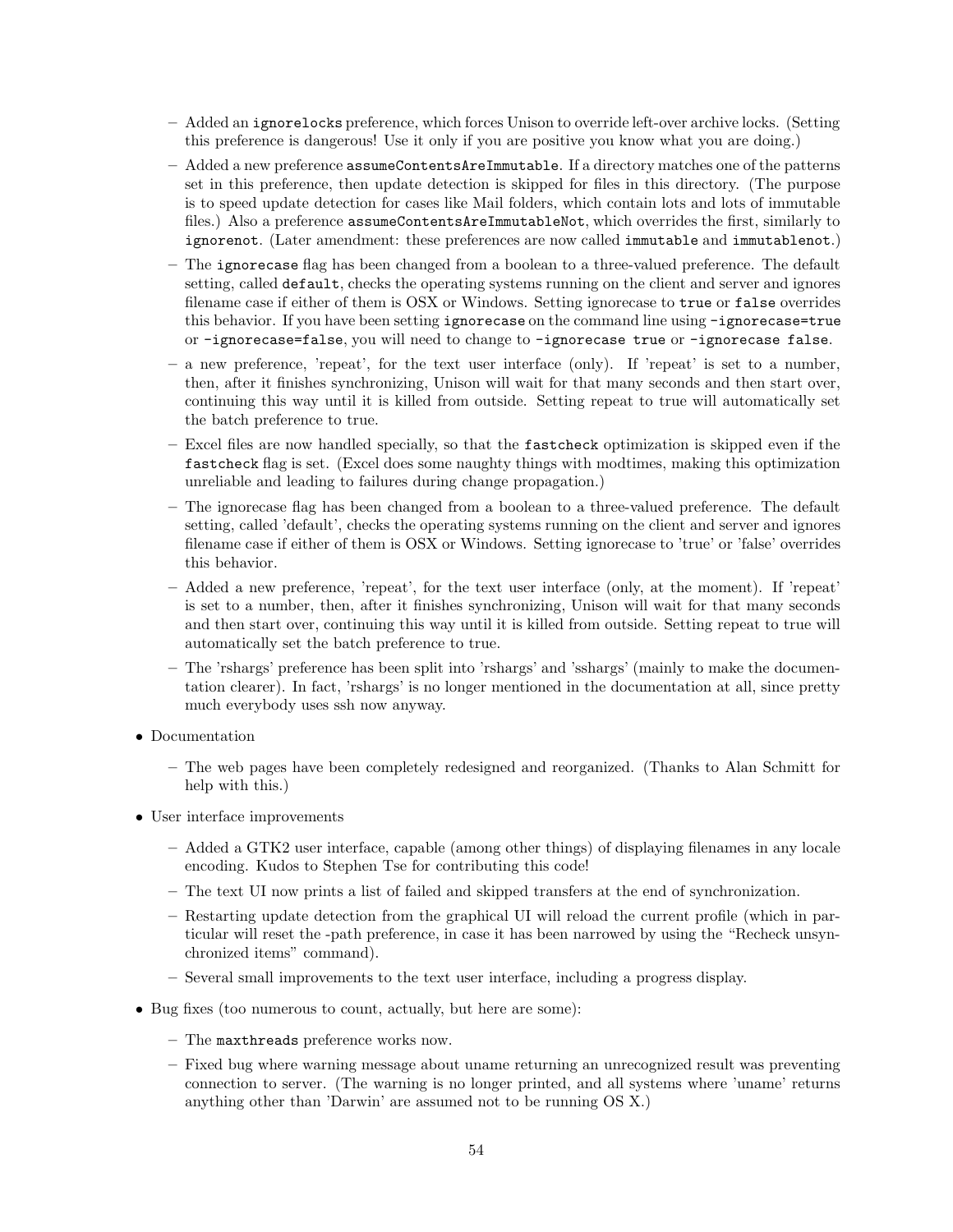- Added an `ignorelocks` preference, which forces Unison to override left-over archive locks. (Setting this preference is dangerous! Use it only if you are positive you know what you are doing.)
  - Added a new preference `assumeContentsAreImmutable`. If a directory matches one of the patterns set in this preference, then update detection is skipped for files in this directory. (The purpose is to speed update detection for cases like Mail folders, which contain lots and lots of immutable files.) Also a preference `assumeContentsAreImmutableNot`, which overrides the first, similarly to `ignorenot`. (Later amendment: these preferences are now called `immutable` and `immutablenot`.)
  - The `ignorecase` flag has been changed from a boolean to a three-valued preference. The default setting, called `default`, checks the operating systems running on the client and server and ignores filename case if either of them is OSX or Windows. Setting ignorecase to `true` or `false` overrides this behavior. If you have been setting `ignorecase` on the command line using `-ignorecase=true` or `-ignorecase=false`, you will need to change to `-ignorecase true` or `-ignorecase false`.
  - a new preference, 'repeat', for the text user interface (only). If 'repeat' is set to a number, then, after it finishes synchronizing, Unison will wait for that many seconds and then start over, continuing this way until it is killed from outside. Setting repeat to true will automatically set the batch preference to true.
  - Excel files are now handled specially, so that the `fastcheck` optimization is skipped even if the `fastcheck` flag is set. (Excel does some naughty things with modtimes, making this optimization unreliable and leading to failures during change propagation.)
  - The ignorecase flag has been changed from a boolean to a three-valued preference. The default setting, called 'default', checks the operating systems running on the client and server and ignores filename case if either of them is OSX or Windows. Setting ignorecase to 'true' or 'false' overrides this behavior.
  - Added a new preference, 'repeat', for the text user interface (only, at the moment). If 'repeat' is set to a number, then, after it finishes synchronizing, Unison will wait for that many seconds and then start over, continuing this way until it is killed from outside. Setting repeat to true will automatically set the batch preference to true.
  - The 'rshargs' preference has been split into 'rshargs' and 'sshargs' (mainly to make the documentation clearer). In fact, 'rshargs' is no longer mentioned in the documentation at all, since pretty much everybody uses ssh now anyway.

- Documentation
  - The web pages have been completely redesigned and reorganized. (Thanks to Alan Schmitt for help with this.)

- User interface improvements
  - Added a GTK2 user interface, capable (among other things) of displaying filenames in any locale encoding. Kudos to Stephen Tse for contributing this code!
  - The text UI now prints a list of failed and skipped transfers at the end of synchronization.
  - Restarting update detection from the graphical UI will reload the current profile (which in particular will reset the -path preference, in case it has been narrowed by using the "Recheck unsynchronized items" command).
  - Several small improvements to the text user interface, including a progress display.

- Bug fixes (too numerous to count, actually, but here are some):
  - The `maxthreads` preference works now.
  - Fixed bug where warning message about uname returning an unrecognized result was preventing connection to server. (The warning is no longer printed, and all systems where 'uname' returns anything other than 'Darwin' are assumed not to be running OS X.)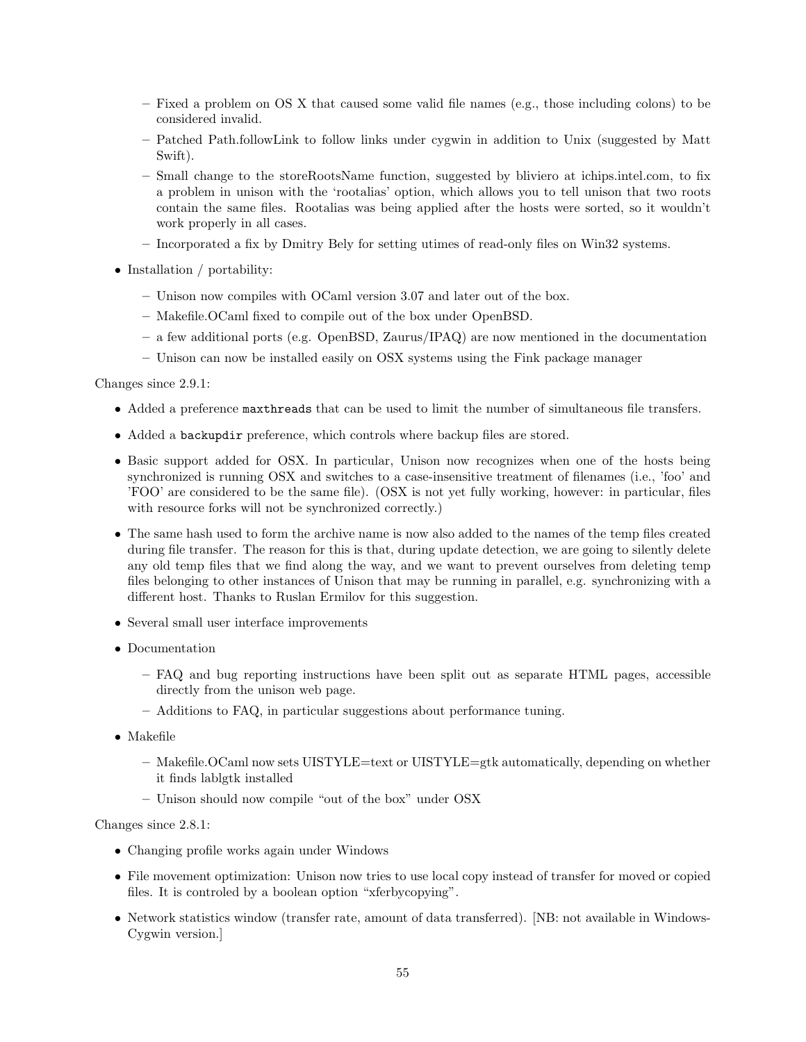- Fixed a problem on OS X that caused some valid file names (e.g., those including colons) to be considered invalid.
  - Patched Path.followLink to follow links under cygwin in addition to Unix (suggested by Matt Swift).
  - Small change to the storeRootsName function, suggested by bliviero at ichips.intel.com, to fix a problem in unison with the 'rootalias' option, which allows you to tell unison that two roots contain the same files. Rootalias was being applied after the hosts were sorted, so it wouldn't work properly in all cases.
  - Incorporated a fix by Dmitry Bely for setting utimes of read-only files on Win32 systems.
- Installation / portability:
  - Unison now compiles with OCaml version 3.07 and later out of the box.
  - Makefile.OCaml fixed to compile out of the box under OpenBSD.
  - a few additional ports (e.g. OpenBSD, Zaurus/IPAQ) are now mentioned in the documentation
  - Unison can now be installed easily on OSX systems using the Fink package manager

Changes since 2.9.1:

- Added a preference `maxthreads` that can be used to limit the number of simultaneous file transfers.
- Added a `backupdir` preference, which controls where backup files are stored.
- Basic support added for OSX. In particular, Unison now recognizes when one of the hosts being synchronized is running OSX and switches to a case-insensitive treatment of filenames (i.e., 'foo' and 'FOO' are considered to be the same file). (OSX is not yet fully working, however: in particular, files with resource forks will not be synchronized correctly.)
- The same hash used to form the archive name is now also added to the names of the temp files created during file transfer. The reason for this is that, during update detection, we are going to silently delete any old temp files that we find along the way, and we want to prevent ourselves from deleting temp files belonging to other instances of Unison that may be running in parallel, e.g. synchronizing with a different host. Thanks to Ruslan Ermilov for this suggestion.
- Several small user interface improvements
- Documentation
  - FAQ and bug reporting instructions have been split out as separate HTML pages, accessible directly from the unison web page.
  - Additions to FAQ, in particular suggestions about performance tuning.
- Makefile
  - Makefile.OCaml now sets UISTYLE=text or UISTYLE=gtk automatically, depending on whether it finds lablgtk installed
  - Unison should now compile "out of the box" under OSX

Changes since 2.8.1:

- Changing profile works again under Windows
- File movement optimization: Unison now tries to use local copy instead of transfer for moved or copied files. It is controled by a boolean option "xferbycopying".
- Network statistics window (transfer rate, amount of data transferred). [NB: not available in Windows-Cygwin version.]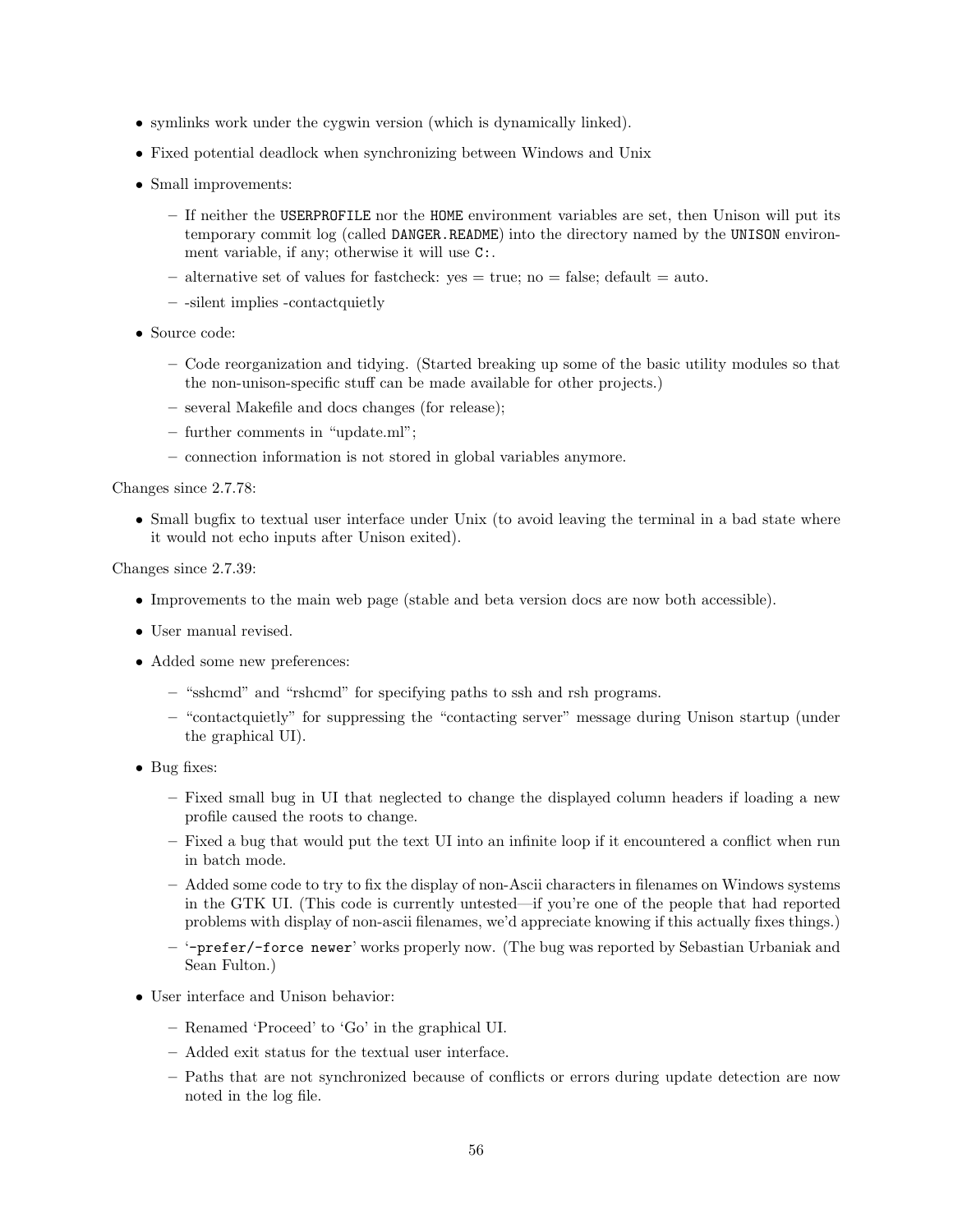- symlinks work under the cygwin version (which is dynamically linked).
- Fixed potential deadlock when synchronizing between Windows and Unix
- Small improvements:
  - If neither the `USERPROFILE` nor the `HOME` environment variables are set, then Unison will put its temporary commit log (called `DANGER.README`) into the directory named by the `UNISON` environment variable, if any; otherwise it will use `C:`.
  - alternative set of values for fastcheck: yes = true; no = false; default = auto.
  - -silent implies -contactquietly
- Source code:
  - Code reorganization and tidying. (Started breaking up some of the basic utility modules so that the non-unison-specific stuff can be made available for other projects.)
  - several Makefile and docs changes (for release);
  - further comments in "update.ml";
  - connection information is not stored in global variables anymore.

Changes since 2.7.78:

- Small bugfix to textual user interface under Unix (to avoid leaving the terminal in a bad state where it would not echo inputs after Unison exited).

Changes since 2.7.39:

- Improvements to the main web page (stable and beta version docs are now both accessible).
- User manual revised.
- Added some new preferences:
  - "sshcmd" and "rshcmd" for specifying paths to ssh and rsh programs.
  - "contactquietly" for suppressing the "contacting server" message during Unison startup (under the graphical UI).
- Bug fixes:
  - Fixed small bug in UI that neglected to change the displayed column headers if loading a new profile caused the roots to change.
  - Fixed a bug that would put the text UI into an infinite loop if it encountered a conflict when run in batch mode.
  - Added some code to try to fix the display of non-Ascii characters in filenames on Windows systems in the GTK UI. (This code is currently untested—if you're one of the people that had reported problems with display of non-ascii filenames, we'd appreciate knowing if this actually fixes things.)
  - '`-prefer/-force newer`' works properly now. (The bug was reported by Sebastian Urbaniak and Sean Fulton.)
- User interface and Unison behavior:
  - Renamed 'Proceed' to 'Go' in the graphical UI.
  - Added exit status for the textual user interface.
  - Paths that are not synchronized because of conflicts or errors during update detection are now noted in the log file.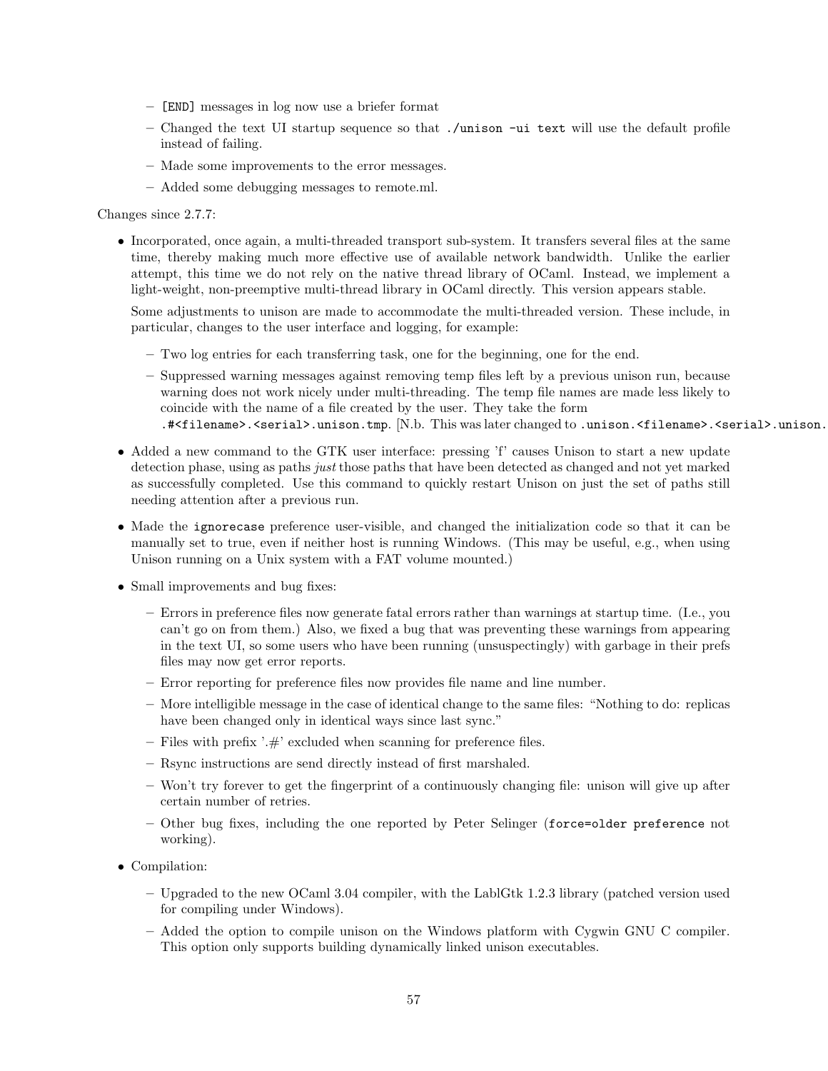- `[END]` messages in log now use a briefer format
  - Changed the text UI startup sequence so that `./unison -ui text` will use the default profile instead of failing.
  - Made some improvements to the error messages.
  - Added some debugging messages to remote.ml.

Changes since 2.7.7:

- Incorporated, once again, a multi-threaded transport sub-system. It transfers several files at the same time, thereby making much more effective use of available network bandwidth. Unlike the earlier attempt, this time we do not rely on the native thread library of OCaml. Instead, we implement a light-weight, non-preemptive multi-thread library in OCaml directly. This version appears stable.

  Some adjustments to unison are made to accommodate the multi-threaded version. These include, in particular, changes to the user interface and logging, for example:

  - Two log entries for each transferring task, one for the beginning, one for the end.
  - Suppressed warning messages against removing temp files left by a previous unison run, because warning does not work nicely under multi-threading. The temp file names are made less likely to coincide with the name of a file created by the user. They take the form `.#<filename>.<serial>.unison.tmp`. [N.b. This was later changed to `.unison.<filename>.<serial>.unison.`
- Added a new command to the GTK user interface: pressing 'f' causes Unison to start a new update detection phase, using as paths *just* those paths that have been detected as changed and not yet marked as successfully completed. Use this command to quickly restart Unison on just the set of paths still needing attention after a previous run.
- Made the `ignorecase` preference user-visible, and changed the initialization code so that it can be manually set to true, even if neither host is running Windows. (This may be useful, e.g., when using Unison running on a Unix system with a FAT volume mounted.)
- Small improvements and bug fixes:
  - Errors in preference files now generate fatal errors rather than warnings at startup time. (I.e., you can't go on from them.) Also, we fixed a bug that was preventing these warnings from appearing in the text UI, so some users who have been running (unsuspectingly) with garbage in their prefs files may now get error reports.
  - Error reporting for preference files now provides file name and line number.
  - More intelligible message in the case of identical change to the same files: "Nothing to do: replicas have been changed only in identical ways since last sync."
  - Files with prefix '.#' excluded when scanning for preference files.
  - Rsync instructions are send directly instead of first marshaled.
  - Won't try forever to get the fingerprint of a continuously changing file: unison will give up after certain number of retries.
  - Other bug fixes, including the one reported by Peter Selinger (`force=older preference` not working).
- Compilation:
  - Upgraded to the new OCaml 3.04 compiler, with the LablGtk 1.2.3 library (patched version used for compiling under Windows).
  - Added the option to compile unison on the Windows platform with Cygwin GNU C compiler. This option only supports building dynamically linked unison executables.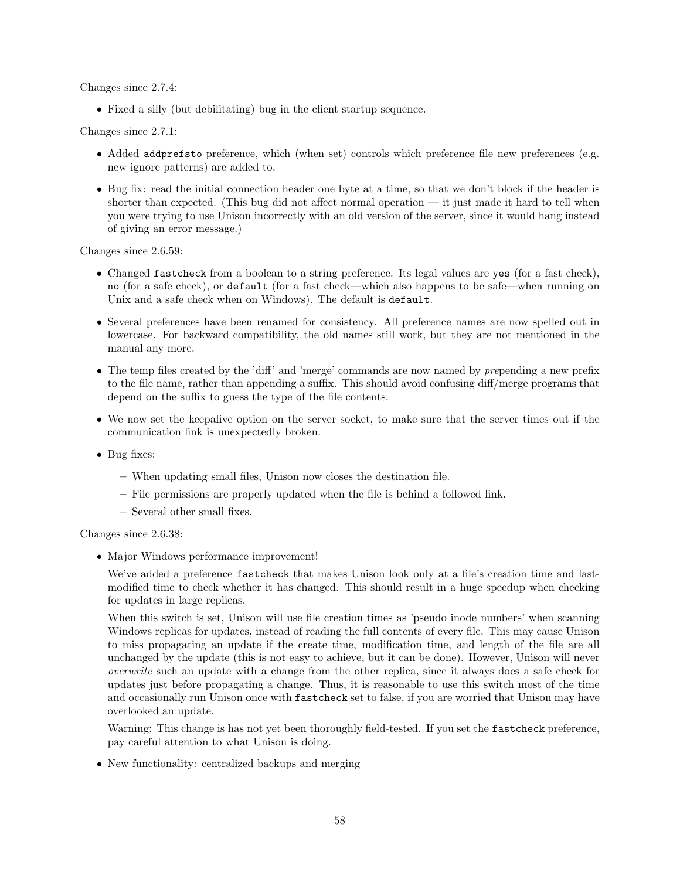Changes since 2.7.4:

- Fixed a silly (but debilitating) bug in the client startup sequence.

Changes since 2.7.1:

- Added `addprefsto` preference, which (when set) controls which preference file new preferences (e.g. new ignore patterns) are added to.
- Bug fix: read the initial connection header one byte at a time, so that we don't block if the header is shorter than expected. (This bug did not affect normal operation — it just made it hard to tell when you were trying to use Unison incorrectly with an old version of the server, since it would hang instead of giving an error message.)

Changes since 2.6.59:

- Changed `fastcheck` from a boolean to a string preference. Its legal values are `yes` (for a fast check), `no` (for a safe check), or `default` (for a fast check—which also happens to be safe—when running on Unix and a safe check when on Windows). The default is `default`.
- Several preferences have been renamed for consistency. All preference names are now spelled out in lowercase. For backward compatibility, the old names still work, but they are not mentioned in the manual any more.
- The temp files created by the 'diff' and 'merge' commands are now named by *pre*pending a new prefix to the file name, rather than appending a suffix. This should avoid confusing diff/merge programs that depend on the suffix to guess the type of the file contents.
- We now set the keepalive option on the server socket, to make sure that the server times out if the communication link is unexpectedly broken.
- Bug fixes:
  - When updating small files, Unison now closes the destination file.
  - File permissions are properly updated when the file is behind a followed link.
  - Several other small fixes.

Changes since 2.6.38:

- Major Windows performance improvement!

  We've added a preference `fastcheck` that makes Unison look only at a file's creation time and last-modified time to check whether it has changed. This should result in a huge speedup when checking for updates in large replicas.

  When this switch is set, Unison will use file creation times as 'pseudo inode numbers' when scanning Windows replicas for updates, instead of reading the full contents of every file. This may cause Unison to miss propagating an update if the create time, modification time, and length of the file are all unchanged by the update (this is not easy to achieve, but it can be done). However, Unison will never *overwrite* such an update with a change from the other replica, since it always does a safe check for updates just before propagating a change. Thus, it is reasonable to use this switch most of the time and occasionally run Unison once with `fastcheck` set to false, if you are worried that Unison may have overlooked an update.

  Warning: This change is has not yet been thoroughly field-tested. If you set the `fastcheck` preference, pay careful attention to what Unison is doing.

- New functionality: centralized backups and merging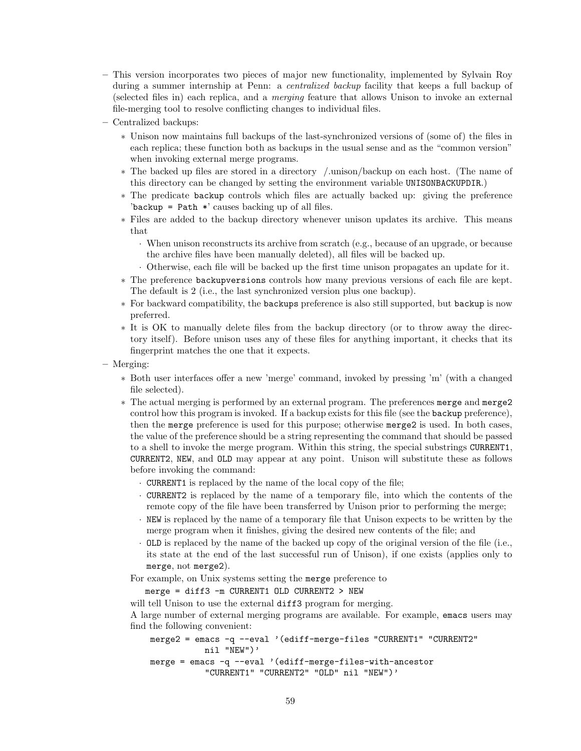- This version incorporates two pieces of major new functionality, implemented by Sylvain Roy during a summer internship at Penn: a *centralized backup* facility that keeps a full backup of (selected files in) each replica, and a *merging* feature that allows Unison to invoke an external file-merging tool to resolve conflicting changes to individual files.
- Centralized backups:
  - Unison now maintains full backups of the last-synchronized versions of (some of) the files in each replica; these function both as backups in the usual sense and as the "common version" when invoking external merge programs.
  - The backed up files are stored in a directory /.unison/backup on each host. (The name of this directory can be changed by setting the environment variable `UNISONBACKUPDIR`.)
  - The predicate `backup` controls which files are actually backed up: giving the preference '`backup = Path *`' causes backing up of all files.
  - Files are added to the backup directory whenever unison updates its archive. This means that
    - When unison reconstructs its archive from scratch (e.g., because of an upgrade, or because the archive files have been manually deleted), all files will be backed up.
    - Otherwise, each file will be backed up the first time unison propagates an update for it.
  - The preference `backupversions` controls how many previous versions of each file are kept. The default is 2 (i.e., the last synchronized version plus one backup).
  - For backward compatibility, the `backups` preference is also still supported, but `backup` is now preferred.
  - It is OK to manually delete files from the backup directory (or to throw away the directory itself). Before unison uses any of these files for anything important, it checks that its fingerprint matches the one that it expects.
- Merging:
  - Both user interfaces offer a new 'merge' command, invoked by pressing 'm' (with a changed file selected).
  - The actual merging is performed by an external program. The preferences `merge` and `merge2` control how this program is invoked. If a backup exists for this file (see the `backup` preference), then the `merge` preference is used for this purpose; otherwise `merge2` is used. In both cases, the value of the preference should be a string representing the command that should be passed to a shell to invoke the merge program. Within this string, the special substrings `CURRENT1`, `CURRENT2`, `NEW`, and `OLD` may appear at any point. Unison will substitute these as follows before invoking the command:
    - `CURRENT1` is replaced by the name of the local copy of the file;
    - `CURRENT2` is replaced by the name of a temporary file, into which the contents of the remote copy of the file have been transferred by Unison prior to performing the merge;
    - `NEW` is replaced by the name of a temporary file that Unison expects to be written by the merge program when it finishes, giving the desired new contents of the file; and
    - `OLD` is replaced by the name of the backed up copy of the original version of the file (i.e., its state at the end of the last successful run of Unison), if one exists (applies only to `merge`, not `merge2`).

    For example, on Unix systems setting the `merge` preference to

    ```
    merge = diff3 -m CURRENT1 OLD CURRENT2 > NEW
    ```

    will tell Unison to use the external `diff3` program for merging.

    A large number of external merging programs are available. For example, `emacs` users may find the following convenient:

    ```
    merge2 = emacs -q --eval '(ediff-merge-files "CURRENT1" "CURRENT2"
                nil "NEW")'
    merge = emacs -q --eval '(ediff-merge-files-with-ancestor
                "CURRENT1" "CURRENT2" "OLD" nil "NEW")'
    ```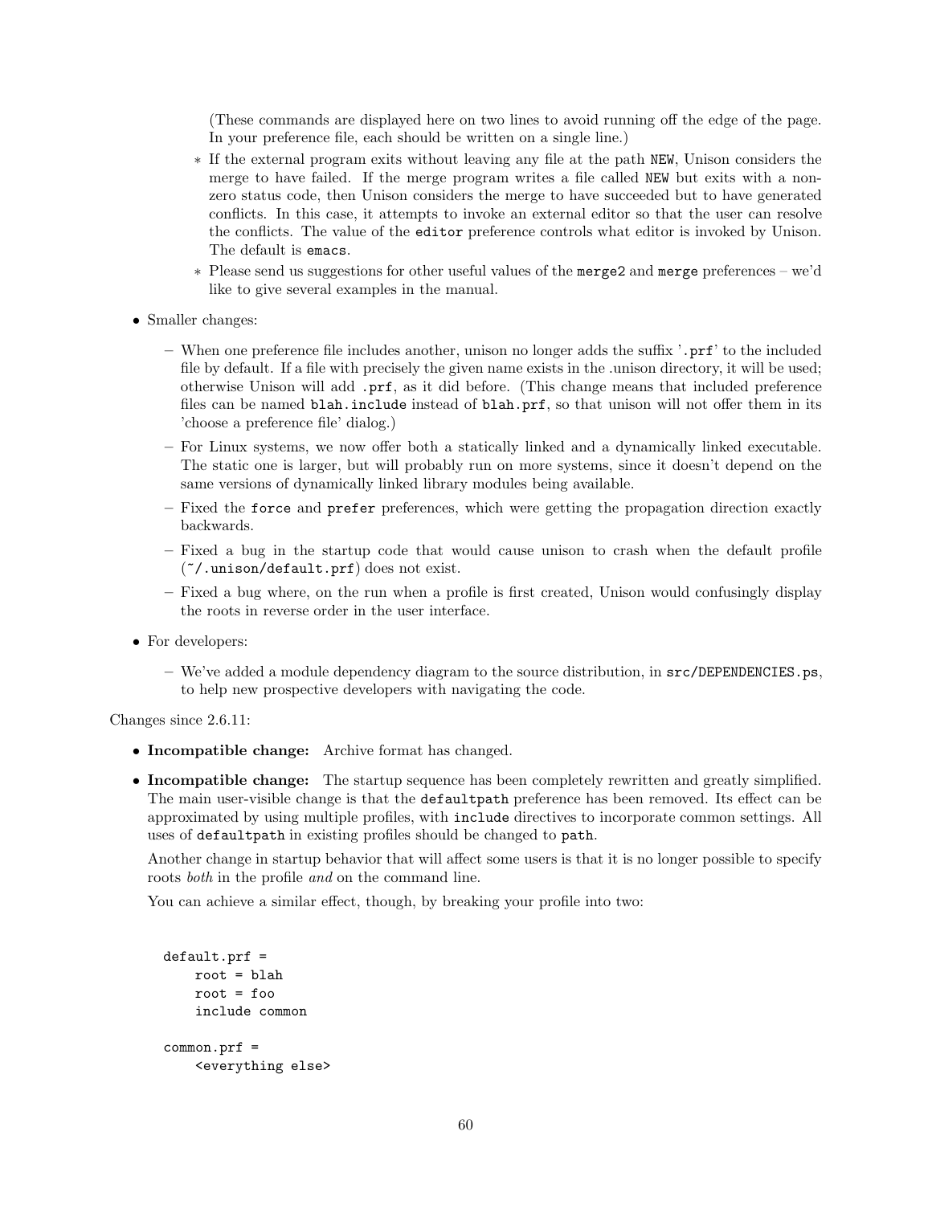(These commands are displayed here on two lines to avoid running off the edge of the page. In your preference file, each should be written on a single line.)

    * If the external program exits without leaving any file at the path `NEW`, Unison considers the merge to have failed. If the merge program writes a file called `NEW` but exits with a non-zero status code, then Unison considers the merge to have succeeded but to have generated conflicts. In this case, it attempts to invoke an external editor so that the user can resolve the conflicts. The value of the `editor` preference controls what editor is invoked by Unison. The default is `emacs`.
    * Please send us suggestions for other useful values of the `merge2` and `merge` preferences – we'd like to give several examples in the manual.

- Smaller changes:
  - When one preference file includes another, unison no longer adds the suffix '`.prf`' to the included file by default. If a file with precisely the given name exists in the .unison directory, it will be used; otherwise Unison will add `.prf`, as it did before. (This change means that included preference files can be named `blah.include` instead of `blah.prf`, so that unison will not offer them in its 'choose a preference file' dialog.)
  - For Linux systems, we now offer both a statically linked and a dynamically linked executable. The static one is larger, but will probably run on more systems, since it doesn't depend on the same versions of dynamically linked library modules being available.
  - Fixed the `force` and `prefer` preferences, which were getting the propagation direction exactly backwards.
  - Fixed a bug in the startup code that would cause unison to crash when the default profile (`~/.unison/default.prf`) does not exist.
  - Fixed a bug where, on the run when a profile is first created, Unison would confusingly display the roots in reverse order in the user interface.
- For developers:
  - We've added a module dependency diagram to the source distribution, in `src/DEPENDENCIES.ps`, to help new prospective developers with navigating the code.

Changes since 2.6.11:

- **Incompatible change:** Archive format has changed.
- **Incompatible change:** The startup sequence has been completely rewritten and greatly simplified. The main user-visible change is that the `defaultpath` preference has been removed. Its effect can be approximated by using multiple profiles, with `include` directives to incorporate common settings. All uses of `defaultpath` in existing profiles should be changed to `path`.

  Another change in startup behavior that will affect some users is that it is no longer possible to specify roots *both* in the profile *and* on the command line.

  You can achieve a similar effect, though, by breaking your profile into two:

```
default.prf =
    root = blah
    root = foo
    include common

common.prf =
    <everything else>
```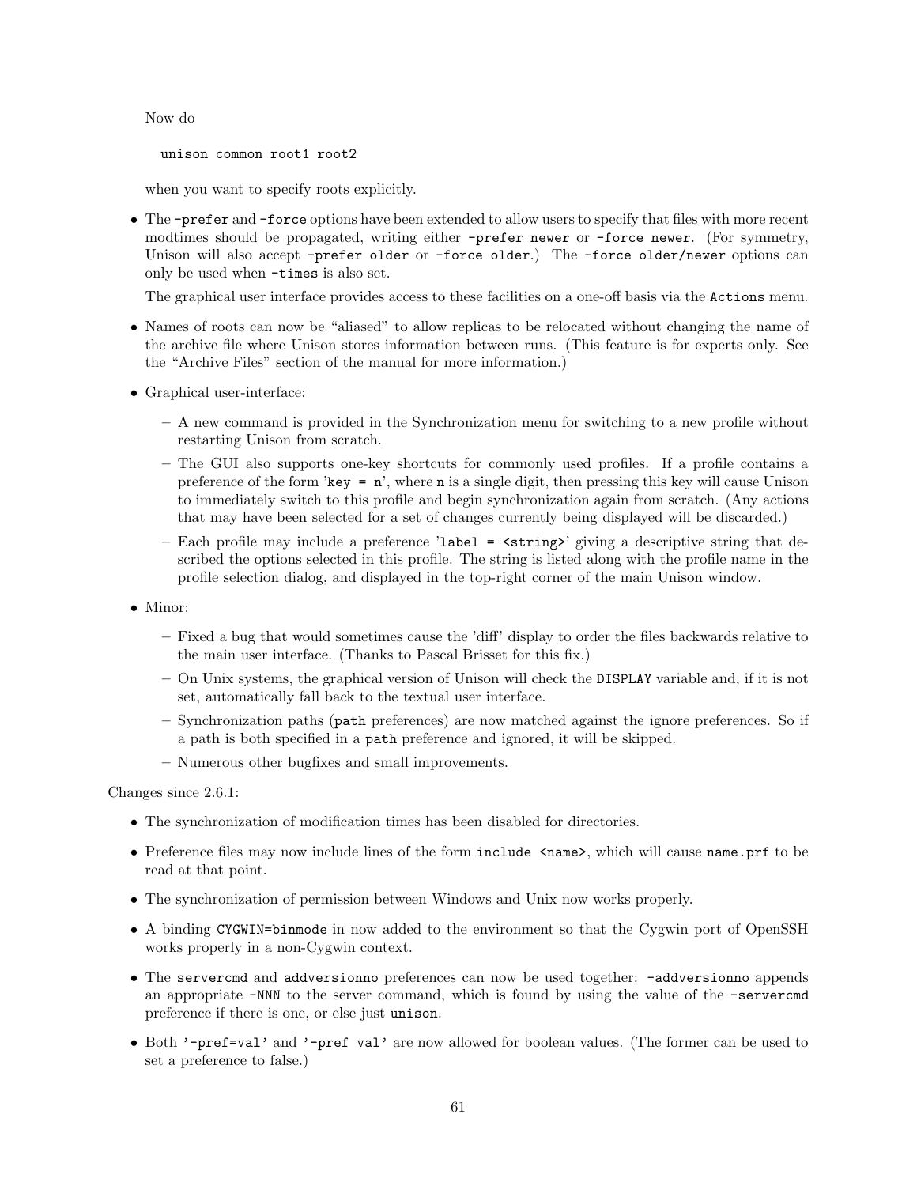Now do

```
unison common root1 root2
```

when you want to specify roots explicitly.

- The `-prefer` and `-force` options have been extended to allow users to specify that files with more recent modtimes should be propagated, writing either `-prefer newer` or `-force newer`. (For symmetry, Unison will also accept `-prefer older` or `-force older`.) The `-force older/newer` options can only be used when `-times` is also set.

  The graphical user interface provides access to these facilities on a one-off basis via the `Actions` menu.

- Names of roots can now be "aliased" to allow replicas to be relocated without changing the name of the archive file where Unison stores information between runs. (This feature is for experts only. See the "Archive Files" section of the manual for more information.)
- Graphical user-interface:
  - A new command is provided in the Synchronization menu for switching to a new profile without restarting Unison from scratch.
  - The GUI also supports one-key shortcuts for commonly used profiles. If a profile contains a preference of the form '`key = n`', where `n` is a single digit, then pressing this key will cause Unison to immediately switch to this profile and begin synchronization again from scratch. (Any actions that may have been selected for a set of changes currently being displayed will be discarded.)
  - Each profile may include a preference '`label = <string>`' giving a descriptive string that described the options selected in this profile. The string is listed along with the profile name in the profile selection dialog, and displayed in the top-right corner of the main Unison window.
- Minor:
  - Fixed a bug that would sometimes cause the 'diff' display to order the files backwards relative to the main user interface. (Thanks to Pascal Brisset for this fix.)
  - On Unix systems, the graphical version of Unison will check the `DISPLAY` variable and, if it is not set, automatically fall back to the textual user interface.
  - Synchronization paths (`path` preferences) are now matched against the ignore preferences. So if a path is both specified in a `path` preference and ignored, it will be skipped.
  - Numerous other bugfixes and small improvements.

Changes since 2.6.1:

- The synchronization of modification times has been disabled for directories.
- Preference files may now include lines of the form `include <name>`, which will cause `name.prf` to be read at that point.
- The synchronization of permission between Windows and Unix now works properly.
- A binding `CYGWIN=binmode` in now added to the environment so that the Cygwin port of OpenSSH works properly in a non-Cygwin context.
- The `servercmd` and `addversionno` preferences can now be used together: `-addversionno` appends an appropriate `-NNN` to the server command, which is found by using the value of the `-servercmd` preference if there is one, or else just `unison`.
- Both `'-pref=val'` and `'-pref val'` are now allowed for boolean values. (The former can be used to set a preference to false.)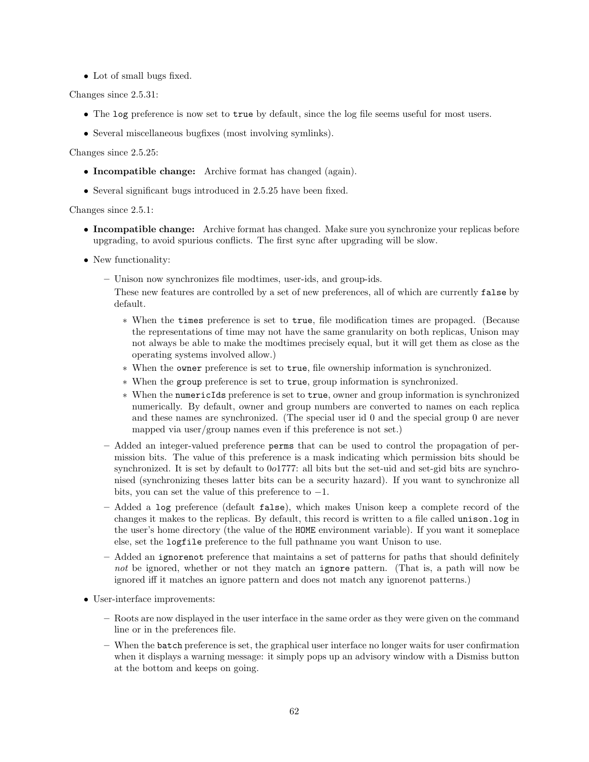- Lot of small bugs fixed.

Changes since 2.5.31:

- The `log` preference is now set to `true` by default, since the log file seems useful for most users.
- Several miscellaneous bugfixes (most involving symlinks).

Changes since 2.5.25:

- **Incompatible change:** Archive format has changed (again).
- Several significant bugs introduced in 2.5.25 have been fixed.

Changes since 2.5.1:

- **Incompatible change:** Archive format has changed. Make sure you synchronize your replicas before upgrading, to avoid spurious conflicts. The first sync after upgrading will be slow.
- New functionality:
  - Unison now synchronizes file modtimes, user-ids, and group-ids.

    These new features are controlled by a set of new preferences, all of which are currently `false` by default.

    - When the `times` preference is set to `true`, file modification times are propaged. (Because the representations of time may not have the same granularity on both replicas, Unison may not always be able to make the modtimes precisely equal, but it will get them as close as the operating systems involved allow.)
    - When the `owner` preference is set to `true`, file ownership information is synchronized.
    - When the `group` preference is set to `true`, group information is synchronized.
    - When the `numericIds` preference is set to `true`, owner and group information is synchronized numerically. By default, owner and group numbers are converted to names on each replica and these names are synchronized. (The special user id 0 and the special group 0 are never mapped via user/group names even if this preference is not set.)
  - Added an integer-valued preference `perms` that can be used to control the propagation of permission bits. The value of this preference is a mask indicating which permission bits should be synchronized. It is set by default to $0o1777$: all bits but the set-uid and set-gid bits are synchronised (synchronizing theses latter bits can be a security hazard). If you want to synchronize all bits, you can set the value of this preference to $-1$.
  - Added a `log` preference (default `false`), which makes Unison keep a complete record of the changes it makes to the replicas. By default, this record is written to a file called `unison.log` in the user's home directory (the value of the `HOME` environment variable). If you want it someplace else, set the `logfile` preference to the full pathname you want Unison to use.
  - Added an `ignorenot` preference that maintains a set of patterns for paths that should definitely *not* be ignored, whether or not they match an `ignore` pattern. (That is, a path will now be ignored iff it matches an ignore pattern and does not match any ignorenot patterns.)
- User-interface improvements:
  - Roots are now displayed in the user interface in the same order as they were given on the command line or in the preferences file.
  - When the `batch` preference is set, the graphical user interface no longer waits for user confirmation when it displays a warning message: it simply pops up an advisory window with a Dismiss button at the bottom and keeps on going.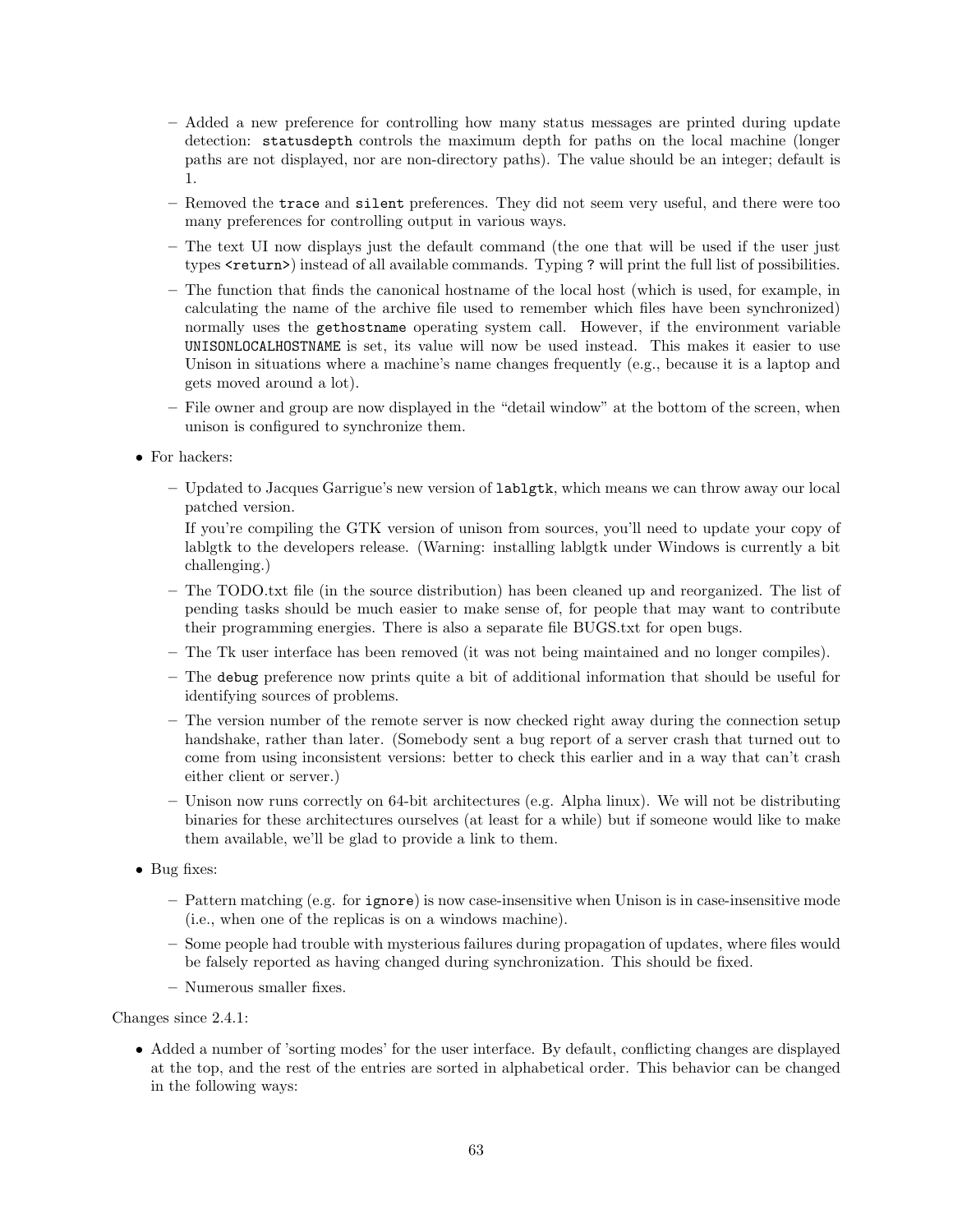- Added a new preference for controlling how many status messages are printed during update detection: `statusdepth` controls the maximum depth for paths on the local machine (longer paths are not displayed, nor are non-directory paths). The value should be an integer; default is 1.
  - Removed the `trace` and `silent` preferences. They did not seem very useful, and there were too many preferences for controlling output in various ways.
  - The text UI now displays just the default command (the one that will be used if the user just types `<return>`) instead of all available commands. Typing `?` will print the full list of possibilities.
  - The function that finds the canonical hostname of the local host (which is used, for example, in calculating the name of the archive file used to remember which files have been synchronized) normally uses the `gethostname` operating system call. However, if the environment variable `UNISONLOCALHOSTNAME` is set, its value will now be used instead. This makes it easier to use Unison in situations where a machine's name changes frequently (e.g., because it is a laptop and gets moved around a lot).
  - File owner and group are now displayed in the "detail window" at the bottom of the screen, when unison is configured to synchronize them.

- For hackers:
  - Updated to Jacques Garrigue's new version of `lablgtk`, which means we can throw away our local patched version.

    If you're compiling the GTK version of unison from sources, you'll need to update your copy of lablgtk to the developers release. (Warning: installing lablgtk under Windows is currently a bit challenging.)
  - The TODO.txt file (in the source distribution) has been cleaned up and reorganized. The list of pending tasks should be much easier to make sense of, for people that may want to contribute their programming energies. There is also a separate file BUGS.txt for open bugs.
  - The Tk user interface has been removed (it was not being maintained and no longer compiles).
  - The `debug` preference now prints quite a bit of additional information that should be useful for identifying sources of problems.
  - The version number of the remote server is now checked right away during the connection setup handshake, rather than later. (Somebody sent a bug report of a server crash that turned out to come from using inconsistent versions: better to check this earlier and in a way that can't crash either client or server.)
  - Unison now runs correctly on 64-bit architectures (e.g. Alpha linux). We will not be distributing binaries for these architectures ourselves (at least for a while) but if someone would like to make them available, we'll be glad to provide a link to them.

- Bug fixes:
  - Pattern matching (e.g. for `ignore`) is now case-insensitive when Unison is in case-insensitive mode (i.e., when one of the replicas is on a windows machine).
  - Some people had trouble with mysterious failures during propagation of updates, where files would be falsely reported as having changed during synchronization. This should be fixed.
  - Numerous smaller fixes.

Changes since 2.4.1:

- Added a number of 'sorting modes' for the user interface. By default, conflicting changes are displayed at the top, and the rest of the entries are sorted in alphabetical order. This behavior can be changed in the following ways: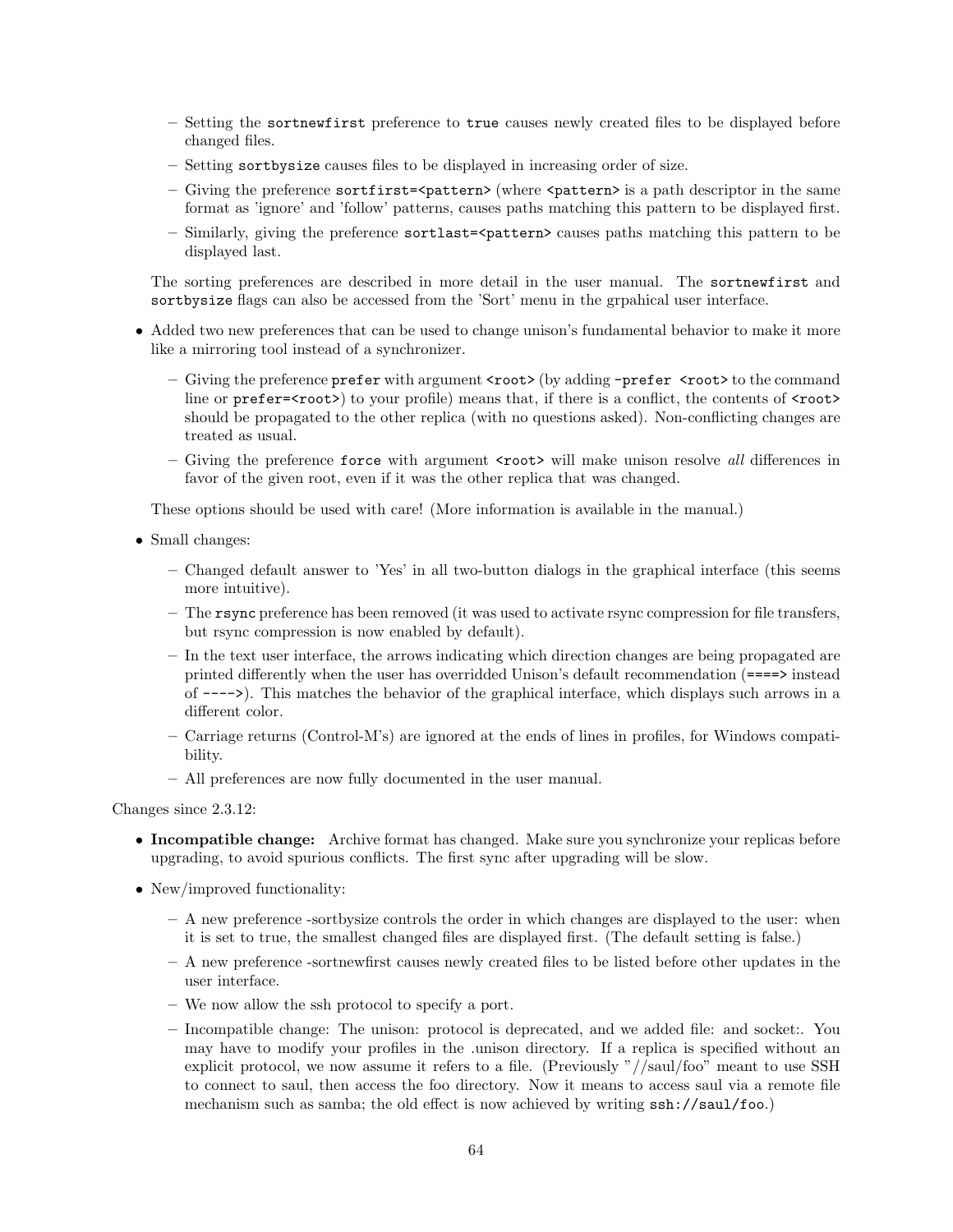- Setting the `sortnewfirst` preference to `true` causes newly created files to be displayed before changed files.
  - Setting `sortbysize` causes files to be displayed in increasing order of size.
  - Giving the preference `sortfirst=<pattern>` (where `<pattern>` is a path descriptor in the same format as 'ignore' and 'follow' patterns, causes paths matching this pattern to be displayed first.
  - Similarly, giving the preference `sortlast=<pattern>` causes paths matching this pattern to be displayed last.

  The sorting preferences are described in more detail in the user manual. The `sortnewfirst` and `sortbysize` flags can also be accessed from the 'Sort' menu in the grpahical user interface.

- Added two new preferences that can be used to change unison's fundamental behavior to make it more like a mirroring tool instead of a synchronizer.
  - Giving the preference `prefer` with argument `<root>` (by adding `-prefer <root>` to the command line or `prefer=<root>`) to your profile) means that, if there is a conflict, the contents of `<root>` should be propagated to the other replica (with no questions asked). Non-conflicting changes are treated as usual.
  - Giving the preference `force` with argument `<root>` will make unison resolve *all* differences in favor of the given root, even if it was the other replica that was changed.

  These options should be used with care! (More information is available in the manual.)

- Small changes:
  - Changed default answer to 'Yes' in all two-button dialogs in the graphical interface (this seems more intuitive).
  - The `rsync` preference has been removed (it was used to activate rsync compression for file transfers, but rsync compression is now enabled by default).
  - In the text user interface, the arrows indicating which direction changes are being propagated are printed differently when the user has overridded Unison's default recommendation (`====>` instead of `---->`). This matches the behavior of the graphical interface, which displays such arrows in a different color.
  - Carriage returns (Control-M's) are ignored at the ends of lines in profiles, for Windows compatibility.
  - All preferences are now fully documented in the user manual.

Changes since 2.3.12:

- **Incompatible change:** Archive format has changed. Make sure you synchronize your replicas before upgrading, to avoid spurious conflicts. The first sync after upgrading will be slow.
- New/improved functionality:
  - A new preference -sortbysize controls the order in which changes are displayed to the user: when it is set to true, the smallest changed files are displayed first. (The default setting is false.)
  - A new preference -sortnewfirst causes newly created files to be listed before other updates in the user interface.
  - We now allow the ssh protocol to specify a port.
  - Incompatible change: The unison: protocol is deprecated, and we added file: and socket:. You may have to modify your profiles in the .unison directory. If a replica is specified without an explicit protocol, we now assume it refers to a file. (Previously "//saul/foo" meant to use SSH to connect to saul, then access the foo directory. Now it means to access saul via a remote file mechanism such as samba; the old effect is now achieved by writing `ssh://saul/foo`.)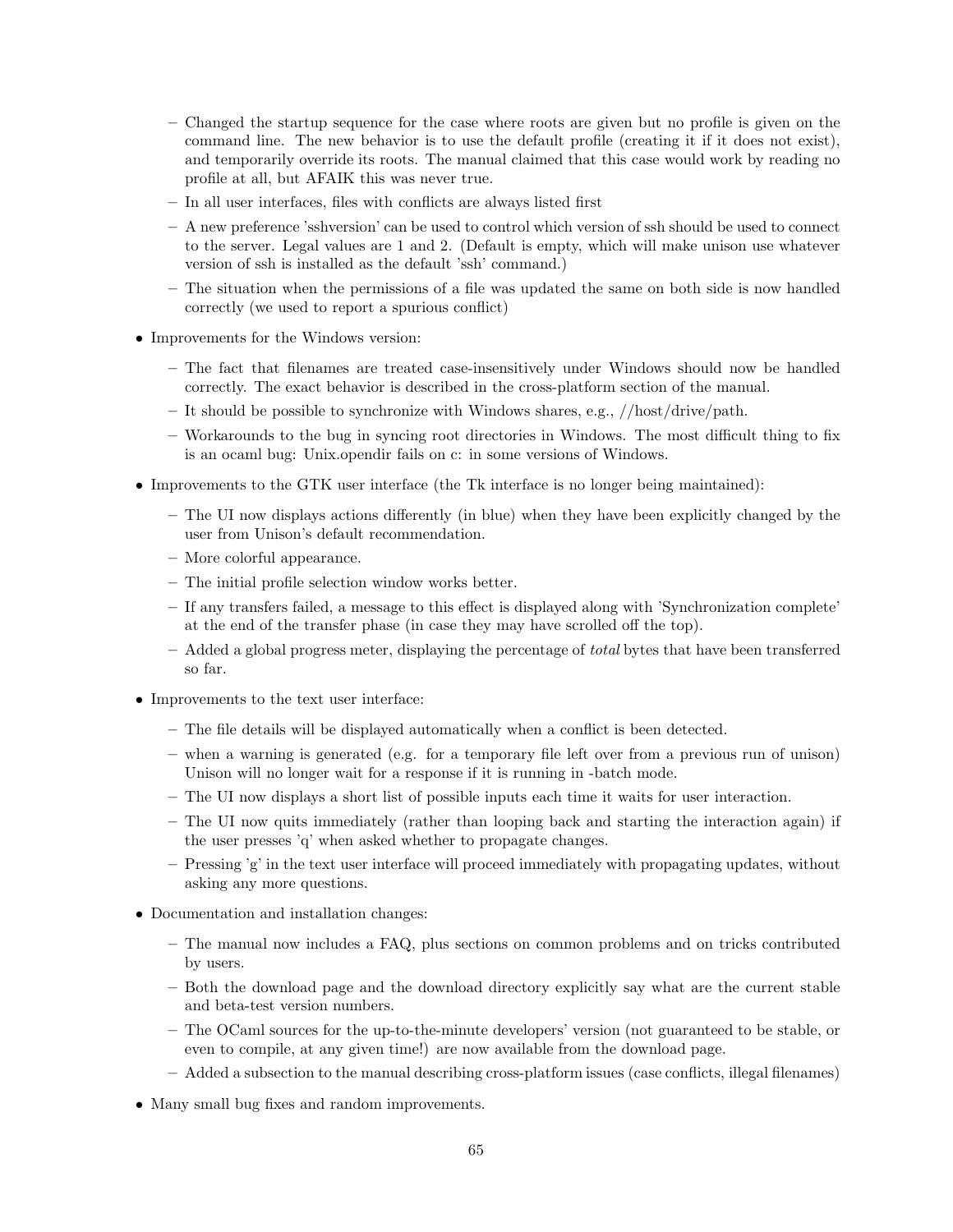- Changed the startup sequence for the case where roots are given but no profile is given on the command line. The new behavior is to use the default profile (creating it if it does not exist), and temporarily override its roots. The manual claimed that this case would work by reading no profile at all, but AFAIK this was never true.
  - In all user interfaces, files with conflicts are always listed first
  - A new preference 'sshversion' can be used to control which version of ssh should be used to connect to the server. Legal values are 1 and 2. (Default is empty, which will make unison use whatever version of ssh is installed as the default 'ssh' command.)
  - The situation when the permissions of a file was updated the same on both side is now handled correctly (we used to report a spurious conflict)

- Improvements for the Windows version:
  - The fact that filenames are treated case-insensitively under Windows should now be handled correctly. The exact behavior is described in the cross-platform section of the manual.
  - It should be possible to synchronize with Windows shares, e.g., //host/drive/path.
  - Workarounds to the bug in syncing root directories in Windows. The most difficult thing to fix is an ocaml bug: Unix.opendir fails on c: in some versions of Windows.

- Improvements to the GTK user interface (the Tk interface is no longer being maintained):
  - The UI now displays actions differently (in blue) when they have been explicitly changed by the user from Unison's default recommendation.
  - More colorful appearance.
  - The initial profile selection window works better.
  - If any transfers failed, a message to this effect is displayed along with 'Synchronization complete' at the end of the transfer phase (in case they may have scrolled off the top).
  - Added a global progress meter, displaying the percentage of *total* bytes that have been transferred so far.

- Improvements to the text user interface:
  - The file details will be displayed automatically when a conflict is been detected.
  - when a warning is generated (e.g. for a temporary file left over from a previous run of unison) Unison will no longer wait for a response if it is running in -batch mode.
  - The UI now displays a short list of possible inputs each time it waits for user interaction.
  - The UI now quits immediately (rather than looping back and starting the interaction again) if the user presses 'q' when asked whether to propagate changes.
  - Pressing 'g' in the text user interface will proceed immediately with propagating updates, without asking any more questions.

- Documentation and installation changes:
  - The manual now includes a FAQ, plus sections on common problems and on tricks contributed by users.
  - Both the download page and the download directory explicitly say what are the current stable and beta-test version numbers.
  - The OCaml sources for the up-to-the-minute developers' version (not guaranteed to be stable, or even to compile, at any given time!) are now available from the download page.
  - Added a subsection to the manual describing cross-platform issues (case conflicts, illegal filenames)

- Many small bug fixes and random improvements.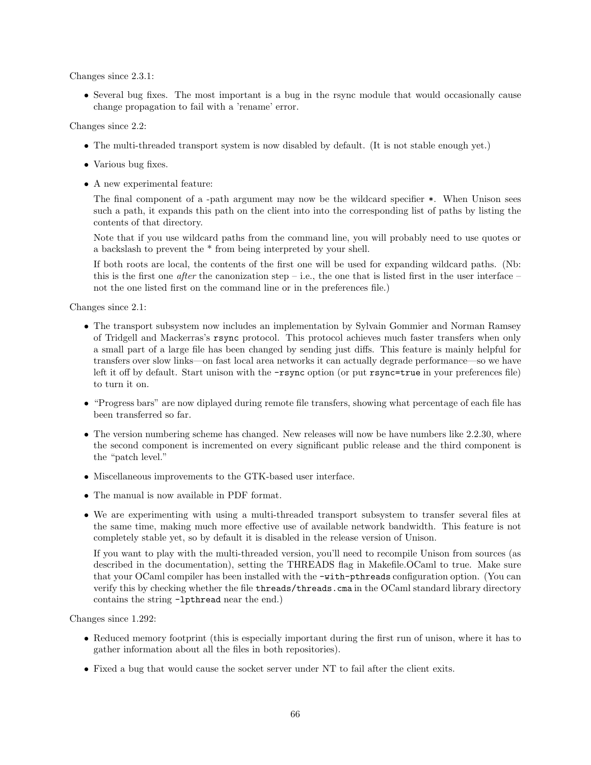Changes since 2.3.1:

- Several bug fixes. The most important is a bug in the rsync module that would occasionally cause change propagation to fail with a 'rename' error.

Changes since 2.2:

- The multi-threaded transport system is now disabled by default. (It is not stable enough yet.)
- Various bug fixes.
- A new experimental feature:

  The final component of a -path argument may now be the wildcard specifier `*`. When Unison sees such a path, it expands this path on the client into into the corresponding list of paths by listing the contents of that directory.

  Note that if you use wildcard paths from the command line, you will probably need to use quotes or a backslash to prevent the * from being interpreted by your shell.

  If both roots are local, the contents of the first one will be used for expanding wildcard paths. (Nb: this is the first one *after* the canonization step – i.e., the one that is listed first in the user interface – not the one listed first on the command line or in the preferences file.)

Changes since 2.1:

- The transport subsystem now includes an implementation by Sylvain Gommier and Norman Ramsey of Tridgell and Mackerras's `rsync` protocol. This protocol achieves much faster transfers when only a small part of a large file has been changed by sending just diffs. This feature is mainly helpful for transfers over slow links—on fast local area networks it can actually degrade performance—so we have left it off by default. Start unison with the `-rsync` option (or put `rsync=true` in your preferences file) to turn it on.
- "Progress bars" are now diplayed during remote file transfers, showing what percentage of each file has been transferred so far.
- The version numbering scheme has changed. New releases will now be have numbers like 2.2.30, where the second component is incremented on every significant public release and the third component is the "patch level."
- Miscellaneous improvements to the GTK-based user interface.
- The manual is now available in PDF format.
- We are experimenting with using a multi-threaded transport subsystem to transfer several files at the same time, making much more effective use of available network bandwidth. This feature is not completely stable yet, so by default it is disabled in the release version of Unison.

  If you want to play with the multi-threaded version, you'll need to recompile Unison from sources (as described in the documentation), setting the THREADS flag in Makefile.OCaml to true. Make sure that your OCaml compiler has been installed with the `-with-pthreads` configuration option. (You can verify this by checking whether the file `threads/threads.cma` in the OCaml standard library directory contains the string `-lpthread` near the end.)

Changes since 1.292:

- Reduced memory footprint (this is especially important during the first run of unison, where it has to gather information about all the files in both repositories).
- Fixed a bug that would cause the socket server under NT to fail after the client exits.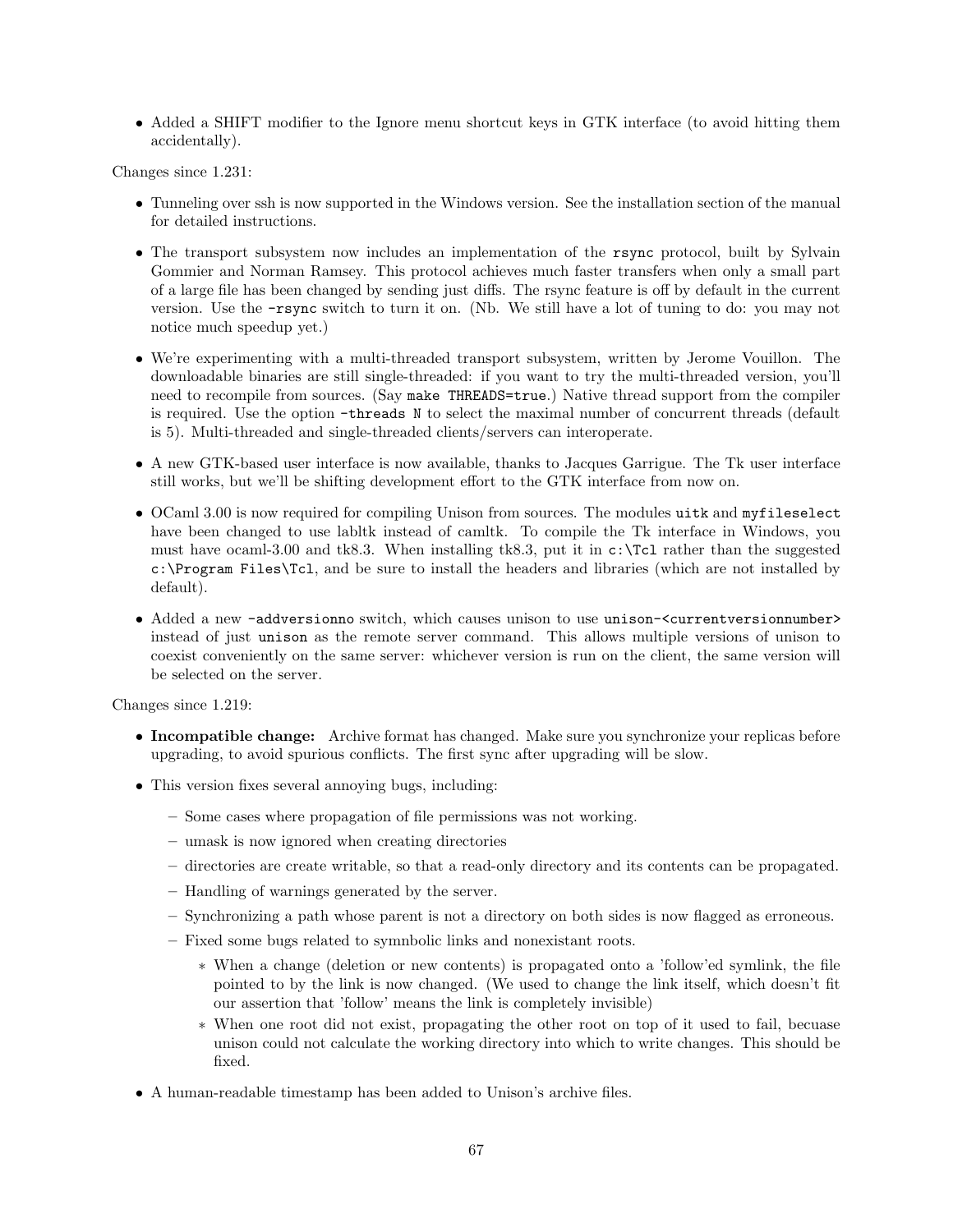- Added a SHIFT modifier to the Ignore menu shortcut keys in GTK interface (to avoid hitting them accidentally).

Changes since 1.231:

- Tunneling over ssh is now supported in the Windows version. See the installation section of the manual for detailed instructions.
- The transport subsystem now includes an implementation of the `rsync` protocol, built by Sylvain Gommier and Norman Ramsey. This protocol achieves much faster transfers when only a small part of a large file has been changed by sending just diffs. The rsync feature is off by default in the current version. Use the `-rsync` switch to turn it on. (Nb. We still have a lot of tuning to do: you may not notice much speedup yet.)
- We're experimenting with a multi-threaded transport subsystem, written by Jerome Vouillon. The downloadable binaries are still single-threaded: if you want to try the multi-threaded version, you'll need to recompile from sources. (Say `make THREADS=true`.) Native thread support from the compiler is required. Use the option `-threads N` to select the maximal number of concurrent threads (default is 5). Multi-threaded and single-threaded clients/servers can interoperate.
- A new GTK-based user interface is now available, thanks to Jacques Garrigue. The Tk user interface still works, but we'll be shifting development effort to the GTK interface from now on.
- OCaml 3.00 is now required for compiling Unison from sources. The modules `uitk` and `myfileselect` have been changed to use labltk instead of camltk. To compile the Tk interface in Windows, you must have ocaml-3.00 and tk8.3. When installing tk8.3, put it in `c:\Tcl` rather than the suggested `c:\Program Files\Tcl`, and be sure to install the headers and libraries (which are not installed by default).
- Added a new `-addversionno` switch, which causes unison to use `unison-<currentversionnumber>` instead of just `unison` as the remote server command. This allows multiple versions of unison to coexist conveniently on the same server: whichever version is run on the client, the same version will be selected on the server.

Changes since 1.219:

- **Incompatible change:** Archive format has changed. Make sure you synchronize your replicas before upgrading, to avoid spurious conflicts. The first sync after upgrading will be slow.
- This version fixes several annoying bugs, including:
  - Some cases where propagation of file permissions was not working.
  - umask is now ignored when creating directories
  - directories are create writable, so that a read-only directory and its contents can be propagated.
  - Handling of warnings generated by the server.
  - Synchronizing a path whose parent is not a directory on both sides is now flagged as erroneous.
  - Fixed some bugs related to symnbolic links and nonexistant roots.
    - When a change (deletion or new contents) is propagated onto a 'follow'ed symlink, the file pointed to by the link is now changed. (We used to change the link itself, which doesn't fit our assertion that 'follow' means the link is completely invisible)
    - When one root did not exist, propagating the other root on top of it used to fail, becuase unison could not calculate the working directory into which to write changes. This should be fixed.
- A human-readable timestamp has been added to Unison's archive files.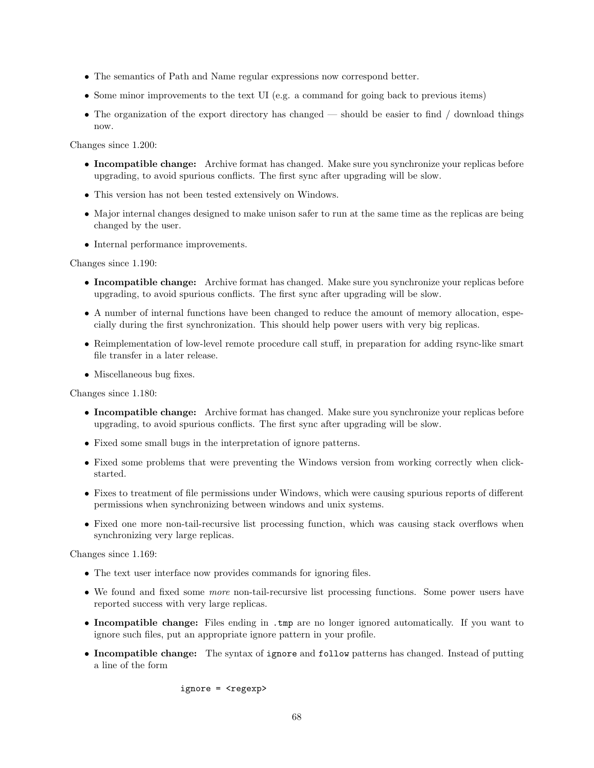- The semantics of Path and Name regular expressions now correspond better.
- Some minor improvements to the text UI (e.g. a command for going back to previous items)
- The organization of the export directory has changed — should be easier to find / download things now.

Changes since 1.200:

- **Incompatible change:** Archive format has changed. Make sure you synchronize your replicas before upgrading, to avoid spurious conflicts. The first sync after upgrading will be slow.
- This version has not been tested extensively on Windows.
- Major internal changes designed to make unison safer to run at the same time as the replicas are being changed by the user.
- Internal performance improvements.

Changes since 1.190:

- **Incompatible change:** Archive format has changed. Make sure you synchronize your replicas before upgrading, to avoid spurious conflicts. The first sync after upgrading will be slow.
- A number of internal functions have been changed to reduce the amount of memory allocation, especially during the first synchronization. This should help power users with very big replicas.
- Reimplementation of low-level remote procedure call stuff, in preparation for adding rsync-like smart file transfer in a later release.
- Miscellaneous bug fixes.

Changes since 1.180:

- **Incompatible change:** Archive format has changed. Make sure you synchronize your replicas before upgrading, to avoid spurious conflicts. The first sync after upgrading will be slow.
- Fixed some small bugs in the interpretation of ignore patterns.
- Fixed some problems that were preventing the Windows version from working correctly when click-started.
- Fixes to treatment of file permissions under Windows, which were causing spurious reports of different permissions when synchronizing between windows and unix systems.
- Fixed one more non-tail-recursive list processing function, which was causing stack overflows when synchronizing very large replicas.

Changes since 1.169:

- The text user interface now provides commands for ignoring files.
- We found and fixed some *more* non-tail-recursive list processing functions. Some power users have reported success with very large replicas.
- **Incompatible change:** Files ending in `.tmp` are no longer ignored automatically. If you want to ignore such files, put an appropriate ignore pattern in your profile.
- **Incompatible change:** The syntax of `ignore` and `follow` patterns has changed. Instead of putting a line of the form

  ```
  ignore = <regexp>
  ```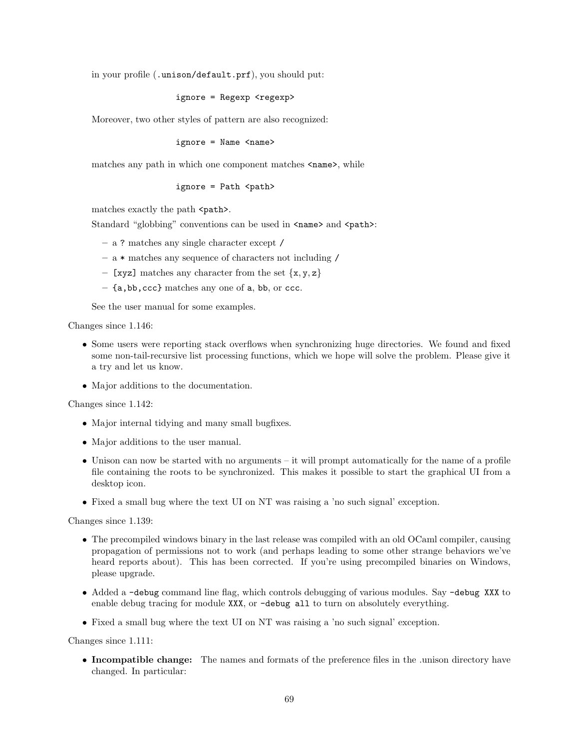in your profile (`.unison/default.prf`), you should put:

```
ignore = Regexp <regexp>
```

Moreover, two other styles of pattern are also recognized:

```
ignore = Name <name>
```

matches any path in which one component matches `<name>`, while

```
ignore = Path <path>
```

matches exactly the path `<path>`.

Standard "globbing" conventions can be used in `<name>` and `<path>`:

- a `?` matches any single character except `/`
- a `*` matches any sequence of characters not including `/`
- `[xyz]` matches any character from the set {x, y, z}
- `{a,bb,ccc}` matches any one of `a`, `bb`, or `ccc`.

See the user manual for some examples.

Changes since 1.146:

- Some users were reporting stack overflows when synchronizing huge directories. We found and fixed some non-tail-recursive list processing functions, which we hope will solve the problem. Please give it a try and let us know.
- Major additions to the documentation.

Changes since 1.142:

- Major internal tidying and many small bugfixes.
- Major additions to the user manual.
- Unison can now be started with no arguments – it will prompt automatically for the name of a profile file containing the roots to be synchronized. This makes it possible to start the graphical UI from a desktop icon.
- Fixed a small bug where the text UI on NT was raising a 'no such signal' exception.

Changes since 1.139:

- The precompiled windows binary in the last release was compiled with an old OCaml compiler, causing propagation of permissions not to work (and perhaps leading to some other strange behaviors we've heard reports about). This has been corrected. If you're using precompiled binaries on Windows, please upgrade.
- Added a `-debug` command line flag, which controls debugging of various modules. Say `-debug XXX` to enable debug tracing for module `XXX`, or `-debug all` to turn on absolutely everything.
- Fixed a small bug where the text UI on NT was raising a 'no such signal' exception.

Changes since 1.111:

- **Incompatible change:** The names and formats of the preference files in the .unison directory have changed. In particular: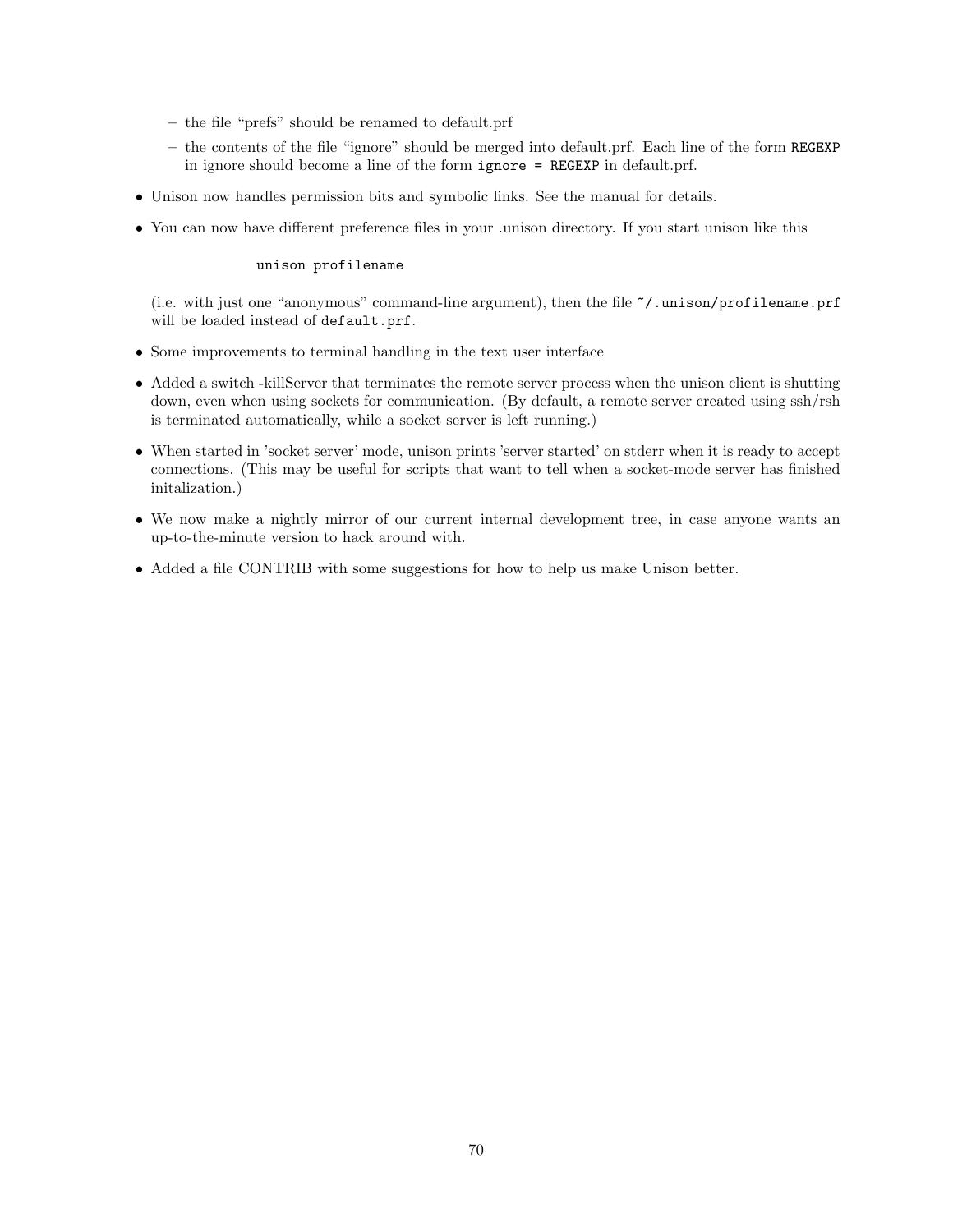- the file "prefs" should be renamed to default.prf
  - the contents of the file "ignore" should be merged into default.prf. Each line of the form `REGEXP` in ignore should become a line of the form `ignore = REGEXP` in default.prf.

- Unison now handles permission bits and symbolic links. See the manual for details.
- You can now have different preference files in your .unison directory. If you start unison like this

  ```
  unison profilename
  ```

  (i.e. with just one "anonymous" command-line argument), then the file `~/.unison/profilename.prf` will be loaded instead of `default.prf`.

- Some improvements to terminal handling in the text user interface
- Added a switch -killServer that terminates the remote server process when the unison client is shutting down, even when using sockets for communication. (By default, a remote server created using ssh/rsh is terminated automatically, while a socket server is left running.)
- When started in 'socket server' mode, unison prints 'server started' on stderr when it is ready to accept connections. (This may be useful for scripts that want to tell when a socket-mode server has finished initalization.)
- We now make a nightly mirror of our current internal development tree, in case anyone wants an up-to-the-minute version to hack around with.
- Added a file CONTRIB with some suggestions for how to help us make Unison better.